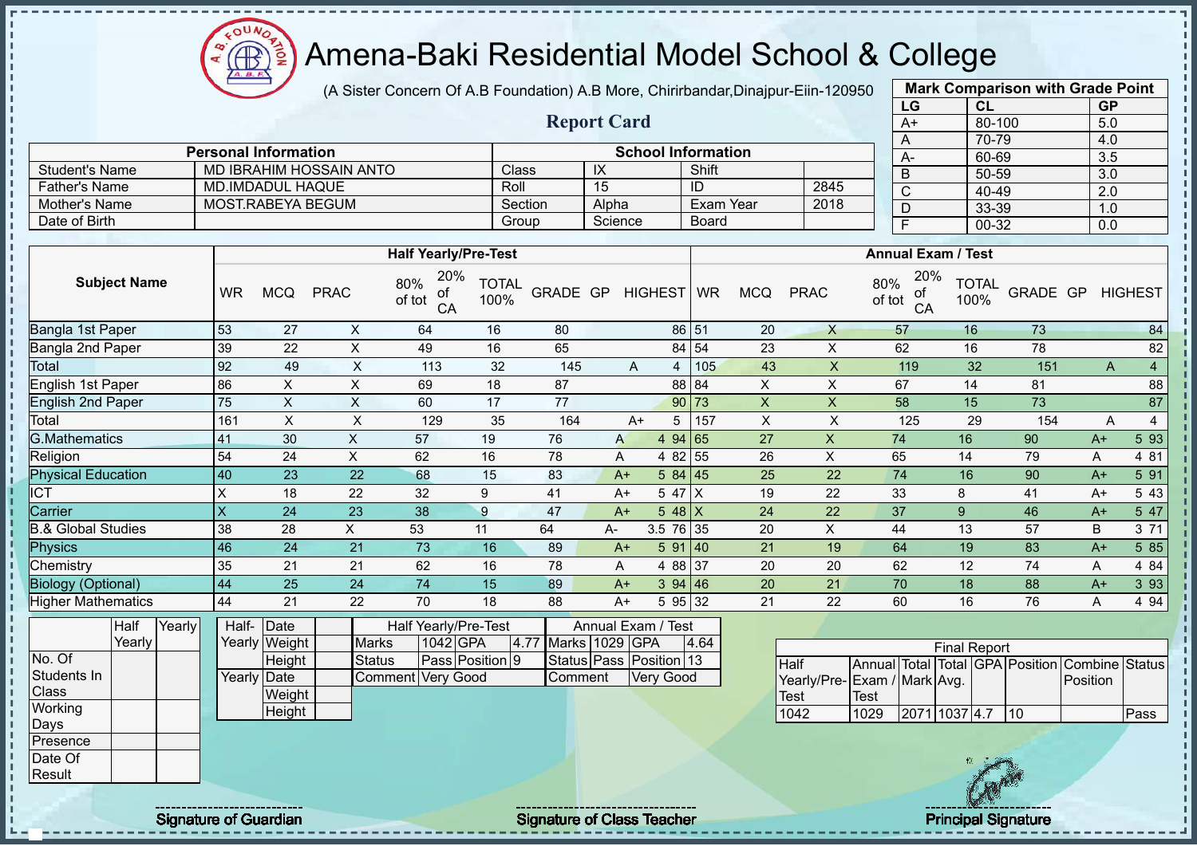# Amena-Baki Residential Model School & College

(A Sister Concern Of A.B Foundation) A.B More, Chirirbandar,Dinajpur-Eiin-120950

## Report Card

| Mark Comparison with Grade Point | | |
|---|---|---|
| LG | CL | GP |
| A+ | 80-100 | 5.0 |
| A | 70-79 | 4.0 |
| A- | 60-69 | 3.5 |
| B | 50-59 | 3.0 |
| C | 40-49 | 2.0 |
| D | 33-39 | 1.0 |
| F | 00-32 | 0.0 |

| Personal Information | | School Information | | | |
|---|---|---|---|---|---|
| Student's Name | MD IBRAHIM HOSSAIN ANTO | Class | IX | Shift | |
| Father's Name | MD.IMDADUL HAQUE | Roll | 15 | ID | 2845 |
| Mother's Name | MOST.RABEYA BEGUM | Section | Alpha | Exam Year | 2018 |
| Date of Birth | | Group | Science | Board | |

| Subject Name | Half Yearly/Pre-Test | | | | | | | | | Annual Exam / Test | | | | | | | | |
|---|---|---|---|---|---|---|---|---|---|---|---|---|---|---|---|---|---|---|
| | WR | MCQ | PRAC | 80% of tot | 20% of CA | TOTAL 100% | GRADE | GP | HIGHEST | WR | MCQ | PRAC | 80% of tot | 20% of CA | TOTAL 100% | GRADE | GP | HIGHEST |
| Bangla 1st Paper | 53 | 27 | X | 64 | 16 | 80 | | | 86 | 51 | 20 | X | 57 | 16 | 73 | | | 84 |
| Bangla 2nd Paper | 39 | 22 | X | 49 | 16 | 65 | | | 84 | 54 | 23 | X | 62 | 16 | 78 | | | 82 |
| Total | 92 | 49 | X | 113 | 32 | 145 | A | 4 | | 105 | 43 | X | 119 | 32 | 151 | A | 4 | |
| English 1st Paper | 86 | X | X | 69 | 18 | 87 | | | 88 | 84 | X | X | 67 | 14 | 81 | | | 88 |
| English 2nd Paper | 75 | X | X | 60 | 17 | 77 | | | 90 | 73 | X | X | 58 | 15 | 73 | | | 87 |
| Total | 161 | X | X | 129 | 35 | 164 | A+ | 5 | | 157 | X | X | 125 | 29 | 154 | A | 4 | |
| G.Mathematics | 41 | 30 | X | 57 | 19 | 76 | A | 4 | 94 | 65 | 27 | X | 74 | 16 | 90 | A+ | 5 | 93 |
| Religion | 54 | 24 | X | 62 | 16 | 78 | A | 4 | 82 | 55 | 26 | X | 65 | 14 | 79 | A | 4 | 81 |
| Physical Education | 40 | 23 | 22 | 68 | 15 | 83 | A+ | 5 | 84 | 45 | 25 | 22 | 74 | 16 | 90 | A+ | 5 | 91 |
| ICT | X | 18 | 22 | 32 | 9 | 41 | A+ | 5 | 47 | X | 19 | 22 | 33 | 8 | 41 | A+ | 5 | 43 |
| Carrier | X | 24 | 23 | 38 | 9 | 47 | A+ | 5 | 48 | X | 24 | 22 | 37 | 9 | 46 | A+ | 5 | 47 |
| B.& Global Studies | 38 | 28 | X | 53 | 11 | 64 | A- | 3.5 | 76 | 35 | 20 | X | 44 | 13 | 57 | B | 3 | 71 |
| Physics | 46 | 24 | 21 | 73 | 16 | 89 | A+ | 5 | 91 | 40 | 21 | 19 | 64 | 19 | 83 | A+ | 5 | 85 |
| Chemistry | 35 | 21 | 21 | 62 | 16 | 78 | A | 4 | 88 | 37 | 20 | 20 | 62 | 12 | 74 | A | 4 | 84 |
| Biology (Optional) | 44 | 25 | 24 | 74 | 15 | 89 | A+ | 3 | 94 | 46 | 20 | 21 | 70 | 18 | 88 | A+ | 3 | 93 |
| Higher Mathematics | 44 | 21 | 22 | 70 | 18 | 88 | A+ | 5 | 95 | 32 | 21 | 22 | 60 | 16 | 76 | A | 4 | 94 |

| | Half Yearly | Yearly |
|---|---|---|
| No. Of Students In Class | | |
| Working Days | | |
| Presence | | |
| Date Of Result | | |

| | | |
|---|---|---|
| Half-Yearly | Date | |
| | Weight | |
| | Height | |
| Yearly | Date | |
| | Weight | |
| | Height | |

| Half Yearly/Pre-Test | | | | Annual Exam / Test | | | |
|---|---|---|---|---|---|---|---|
| Marks | 1042 | GPA | 4.77 | Marks | 1029 | GPA | 4.64 |
| Status | Pass | Position | 9 | Status | Pass | Position | 13 |
| Comment | Very Good | | | Comment | Very Good | | |

| Final Report | | | | | | | |
|---|---|---|---|---|---|---|---|
| Half Yearly/Pre-Test | Annual Exam / Test | Total Mark | Total Avg. | GPA | Position | Combine Position | Status |
| 1042 | 1029 | 2071 | 1037 | 4.7 | 10 | | Pass |

Signature of Guardian | Signature of Class Teacher | Principal Signature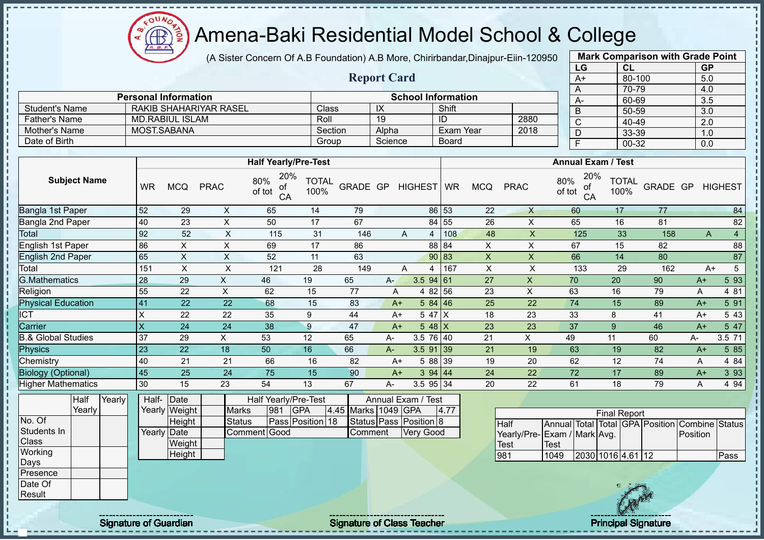# Amena-Baki Residential Model School & College

(A Sister Concern Of A.B Foundation) A.B More, Chirirbandar,Dinajpur-Eiin-120950

## Report Card

| Mark Comparison with Grade Point | | |
|---|---|---|
| LG | CL | GP |
| A+ | 80-100 | 5.0 |
| A | 70-79 | 4.0 |
| A- | 60-69 | 3.5 |
| B | 50-59 | 3.0 |
| C | 40-49 | 2.0 |
| D | 33-39 | 1.0 |
| F | 00-32 | 0.0 |

| Personal Information | | School Information | | | |
|---|---|---|---|---|---|
| Student's Name | RAKIB SHAHARIYAR RASEL | Class | IX | Shift | |
| Father's Name | MD.RABIUL ISLAM | Roll | 19 | ID | 2880 |
| Mother's Name | MOST.SABANA | Section | Alpha | Exam Year | 2018 |
| Date of Birth | | Group | Science | Board | |

| Subject Name | Half Yearly/Pre-Test | | | | | | | | | Annual Exam / Test | | | | | | | | |
|---|---|---|---|---|---|---|---|---|---|---|---|---|---|---|---|---|---|---|
| | WR | MCQ | PRAC | 80% of tot | 20% of CA | TOTAL 100% | GRADE | GP | HIGHEST | WR | MCQ | PRAC | 80% of tot | 20% of CA | TOTAL 100% | GRADE | GP | HIGHEST |
| Bangla 1st Paper | 52 | 29 | X | 65 | 14 | 79 | | | 86 | 53 | 22 | X | 60 | 17 | 77 | | | 84 |
| Bangla 2nd Paper | 40 | 23 | X | 50 | 17 | 67 | | | 84 | 55 | 26 | X | 65 | 16 | 81 | | | 82 |
| Total | 92 | 52 | X | 115 | 31 | 146 | A | 4 | | 108 | 48 | X | 125 | 33 | 158 | A | 4 | |
| English 1st Paper | 86 | X | X | 69 | 17 | 86 | | | 88 | 84 | X | X | 67 | 15 | 82 | | | 88 |
| English 2nd Paper | 65 | X | X | 52 | 11 | 63 | | | 90 | 83 | X | X | 66 | 14 | 80 | | | 87 |
| Total | 151 | X | X | 121 | 28 | 149 | A | 4 | | 167 | X | X | 133 | 29 | 162 | A+ | 5 | |
| G.Mathematics | 28 | 29 | X | 46 | 19 | 65 | A- | 3.5 | 94 | 61 | 27 | X | 70 | 20 | 90 | A+ | 5 | 93 |
| Religion | 55 | 22 | X | 62 | 15 | 77 | A | 4 | 82 | 56 | 23 | X | 63 | 16 | 79 | A | 4 | 81 |
| Physical Education | 41 | 22 | 22 | 68 | 15 | 83 | A+ | 5 | 84 | 46 | 25 | 22 | 74 | 15 | 89 | A+ | 5 | 91 |
| ICT | X | 22 | 22 | 35 | 9 | 44 | A+ | 5 | 47 | X | 18 | 23 | 33 | 8 | 41 | A+ | 5 | 43 |
| Carrier | X | 24 | 24 | 38 | 9 | 47 | A+ | 5 | 48 | X | 23 | 23 | 37 | 9 | 46 | A+ | 5 | 47 |
| B.& Global Studies | 37 | 29 | X | 53 | 12 | 65 | A- | 3.5 | 76 | 40 | 21 | X | 49 | 11 | 60 | A- | 3.5 | 71 |
| Physics | 23 | 22 | 18 | 50 | 16 | 66 | A- | 3.5 | 91 | 39 | 21 | 19 | 63 | 19 | 82 | A+ | 5 | 85 |
| Chemistry | 40 | 21 | 21 | 66 | 16 | 82 | A+ | 5 | 88 | 39 | 19 | 20 | 62 | 12 | 74 | A | 4 | 84 |
| Biology (Optional) | 45 | 25 | 24 | 75 | 15 | 90 | A+ | 3 | 94 | 44 | 24 | 22 | 72 | 17 | 89 | A+ | 3 | 93 |
| Higher Mathematics | 30 | 15 | 23 | 54 | 13 | 67 | A- | 3.5 | 95 | 34 | 20 | 22 | 61 | 18 | 79 | A | 4 | 94 |

| | Half Yearly | Yearly |
|---|---|---|
| No. Of Students In Class | | |
| Working Days | | |
| Presence | | |
| Date Of Result | | |

| | | |
|---|---|---|
| Half-Yearly | Date | |
| | Weight | |
| | Height | |
| Yearly | Date | |
| | Weight | |
| | Height | |

| Half Yearly/Pre-Test | | | | Annual Exam / Test | | | |
|---|---|---|---|---|---|---|---|
| Marks | 981 | GPA | 4.45 | Marks | 1049 | GPA | 4.77 |
| Status | Pass | Position | 18 | Status | Pass | Position | 8 |
| Comment | Good | | | Comment | Very Good | | |

| Final Report | | | | | | | |
|---|---|---|---|---|---|---|---|
| Half Yearly/Pre-Test | Annual Exam / Test | Total Mark | Total Avg. | GPA | Position | Combine Position | Status |
| 981 | 1049 | 2030 | 1016 | 4.61 | 12 | | Pass |

Signature of Guardian

Signature of Class Teacher

Principal Signature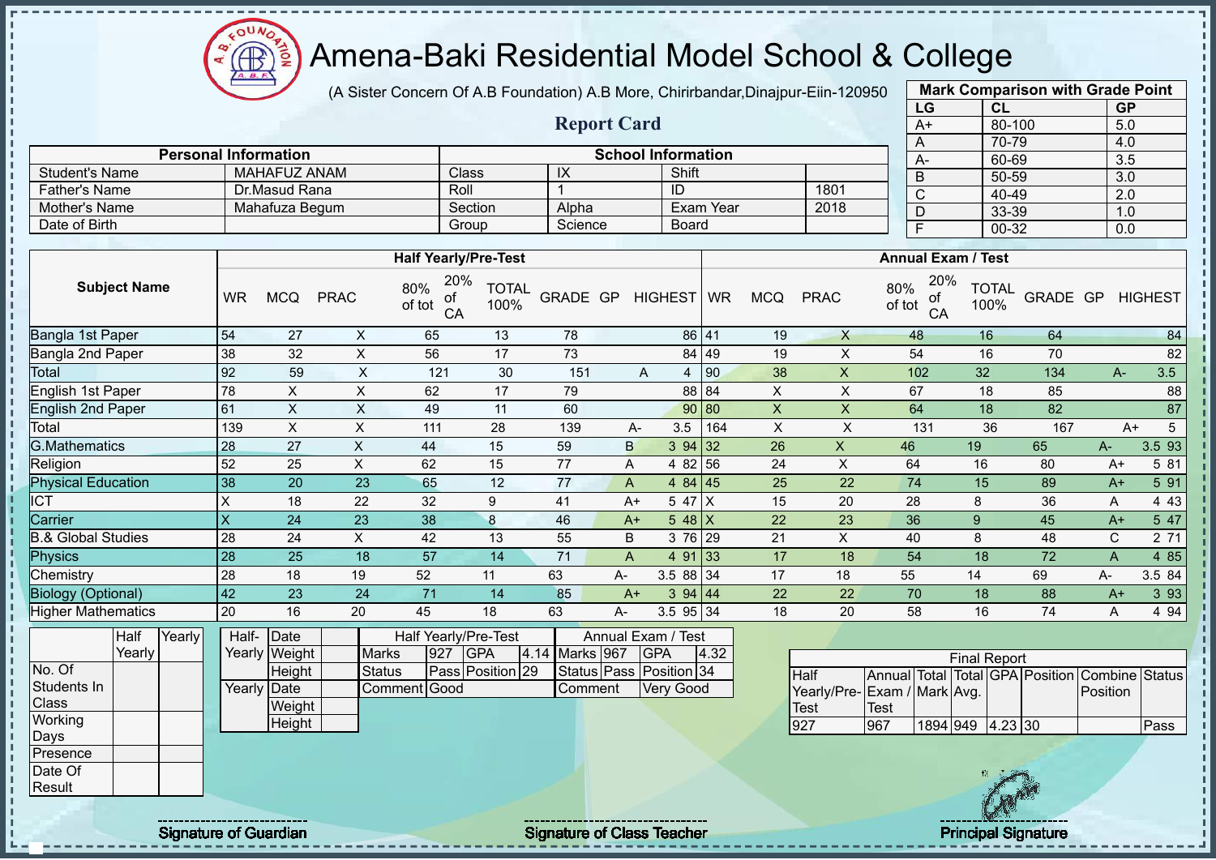# Amena-Baki Residential Model School & College

(A Sister Concern Of A.B Foundation) A.B More, Chirirbandar,Dinajpur-Eiin-120950

## Report Card

| Personal Information | | School Information | | | |
|---|---|---|---|---|---|
| Student's Name | MAHAFUZ ANAM | Class | IX | Shift | |
| Father's Name | Dr.Masud Rana | Roll | 1 | ID | 1801 |
| Mother's Name | Mahafuza Begum | Section | Alpha | Exam Year | 2018 |
| Date of Birth | | Group | Science | Board | |

**Mark Comparison with Grade Point**

| LG | CL | GP |
|---|---|---|
| A+ | 80-100 | 5.0 |
| A | 70-79 | 4.0 |
| A- | 60-69 | 3.5 |
| B | 50-59 | 3.0 |
| C | 40-49 | 2.0 |
| D | 33-39 | 1.0 |
| F | 00-32 | 0.0 |

| Subject Name | Half Yearly/Pre-Test | | | | | | | | | Annual Exam / Test | | | | | | | | |
|---|---|---|---|---|---|---|---|---|---|---|---|---|---|---|---|---|---|---|
| | WR | MCQ | PRAC | 80% of tot | 20% of CA | TOTAL 100% | GRADE | GP | HIGHEST | WR | MCQ | PRAC | 80% of tot | 20% of CA | TOTAL 100% | GRADE | GP | HIGHEST |
| Bangla 1st Paper | 54 | 27 | X | 65 | 13 | 78 | | | 86 | 41 | 19 | X | 48 | 16 | 64 | | | 84 |
| Bangla 2nd Paper | 38 | 32 | X | 56 | 17 | 73 | | | 84 | 49 | 19 | X | 54 | 16 | 70 | | | 82 |
| Total | 92 | 59 | X | 121 | 30 | 151 | A | 4 | | 90 | 38 | X | 102 | 32 | 134 | A- | 3.5 | |
| English 1st Paper | 78 | X | X | 62 | 17 | 79 | | | 88 | 84 | X | X | 67 | 18 | 85 | | | 88 |
| English 2nd Paper | 61 | X | X | 49 | 11 | 60 | | | 90 | 80 | X | X | 64 | 18 | 82 | | | 87 |
| Total | 139 | X | X | 111 | 28 | 139 | A- | 3.5 | | 164 | X | X | 131 | 36 | 167 | A+ | 5 | |
| G.Mathematics | 28 | 27 | X | 44 | 15 | 59 | B | 3 | 94 | 32 | 26 | X | 46 | 19 | 65 | A- | 3.5 | 93 |
| Religion | 52 | 25 | X | 62 | 15 | 77 | A | 4 | 82 | 56 | 24 | X | 64 | 16 | 80 | A+ | 5 | 81 |
| Physical Education | 38 | 20 | 23 | 65 | 12 | 77 | A | 4 | 84 | 45 | 25 | 22 | 74 | 15 | 89 | A+ | 5 | 91 |
| ICT | X | 18 | 22 | 32 | 9 | 41 | A+ | 5 | 47 | X | 15 | 20 | 28 | 8 | 36 | A | 4 | 43 |
| Carrier | X | 24 | 23 | 38 | 8 | 46 | A+ | 5 | 48 | X | 22 | 23 | 36 | 9 | 45 | A+ | 5 | 47 |
| B.& Global Studies | 28 | 24 | X | 42 | 13 | 55 | B | 3 | 76 | 29 | 21 | X | 40 | 8 | 48 | C | 2 | 71 |
| Physics | 28 | 25 | 18 | 57 | 14 | 71 | A | 4 | 91 | 33 | 17 | 18 | 54 | 18 | 72 | A | 4 | 85 |
| Chemistry | 28 | 18 | 19 | 52 | 11 | 63 | A- | 3.5 | 88 | 34 | 17 | 18 | 55 | 14 | 69 | A- | 3.5 | 84 |
| Biology (Optional) | 42 | 23 | 24 | 71 | 14 | 85 | A+ | 3 | 94 | 44 | 22 | 22 | 70 | 18 | 88 | A+ | 3 | 93 |
| Higher Mathematics | 20 | 16 | 20 | 45 | 18 | 63 | A- | 3.5 | 95 | 34 | 18 | 20 | 58 | 16 | 74 | A | 4 | 94 |

| | Half Yearly | Yearly |
|---|---|---|
| No. Of Students In Class | | |
| Working Days | | |
| Presence | | |
| Date Of Result | | |

| | | |
|---|---|---|
| Half-Yearly | Date | |
| | Weight | |
| | Height | |
| Yearly | Date | |
| | Weight | |
| | Height | |

| Half Yearly/Pre-Test | | | | Annual Exam / Test | | | |
|---|---|---|---|---|---|---|---|
| Marks | 927 | GPA | 4.14 | Marks | 967 | GPA | 4.32 |
| Status | Pass | Position | 29 | Status | Pass | Position | 34 |
| Comment | Good | | | Comment | Very Good | | |

**Final Report**

| Half Yearly/Pre-Test | Annual Exam / Test | Total Mark | Total Avg. | GPA | Position | Combine Position | Status |
|---|---|---|---|---|---|---|---|
| 927 | 967 | 1894 | 949 | 4.23 | 30 | | Pass |

Signature of Guardian

Signature of Class Teacher

Principal Signature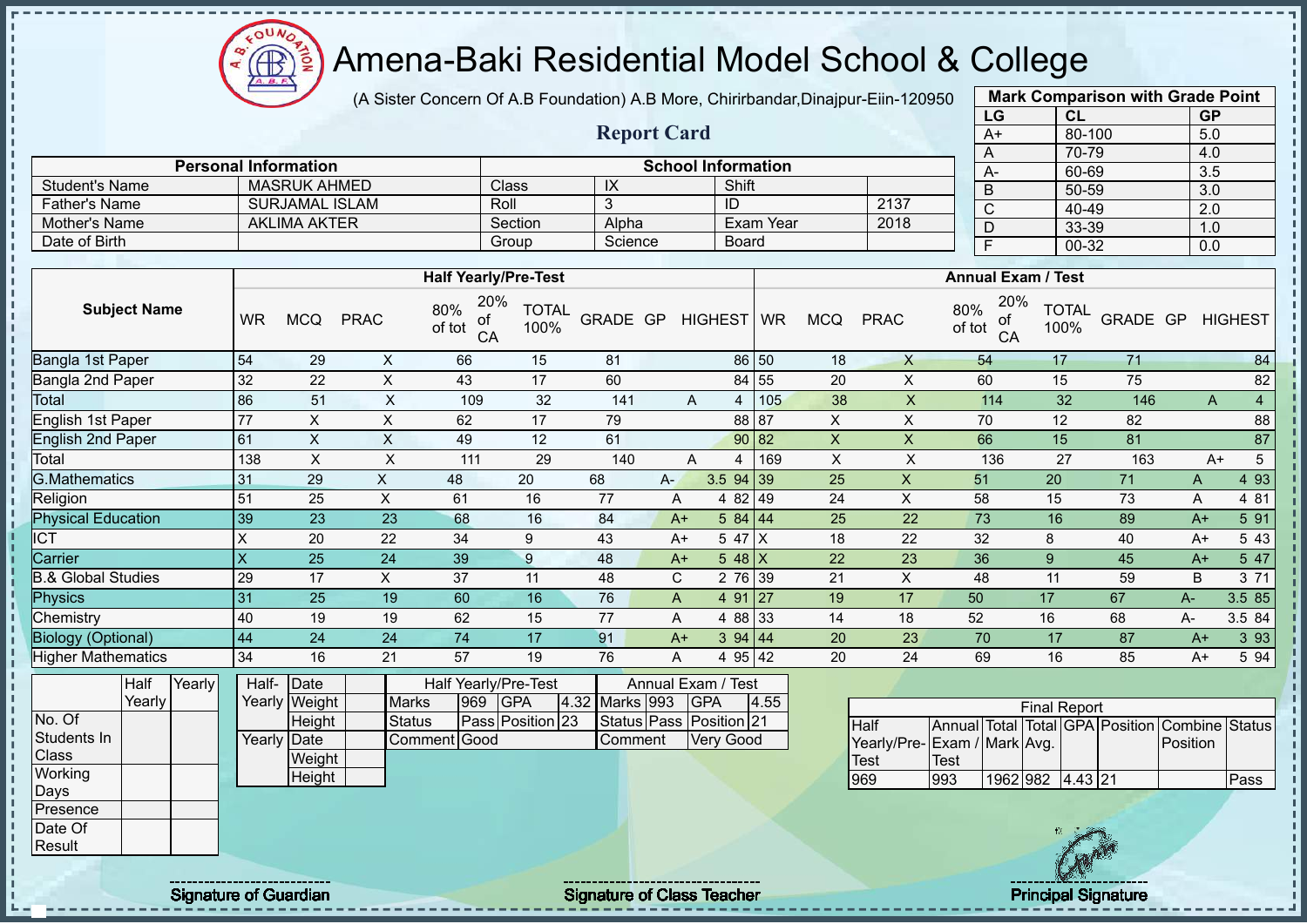# Amena-Baki Residential Model School & College

(A Sister Concern Of A.B Foundation) A.B More, Chirirbandar,Dinajpur-Eiin-120950

## Report Card

| Personal Information | | School Information | | | |
|---|---|---|---|---|---|
| Student's Name | MASRUK AHMED | Class | IX | Shift | |
| Father's Name | SURJAMAL ISLAM | Roll | 3 | ID | 2137 |
| Mother's Name | AKLIMA AKTER | Section | Alpha | Exam Year | 2018 |
| Date of Birth | | Group | Science | Board | |

**Mark Comparison with Grade Point**

| LG | CL | GP |
|---|---|---|
| A+ | 80-100 | 5.0 |
| A | 70-79 | 4.0 |
| A- | 60-69 | 3.5 |
| B | 50-59 | 3.0 |
| C | 40-49 | 2.0 |
| D | 33-39 | 1.0 |
| F | 00-32 | 0.0 |

| Subject Name | Half Yearly/Pre-Test | | | | | | | | | Annual Exam / Test | | | | | | | | |
|---|---|---|---|---|---|---|---|---|---|---|---|---|---|---|---|---|---|---|
| | WR | MCQ | PRAC | 80% of tot | 20% of CA | TOTAL 100% | GRADE | GP | HIGHEST | WR | MCQ | PRAC | 80% of tot | 20% of CA | TOTAL 100% | GRADE | GP | HIGHEST |
| Bangla 1st Paper | 54 | 29 | X | 66 | 15 | 81 | | | 86 | 50 | 18 | X | 54 | 17 | 71 | | | 84 |
| Bangla 2nd Paper | 32 | 22 | X | 43 | 17 | 60 | | | 84 | 55 | 20 | X | 60 | 15 | 75 | | | 82 |
| Total | 86 | 51 | X | 109 | 32 | 141 | A | 4 | | 105 | 38 | X | 114 | 32 | 146 | A | 4 | |
| English 1st Paper | 77 | X | X | 62 | 17 | 79 | | | 88 | 87 | X | X | 70 | 12 | 82 | | | 88 |
| English 2nd Paper | 61 | X | X | 49 | 12 | 61 | | | 90 | 82 | X | X | 66 | 15 | 81 | | | 87 |
| Total | 138 | X | X | 111 | 29 | 140 | A | 4 | | 169 | X | X | 136 | 27 | 163 | A+ | 5 | |
| G.Mathematics | 31 | 29 | X | 48 | 20 | 68 | A- | 3.5 | 94 | 39 | 25 | X | 51 | 20 | 71 | A | 4 | 93 |
| Religion | 51 | 25 | X | 61 | 16 | 77 | A | 4 | 82 | 49 | 24 | X | 58 | 15 | 73 | A | 4 | 81 |
| Physical Education | 39 | 23 | 23 | 68 | 16 | 84 | A+ | 5 | 84 | 44 | 25 | 22 | 73 | 16 | 89 | A+ | 5 | 91 |
| ICT | X | 20 | 22 | 34 | 9 | 43 | A+ | 5 | 47 | X | 18 | 22 | 32 | 8 | 40 | A+ | 5 | 43 |
| Carrier | X | 25 | 24 | 39 | 9 | 48 | A+ | 5 | 48 | X | 22 | 23 | 36 | 9 | 45 | A+ | 5 | 47 |
| B.& Global Studies | 29 | 17 | X | 37 | 11 | 48 | C | 2 | 76 | 39 | 21 | X | 48 | 11 | 59 | B | 3 | 71 |
| Physics | 31 | 25 | 19 | 60 | 16 | 76 | A | 4 | 91 | 27 | 19 | 17 | 50 | 17 | 67 | A- | 3.5 | 85 |
| Chemistry | 40 | 19 | 19 | 62 | 15 | 77 | A | 4 | 88 | 33 | 14 | 18 | 52 | 16 | 68 | A- | 3.5 | 84 |
| Biology (Optional) | 44 | 24 | 24 | 74 | 17 | 91 | A+ | 3 | 94 | 44 | 20 | 23 | 70 | 17 | 87 | A+ | 3 | 93 |
| Higher Mathematics | 34 | 16 | 21 | 57 | 19 | 76 | A | 4 | 95 | 42 | 20 | 24 | 69 | 16 | 85 | A+ | 5 | 94 |

| | Half Yearly | Yearly |
|---|---|---|
| No. Of Students In Class | | |
| Working Days | | |
| Presence | | |
| Date Of Result | | |

| | | |
|---|---|---|
| Half-Yearly | Date | |
| | Weight | |
| | Height | |
| Yearly | Date | |
| | Weight | |
| | Height | |

| Half Yearly/Pre-Test | | | | Annual Exam / Test | | | |
|---|---|---|---|---|---|---|---|
| Marks | 969 | GPA | 4.32 | Marks | 993 | GPA | 4.55 |
| Status | Pass | Position | 23 | Status | Pass | Position | 21 |
| Comment | Good | | | Comment | Very Good | | |

**Final Report**

| Half Yearly/Pre-Test | Annual Exam / Test | Total Mark | Total Avg. | GPA | Position | Combine Position | Status |
|---|---|---|---|---|---|---|---|
| 969 | 993 | 1962 | 982 | 4.43 | 21 | | Pass |

Signature of Guardian

Signature of Class Teacher

Principal Signature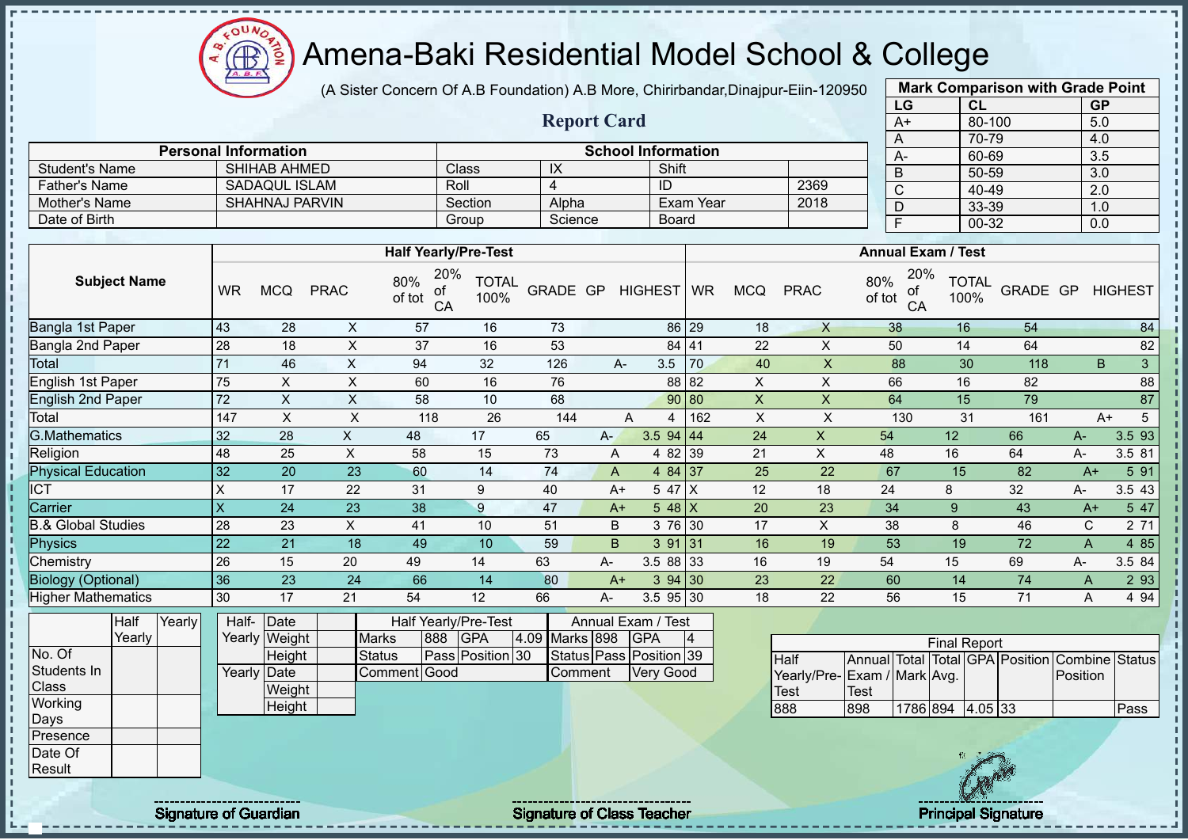# Amena-Baki Residential Model School & College

(A Sister Concern Of A.B Foundation) A.B More, Chirirbandar,Dinajpur-Eiin-120950

## Report Card

| Mark Comparison with Grade Point | | |
|---|---|---|
| LG | CL | GP |
| A+ | 80-100 | 5.0 |
| A | 70-79 | 4.0 |
| A- | 60-69 | 3.5 |
| B | 50-59 | 3.0 |
| C | 40-49 | 2.0 |
| D | 33-39 | 1.0 |
| F | 00-32 | 0.0 |

| Personal Information | | School Information | | | |
|---|---|---|---|---|---|
| Student's Name | SHIHAB AHMED | Class | IX | Shift | |
| Father's Name | SADAQUL ISLAM | Roll | 4 | ID | 2369 |
| Mother's Name | SHAHNAJ PARVIN | Section | Alpha | Exam Year | 2018 |
| Date of Birth | | Group | Science | Board | |

| Subject Name | Half Yearly/Pre-Test | | | | | | | | | Annual Exam / Test | | | | | | | | |
|---|---|---|---|---|---|---|---|---|---|---|---|---|---|---|---|---|---|---|
| | WR | MCQ | PRAC | 80% of tot | 20% of CA | TOTAL 100% | GRADE | GP | HIGHEST | WR | MCQ | PRAC | 80% of tot | 20% of CA | TOTAL 100% | GRADE | GP | HIGHEST |
| Bangla 1st Paper | 43 | 28 | X | 57 | 16 | 73 | | | 86 | 29 | 18 | X | 38 | 16 | 54 | | | 84 |
| Bangla 2nd Paper | 28 | 18 | X | 37 | 16 | 53 | | | 84 | 41 | 22 | X | 50 | 14 | 64 | | | 82 |
| Total | 71 | 46 | X | 94 | 32 | 126 | A- | 3.5 | | 70 | 40 | X | 88 | 30 | 118 | B | 3 | |
| English 1st Paper | 75 | X | X | 60 | 16 | 76 | | | 88 | 82 | X | X | 66 | 16 | 82 | | | 88 |
| English 2nd Paper | 72 | X | X | 58 | 10 | 68 | | | 90 | 80 | X | X | 64 | 15 | 79 | | | 87 |
| Total | 147 | X | X | 118 | 26 | 144 | A | 4 | | 162 | X | X | 130 | 31 | 161 | A+ | 5 | |
| G.Mathematics | 32 | 28 | X | 48 | 17 | 65 | A- | 3.5 | 94 | 44 | 24 | X | 54 | 12 | 66 | A- | 3.5 | 93 |
| Religion | 48 | 25 | X | 58 | 15 | 73 | A | 4 | 82 | 39 | 21 | X | 48 | 16 | 64 | A- | 3.5 | 81 |
| Physical Education | 32 | 20 | 23 | 60 | 14 | 74 | A | 4 | 84 | 37 | 25 | 22 | 67 | 15 | 82 | A+ | 5 | 91 |
| ICT | X | 17 | 22 | 31 | 9 | 40 | A+ | 5 | 47 | X | 12 | 18 | 24 | 8 | 32 | A- | 3.5 | 43 |
| Carrier | X | 24 | 23 | 38 | 9 | 47 | A+ | 5 | 48 | X | 20 | 23 | 34 | 9 | 43 | A+ | 5 | 47 |
| B.& Global Studies | 28 | 23 | X | 41 | 10 | 51 | B | 3 | 76 | 30 | 17 | X | 38 | 8 | 46 | C | 2 | 71 |
| Physics | 22 | 21 | 18 | 49 | 10 | 59 | B | 3 | 91 | 31 | 16 | 19 | 53 | 19 | 72 | A | 4 | 85 |
| Chemistry | 26 | 15 | 20 | 49 | 14 | 63 | A- | 3.5 | 88 | 33 | 16 | 19 | 54 | 15 | 69 | A- | 3.5 | 84 |
| Biology (Optional) | 36 | 23 | 24 | 66 | 14 | 80 | A+ | 3 | 94 | 30 | 23 | 22 | 60 | 14 | 74 | A | 2 | 93 |
| Higher Mathematics | 30 | 17 | 21 | 54 | 12 | 66 | A- | 3.5 | 95 | 30 | 18 | 22 | 56 | 15 | 71 | A | 4 | 94 |

| | Half Yearly | Yearly |
|---|---|---|
| No. Of Students In Class | | |
| Working Days | | |
| Presence | | |
| Date Of Result | | |

| | | |
|---|---|---|
| Half-Yearly | Date | |
| | Weight | |
| | Height | |
| Yearly | Date | |
| | Weight | |
| | Height | |

| Half Yearly/Pre-Test | | | | Annual Exam / Test | | | |
|---|---|---|---|---|---|---|---|
| Marks | 888 | GPA | 4.09 | Marks | 898 | GPA | 4 |
| Status | Pass | Position | 30 | Status | Pass | Position | 39 |
| Comment | Good | | | Comment | Very Good | | |

| Final Report | | | | | | | |
|---|---|---|---|---|---|---|---|
| Half Yearly/Pre-Test | Annual Exam / Test | Total Mark | Total Avg. | GPA | Position | Combine Position | Status |
| 888 | 898 | 1786 | 894 | 4.05 | 33 | | Pass |

Signature of Guardian

Signature of Class Teacher

Principal Signature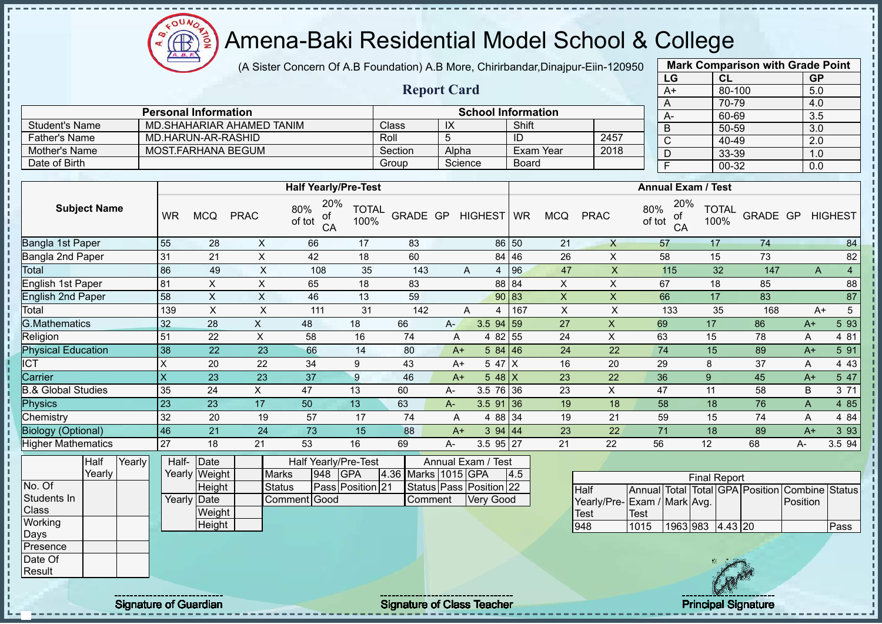# Amena-Baki Residential Model School & College

(A Sister Concern Of A.B Foundation) A.B More, Chirirbandar,Dinajpur-Eiin-120950

## Report Card

| Mark Comparison with Grade Point | | |
|---|---|---|
| LG | CL | GP |
| A+ | 80-100 | 5.0 |
| A | 70-79 | 4.0 |
| A- | 60-69 | 3.5 |
| B | 50-59 | 3.0 |
| C | 40-49 | 2.0 |
| D | 33-39 | 1.0 |
| F | 00-32 | 0.0 |

| Personal Information | | School Information | | | |
|---|---|---|---|---|---|
| Student's Name | MD.SHAHARIAR AHAMED TANIM | Class | IX | Shift | |
| Father's Name | MD.HARUN-AR-RASHID | Roll | 5 | ID | 2457 |
| Mother's Name | MOST.FARHANA BEGUM | Section | Alpha | Exam Year | 2018 |
| Date of Birth | | Group | Science | Board | |

| Subject Name | Half Yearly/Pre-Test | | | | | | | | | Annual Exam / Test | | | | | | | | |
|---|---|---|---|---|---|---|---|---|---|---|---|---|---|---|---|---|---|---|
| | WR | MCQ | PRAC | 80% of tot | 20% of CA | TOTAL 100% | GRADE | GP | HIGHEST | WR | MCQ | PRAC | 80% of tot | 20% of CA | TOTAL 100% | GRADE | GP | HIGHEST |
| Bangla 1st Paper | 55 | 28 | X | 66 | 17 | 83 | | | 86 | 50 | 21 | X | 57 | 17 | 74 | | | 84 |
| Bangla 2nd Paper | 31 | 21 | X | 42 | 18 | 60 | | | 84 | 46 | 26 | X | 58 | 15 | 73 | | | 82 |
| Total | 86 | 49 | X | 108 | 35 | 143 | A | 4 | | 96 | 47 | X | 115 | 32 | 147 | A | 4 | |
| English 1st Paper | 81 | X | X | 65 | 18 | 83 | | | 88 | 84 | X | X | 67 | 18 | 85 | | | 88 |
| English 2nd Paper | 58 | X | X | 46 | 13 | 59 | | | 90 | 83 | X | X | 66 | 17 | 83 | | | 87 |
| Total | 139 | X | X | 111 | 31 | 142 | A | 4 | | 167 | X | X | 133 | 35 | 168 | A+ | 5 | |
| G.Mathematics | 32 | 28 | X | 48 | 18 | 66 | A- | 3.5 | 94 | 59 | 27 | X | 69 | 17 | 86 | A+ | 5 | 93 |
| Religion | 51 | 22 | X | 58 | 16 | 74 | A | 4 | 82 | 55 | 24 | X | 63 | 15 | 78 | A | 4 | 81 |
| Physical Education | 38 | 22 | 23 | 66 | 14 | 80 | A+ | 5 | 84 | 46 | 24 | 22 | 74 | 15 | 89 | A+ | 5 | 91 |
| ICT | X | 20 | 22 | 34 | 9 | 43 | A+ | 5 | 47 | X | 16 | 20 | 29 | 8 | 37 | A | 4 | 43 |
| Carrier | X | 23 | 23 | 37 | 9 | 46 | A+ | 5 | 48 | X | 23 | 22 | 36 | 9 | 45 | A+ | 5 | 47 |
| B.& Global Studies | 35 | 24 | X | 47 | 13 | 60 | A- | 3.5 | 76 | 36 | 23 | X | 47 | 11 | 58 | B | 3 | 71 |
| Physics | 23 | 23 | 17 | 50 | 13 | 63 | A- | 3.5 | 91 | 36 | 19 | 18 | 58 | 18 | 76 | A | 4 | 85 |
| Chemistry | 32 | 20 | 19 | 57 | 17 | 74 | A | 4 | 88 | 34 | 19 | 21 | 59 | 15 | 74 | A | 4 | 84 |
| Biology (Optional) | 46 | 21 | 24 | 73 | 15 | 88 | A+ | 3 | 94 | 44 | 23 | 22 | 71 | 18 | 89 | A+ | 3 | 93 |
| Higher Mathematics | 27 | 18 | 21 | 53 | 16 | 69 | A- | 3.5 | 95 | 27 | 21 | 22 | 56 | 12 | 68 | A- | 3.5 | 94 |

| | Half Yearly | Yearly |
|---|---|---|
| No. Of Students In Class | | |
| Working Days | | |
| Presence | | |
| Date Of Result | | |

| | | |
|---|---|---|
| Half-Yearly | Date | |
| | Weight | |
| | Height | |
| Yearly | Date | |
| | Weight | |
| | Height | |

| Half Yearly/Pre-Test | | | | Annual Exam / Test | | | |
|---|---|---|---|---|---|---|---|
| Marks | 948 | GPA | 4.36 | Marks | 1015 | GPA | 4.5 |
| Status | Pass | Position | 21 | Status | Pass | Position | 22 |
| Comment | Good | | | Comment | Very Good | | |

| Final Report | | | | | | | |
|---|---|---|---|---|---|---|---|
| Half Yearly/Pre-Test | Annual Exam / Test | Total Mark | Total Avg. | GPA | Position | Combine Position | Status |
| 948 | 1015 | 1963 | 983 | 4.43 | 20 | | Pass |

Signature of Guardian | Signature of Class Teacher | Principal Signature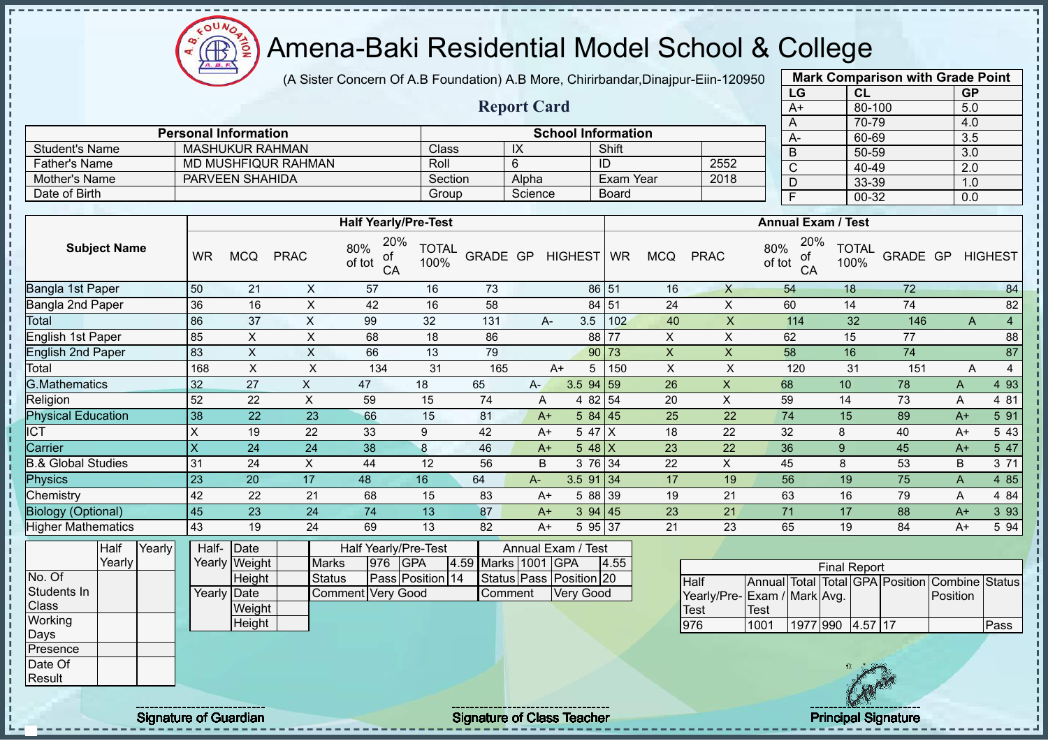# Amena-Baki Residential Model School & College

(A Sister Concern Of A.B Foundation) A.B More, Chirirbandar,Dinajpur-Eiin-120950

## Report Card

| Mark Comparison with Grade Point | | |
|---|---|---|
| LG | CL | GP |
| A+ | 80-100 | 5.0 |
| A | 70-79 | 4.0 |
| A- | 60-69 | 3.5 |
| B | 50-59 | 3.0 |
| C | 40-49 | 2.0 |
| D | 33-39 | 1.0 |
| F | 00-32 | 0.0 |

| Personal Information | | School Information | | | |
|---|---|---|---|---|---|
| Student's Name | MASHUKUR RAHMAN | Class | IX | Shift | |
| Father's Name | MD MUSHFIQUR RAHMAN | Roll | 6 | ID | 2552 |
| Mother's Name | PARVEEN SHAHIDA | Section | Alpha | Exam Year | 2018 |
| Date of Birth | | Group | Science | Board | |

| Subject Name | Half Yearly/Pre-Test | | | | | | | | | Annual Exam / Test | | | | | | | | |
|---|---|---|---|---|---|---|---|---|---|---|---|---|---|---|---|---|---|---|
| | WR | MCQ | PRAC | 80% of tot | 20% of CA | TOTAL 100% | GRADE | GP | HIGHEST | WR | MCQ | PRAC | 80% of tot | 20% of CA | TOTAL 100% | GRADE | GP | HIGHEST |
| Bangla 1st Paper | 50 | 21 | X | 57 | 16 | 73 | | | 86 | 51 | 16 | X | 54 | 18 | 72 | | | 84 |
| Bangla 2nd Paper | 36 | 16 | X | 42 | 16 | 58 | | | 84 | 51 | 24 | X | 60 | 14 | 74 | | | 82 |
| Total | 86 | 37 | X | 99 | 32 | 131 | A- | 3.5 | | 102 | 40 | X | 114 | 32 | 146 | A | 4 | |
| English 1st Paper | 85 | X | X | 68 | 18 | 86 | | | 88 | 77 | X | X | 62 | 15 | 77 | | | 88 |
| English 2nd Paper | 83 | X | X | 66 | 13 | 79 | | | 90 | 73 | X | X | 58 | 16 | 74 | | | 87 |
| Total | 168 | X | X | 134 | 31 | 165 | A+ | 5 | | 150 | X | X | 120 | 31 | 151 | A | 4 | |
| G.Mathematics | 32 | 27 | X | 47 | 18 | 65 | A- | 3.5 | 94 | 59 | 26 | X | 68 | 10 | 78 | A | 4 | 93 |
| Religion | 52 | 22 | X | 59 | 15 | 74 | A | 4 | 82 | 54 | 20 | X | 59 | 14 | 73 | A | 4 | 81 |
| Physical Education | 38 | 22 | 23 | 66 | 15 | 81 | A+ | 5 | 84 | 45 | 25 | 22 | 74 | 15 | 89 | A+ | 5 | 91 |
| ICT | X | 19 | 22 | 33 | 9 | 42 | A+ | 5 | 47 | X | 18 | 22 | 32 | 8 | 40 | A+ | 5 | 43 |
| Carrier | X | 24 | 24 | 38 | 8 | 46 | A+ | 5 | 48 | X | 23 | 22 | 36 | 9 | 45 | A+ | 5 | 47 |
| B.& Global Studies | 31 | 24 | X | 44 | 12 | 56 | B | 3 | 76 | 34 | 22 | X | 45 | 8 | 53 | B | 3 | 71 |
| Physics | 23 | 20 | 17 | 48 | 16 | 64 | A- | 3.5 | 91 | 34 | 17 | 19 | 56 | 19 | 75 | A | 4 | 85 |
| Chemistry | 42 | 22 | 21 | 68 | 15 | 83 | A+ | 5 | 88 | 39 | 19 | 21 | 63 | 16 | 79 | A | 4 | 84 |
| Biology (Optional) | 45 | 23 | 24 | 74 | 13 | 87 | A+ | 3 | 94 | 45 | 23 | 21 | 71 | 17 | 88 | A+ | 3 | 93 |
| Higher Mathematics | 43 | 19 | 24 | 69 | 13 | 82 | A+ | 5 | 95 | 37 | 21 | 23 | 65 | 19 | 84 | A+ | 5 | 94 |

| | Half Yearly | Yearly |
|---|---|---|
| No. Of Students In Class | | |
| Working Days | | |
| Presence | | |
| Date Of Result | | |

| | | |
|---|---|---|
| Half-Yearly | Date | |
| | Weight | |
| | Height | |
| Yearly | Date | |
| | Weight | |
| | Height | |

| Half Yearly/Pre-Test | | | | Annual Exam / Test | | | |
|---|---|---|---|---|---|---|---|
| Marks | 976 | GPA | 4.59 | Marks | 1001 | GPA | 4.55 |
| Status | Pass | Position | 14 | Status | Pass | Position | 20 |
| Comment | Very Good | | | Comment | Very Good | | |

| Final Report | | | | | | | |
|---|---|---|---|---|---|---|---|
| Half Yearly/Pre-Test | Annual Exam / Test | Total Mark | Total Avg. | GPA | Position | Combine Position | Status |
| 976 | 1001 | 1977 | 990 | 4.57 | 17 | | Pass |

Signature of Guardian

Signature of Class Teacher

Principal Signature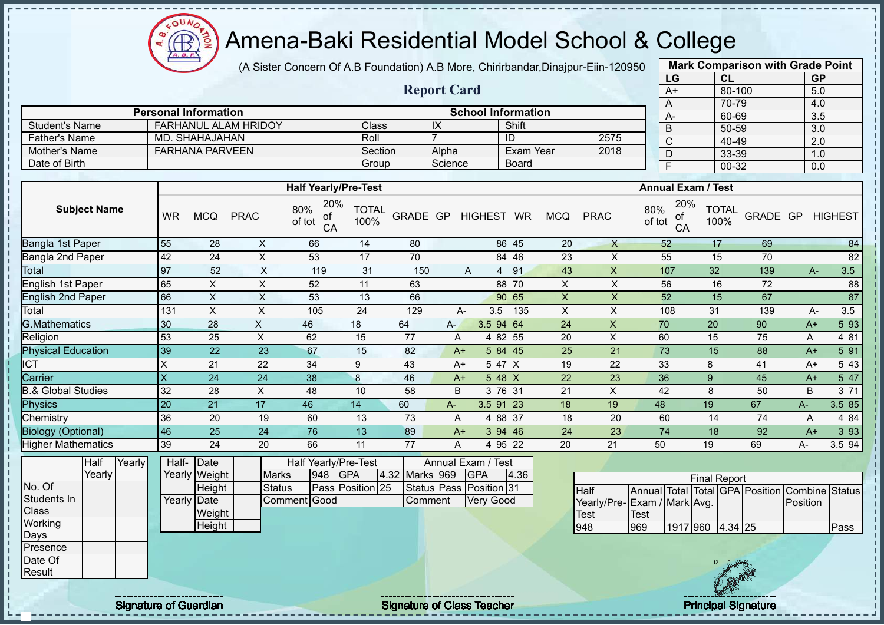# Amena-Baki Residential Model School & College

(A Sister Concern Of A.B Foundation) A.B More, Chirirbandar,Dinajpur-Eiin-120950

## Report Card

| Mark Comparison with Grade Point | | |
|---|---|---|
| LG | CL | GP |
| A+ | 80-100 | 5.0 |
| A | 70-79 | 4.0 |
| A- | 60-69 | 3.5 |
| B | 50-59 | 3.0 |
| C | 40-49 | 2.0 |
| D | 33-39 | 1.0 |
| F | 00-32 | 0.0 |

| Personal Information | | School Information | | | |
|---|---|---|---|---|---|
| Student's Name | FARHANUL ALAM HRIDOY | Class | IX | Shift | |
| Father's Name | MD. SHAHAJAHAN | Roll | 7 | ID | 2575 |
| Mother's Name | FARHANA PARVEEN | Section | Alpha | Exam Year | 2018 |
| Date of Birth | | Group | Science | Board | |

| Subject Name | Half Yearly/Pre-Test | | | | | | | | | Annual Exam / Test | | | | | | | | |
|---|---|---|---|---|---|---|---|---|---|---|---|---|---|---|---|---|---|---|
| | WR | MCQ | PRAC | 80% of tot | 20% of CA | TOTAL 100% | GRADE | GP | HIGHEST | WR | MCQ | PRAC | 80% of tot | 20% of CA | TOTAL 100% | GRADE | GP | HIGHEST |
| Bangla 1st Paper | 55 | 28 | X | 66 | 14 | 80 | | | 86 | 45 | 20 | X | 52 | 17 | 69 | | | 84 |
| Bangla 2nd Paper | 42 | 24 | X | 53 | 17 | 70 | | | 84 | 46 | 23 | X | 55 | 15 | 70 | | | 82 |
| Total | 97 | 52 | X | 119 | 31 | 150 | A | 4 | | 91 | 43 | X | 107 | 32 | 139 | A- | 3.5 | |
| English 1st Paper | 65 | X | X | 52 | 11 | 63 | | | 88 | 70 | X | X | 56 | 16 | 72 | | | 88 |
| English 2nd Paper | 66 | X | X | 53 | 13 | 66 | | | 90 | 65 | X | X | 52 | 15 | 67 | | | 87 |
| Total | 131 | X | X | 105 | 24 | 129 | A- | 3.5 | | 135 | X | X | 108 | 31 | 139 | A- | 3.5 | |
| G.Mathematics | 30 | 28 | X | 46 | 18 | 64 | A- | 3.5 | 94 | 64 | 24 | X | 70 | 20 | 90 | A+ | 5 | 93 |
| Religion | 53 | 25 | X | 62 | 15 | 77 | A | 4 | 82 | 55 | 20 | X | 60 | 15 | 75 | A | 4 | 81 |
| Physical Education | 39 | 22 | 23 | 67 | 15 | 82 | A+ | 5 | 84 | 45 | 25 | 21 | 73 | 15 | 88 | A+ | 5 | 91 |
| ICT | X | 21 | 22 | 34 | 9 | 43 | A+ | 5 | 47 | X | 19 | 22 | 33 | 8 | 41 | A+ | 5 | 43 |
| Carrier | X | 24 | 24 | 38 | 8 | 46 | A+ | 5 | 48 | X | 22 | 23 | 36 | 9 | 45 | A+ | 5 | 47 |
| B.& Global Studies | 32 | 28 | X | 48 | 10 | 58 | B | 3 | 76 | 31 | 21 | X | 42 | 8 | 50 | B | 3 | 71 |
| Physics | 20 | 21 | 17 | 46 | 14 | 60 | A- | 3.5 | 91 | 23 | 18 | 19 | 48 | 19 | 67 | A- | 3.5 | 85 |
| Chemistry | 36 | 20 | 19 | 60 | 13 | 73 | A | 4 | 88 | 37 | 18 | 20 | 60 | 14 | 74 | A | 4 | 84 |
| Biology (Optional) | 46 | 25 | 24 | 76 | 13 | 89 | A+ | 3 | 94 | 46 | 24 | 23 | 74 | 18 | 92 | A+ | 3 | 93 |
| Higher Mathematics | 39 | 24 | 20 | 66 | 11 | 77 | A | 4 | 95 | 22 | 20 | 21 | 50 | 19 | 69 | A- | 3.5 | 94 |

| | Half Yearly | Yearly |
|---|---|---|
| No. Of Students In Class | | |
| Working Days | | |
| Presence | | |
| Date Of Result | | |

| | | |
|---|---|---|
| Half-Yearly | Date | |
| | Weight | |
| | Height | |
| Yearly | Date | |
| | Weight | |
| | Height | |

| Half Yearly/Pre-Test | | | | Annual Exam / Test | | | |
|---|---|---|---|---|---|---|---|
| Marks | 948 | GPA | 4.32 | Marks | 969 | GPA | 4.36 |
| Status | Pass | Position | 25 | Status | Pass | Position | 31 |
| Comment | Good | | | Comment | Very Good | | |

| Final Report | | | | | | | |
|---|---|---|---|---|---|---|---|
| Half Yearly/Pre-Test | Annual Exam / Test | Total Mark | Total Avg. | GPA | Position | Combine Position | Status |
| 948 | 969 | 1917 | 960 | 4.34 | 25 | | Pass |

Signature of Guardian

Signature of Class Teacher

Principal Signature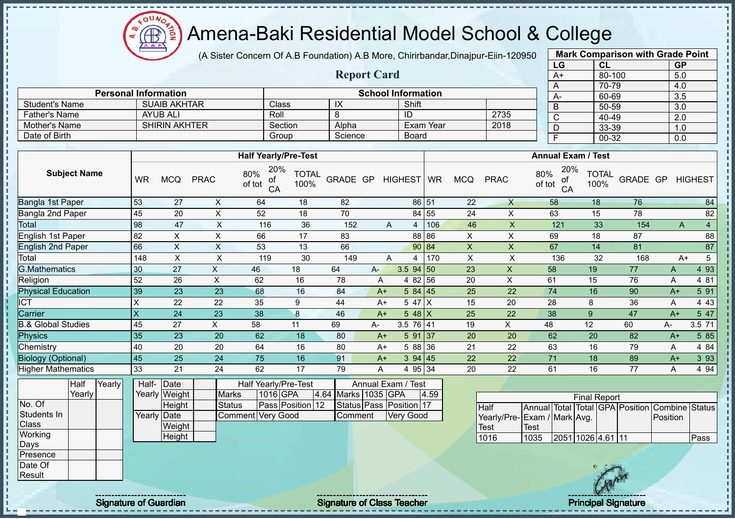# Amena-Baki Residential Model School & College

(A Sister Concern Of A.B Foundation) A.B More, Chirirbandar,Dinajpur-Eiin-120950

## Report Card

| Mark Comparison with Grade Point | | |
|---|---|---|
| LG | CL | GP |
| A+ | 80-100 | 5.0 |
| A | 70-79 | 4.0 |
| A- | 60-69 | 3.5 |
| B | 50-59 | 3.0 |
| C | 40-49 | 2.0 |
| D | 33-39 | 1.0 |
| F | 00-32 | 0.0 |

| Personal Information | | School Information | | | |
|---|---|---|---|---|---|
| Student's Name | SUAIB AKHTAR | Class | IX | Shift | |
| Father's Name | AYUB ALI | Roll | 8 | ID | 2735 |
| Mother's Name | SHIRIN AKHTER | Section | Alpha | Exam Year | 2018 |
| Date of Birth | | Group | Science | Board | |

| Subject Name | Half Yearly/Pre-Test | | | | | | | | | Annual Exam / Test | | | | | | | | |
|---|---|---|---|---|---|---|---|---|---|---|---|---|---|---|---|---|---|---|
| | WR | MCQ | PRAC | 80% of tot | 20% of CA | TOTAL 100% | GRADE | GP | HIGHEST | WR | MCQ | PRAC | 80% of tot | 20% of CA | TOTAL 100% | GRADE | GP | HIGHEST |
| Bangla 1st Paper | 53 | 27 | X | 64 | 18 | 82 | | | 86 | 51 | 22 | X | 58 | 18 | 76 | | | 84 |
| Bangla 2nd Paper | 45 | 20 | X | 52 | 18 | 70 | | | 84 | 55 | 24 | X | 63 | 15 | 78 | | | 82 |
| Total | 98 | 47 | X | 116 | 36 | 152 | A | 4 | | 106 | 46 | X | 121 | 33 | 154 | A | 4 | |
| English 1st Paper | 82 | X | X | 66 | 17 | 83 | | | 88 | 86 | X | X | 69 | 18 | 87 | | | 88 |
| English 2nd Paper | 66 | X | X | 53 | 13 | 66 | | | 90 | 84 | X | X | 67 | 14 | 81 | | | 87 |
| Total | 148 | X | X | 119 | 30 | 149 | A | 4 | | 170 | X | X | 136 | 32 | 168 | A+ | 5 | |
| G.Mathematics | 30 | 27 | X | 46 | 18 | 64 | A- | 3.5 | 94 | 50 | 23 | X | 58 | 19 | 77 | A | 4 | 93 |
| Religion | 52 | 26 | X | 62 | 16 | 78 | A | 4 | 82 | 56 | 20 | X | 61 | 15 | 76 | A | 4 | 81 |
| Physical Education | 39 | 23 | 23 | 68 | 16 | 84 | A+ | 5 | 84 | 45 | 25 | 22 | 74 | 16 | 90 | A+ | 5 | 91 |
| ICT | X | 22 | 22 | 35 | 9 | 44 | A+ | 5 | 47 | X | 15 | 20 | 28 | 8 | 36 | A | 4 | 43 |
| Carrier | X | 24 | 23 | 38 | 8 | 46 | A+ | 5 | 48 | X | 25 | 22 | 38 | 9 | 47 | A+ | 5 | 47 |
| B.& Global Studies | 45 | 27 | X | 58 | 11 | 69 | A- | 3.5 | 76 | 41 | 19 | X | 48 | 12 | 60 | A- | 3.5 | 71 |
| Physics | 35 | 23 | 20 | 62 | 18 | 80 | A+ | 5 | 91 | 37 | 20 | 20 | 62 | 20 | 82 | A+ | 5 | 85 |
| Chemistry | 40 | 20 | 20 | 64 | 16 | 80 | A+ | 5 | 88 | 36 | 21 | 22 | 63 | 16 | 79 | A | 4 | 84 |
| Biology (Optional) | 45 | 25 | 24 | 75 | 16 | 91 | A+ | 3 | 94 | 45 | 22 | 22 | 71 | 18 | 89 | A+ | 3 | 93 |
| Higher Mathematics | 33 | 21 | 24 | 62 | 17 | 79 | A | 4 | 95 | 34 | 20 | 22 | 61 | 16 | 77 | A | 4 | 94 |

| | Half Yearly | Yearly |
|---|---|---|
| No. Of Students In Class | | |
| Working Days | | |
| Presence | | |
| Date Of Result | | |

| | | |
|---|---|---|
| Half-Yearly | Date | |
| | Weight | |
| | Height | |
| Yearly | Date | |
| | Weight | |
| | Height | |

| Half Yearly/Pre-Test | | | | Annual Exam / Test | | | |
|---|---|---|---|---|---|---|---|
| Marks | 1016 | GPA | 4.64 | Marks | 1035 | GPA | 4.59 |
| Status | Pass | Position | 12 | Status | Pass | Position | 17 |
| Comment | Very Good | | | Comment | Very Good | | |

| Final Report | | | | | | | |
|---|---|---|---|---|---|---|---|
| Half Yearly/Pre-Test | Annual Exam / Test | Total Mark | Total Avg. | GPA | Position | Combine Position | Status |
| 1016 | 1035 | 2051 | 1026 | 4.61 | 11 | | Pass |

Signature of Guardian

Signature of Class Teacher

Principal Signature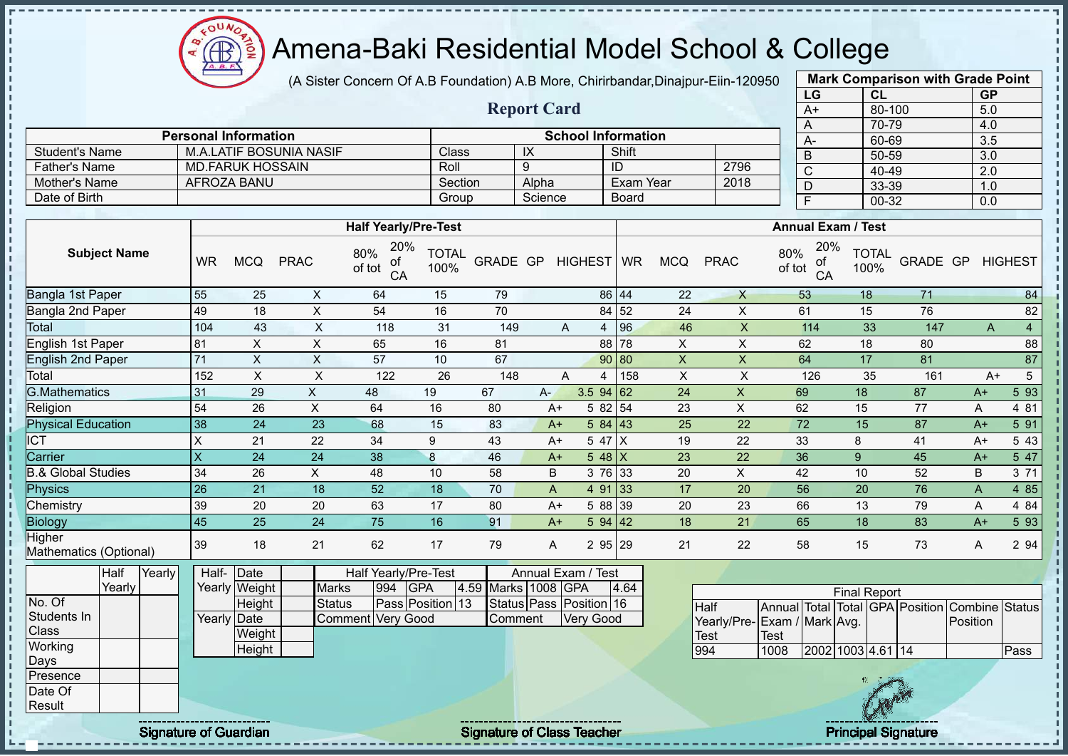# Amena-Baki Residential Model School & College

(A Sister Concern Of A.B Foundation) A.B More, Chirirbandar,Dinajpur-Eiin-120950

## Report Card

| Mark Comparison with Grade Point | | |
|---|---|---|
| LG | CL | GP |
| A+ | 80-100 | 5.0 |
| A | 70-79 | 4.0 |
| A- | 60-69 | 3.5 |
| B | 50-59 | 3.0 |
| C | 40-49 | 2.0 |
| D | 33-39 | 1.0 |
| F | 00-32 | 0.0 |

| Personal Information | | School Information | | | |
|---|---|---|---|---|---|
| Student's Name | M.A.LATIF BOSUNIA NASIF | Class | IX | Shift | |
| Father's Name | MD.FARUK HOSSAIN | Roll | 9 | ID | 2796 |
| Mother's Name | AFROZA BANU | Section | Alpha | Exam Year | 2018 |
| Date of Birth | | Group | Science | Board | |

| Subject Name | Half Yearly/Pre-Test | | | | | | | | | Annual Exam / Test | | | | | | | | |
|---|---|---|---|---|---|---|---|---|---|---|---|---|---|---|---|---|---|---|
| | WR | MCQ | PRAC | 80% of tot | 20% of CA | TOTAL 100% | GRADE | GP | HIGHEST | WR | MCQ | PRAC | 80% of tot | 20% of CA | TOTAL 100% | GRADE | GP | HIGHEST |
| Bangla 1st Paper | 55 | 25 | X | 64 | 15 | 79 | | | 86 | 44 | 22 | X | 53 | 18 | 71 | | | 84 |
| Bangla 2nd Paper | 49 | 18 | X | 54 | 16 | 70 | | | 84 | 52 | 24 | X | 61 | 15 | 76 | | | 82 |
| Total | 104 | 43 | X | 118 | 31 | 149 | A | 4 | | 96 | 46 | X | 114 | 33 | 147 | A | 4 | |
| English 1st Paper | 81 | X | X | 65 | 16 | 81 | | | 88 | 78 | X | X | 62 | 18 | 80 | | | 88 |
| English 2nd Paper | 71 | X | X | 57 | 10 | 67 | | | 90 | 80 | X | X | 64 | 17 | 81 | | | 87 |
| Total | 152 | X | X | 122 | 26 | 148 | A | 4 | | 158 | X | X | 126 | 35 | 161 | A+ | 5 | |
| G.Mathematics | 31 | 29 | X | 48 | 19 | 67 | A- | 3.5 | 94 | 62 | 24 | X | 69 | 18 | 87 | A+ | 5 | 93 |
| Religion | 54 | 26 | X | 64 | 16 | 80 | A+ | 5 | 82 | 54 | 23 | X | 62 | 15 | 77 | A | 4 | 81 |
| Physical Education | 38 | 24 | 23 | 68 | 15 | 83 | A+ | 5 | 84 | 43 | 25 | 22 | 72 | 15 | 87 | A+ | 5 | 91 |
| ICT | X | 21 | 22 | 34 | 9 | 43 | A+ | 5 | 47 | X | 19 | 22 | 33 | 8 | 41 | A+ | 5 | 43 |
| Carrier | X | 24 | 24 | 38 | 8 | 46 | A+ | 5 | 48 | X | 23 | 22 | 36 | 9 | 45 | A+ | 5 | 47 |
| B.& Global Studies | 34 | 26 | X | 48 | 10 | 58 | B | 3 | 76 | 33 | 20 | X | 42 | 10 | 52 | B | 3 | 71 |
| Physics | 26 | 21 | 18 | 52 | 18 | 70 | A | 4 | 91 | 33 | 17 | 20 | 56 | 20 | 76 | A | 4 | 85 |
| Chemistry | 39 | 20 | 20 | 63 | 17 | 80 | A+ | 5 | 88 | 39 | 20 | 23 | 66 | 13 | 79 | A | 4 | 84 |
| Biology | 45 | 25 | 24 | 75 | 16 | 91 | A+ | 5 | 94 | 42 | 18 | 21 | 65 | 18 | 83 | A+ | 5 | 93 |
| Higher Mathematics (Optional) | 39 | 18 | 21 | 62 | 17 | 79 | A | 2 | 95 | 29 | 21 | 22 | 58 | 15 | 73 | A | 2 | 94 |

| | Half Yearly | Yearly |
|---|---|---|
| No. Of Students In Class | | |
| Working Days | | |
| Presence | | |
| Date Of Result | | |

| | | |
|---|---|---|
| Half-Yearly | Date | |
| | Weight | |
| | Height | |
| Yearly | Date | |
| | Weight | |
| | Height | |

| Half Yearly/Pre-Test | | | | Annual Exam / Test | | | |
|---|---|---|---|---|---|---|---|
| Marks | 994 | GPA | 4.59 | Marks | 1008 | GPA | 4.64 |
| Status | Pass | Position | 13 | Status | Pass | Position | 16 |
| Comment | Very Good | | | Comment | Very Good | | |

| Final Report | | | | | | | |
|---|---|---|---|---|---|---|---|
| Half Yearly/Pre-Test | Annual Exam / Test | Total Mark | Total Avg. | GPA | Position | Combine Position | Status |
| 994 | 1008 | 2002 | 1003 | 4.61 | 14 | | Pass |

Signature of Guardian

Signature of Class Teacher

Principal Signature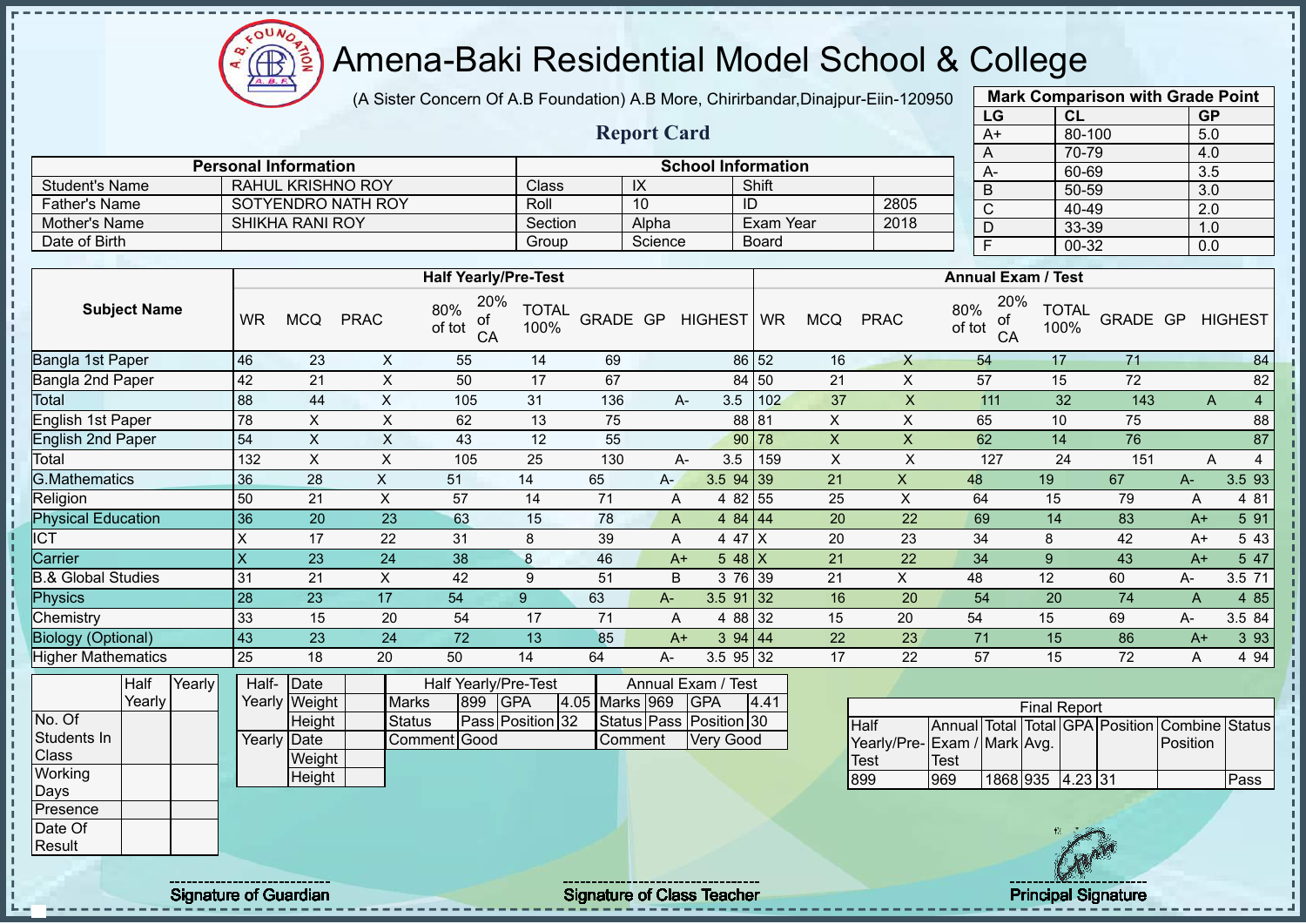# Amena-Baki Residential Model School & College

(A Sister Concern Of A.B Foundation) A.B More, Chirirbandar,Dinajpur-Eiin-120950

## Report Card

| Mark Comparison with Grade Point | | |
|---|---|---|
| LG | CL | GP |
| A+ | 80-100 | 5.0 |
| A | 70-79 | 4.0 |
| A- | 60-69 | 3.5 |
| B | 50-59 | 3.0 |
| C | 40-49 | 2.0 |
| D | 33-39 | 1.0 |
| F | 00-32 | 0.0 |

| Personal Information | | School Information | | | |
|---|---|---|---|---|---|
| Student's Name | RAHUL KRISHNO ROY | Class | IX | Shift | |
| Father's Name | SOTYENDRO NATH ROY | Roll | 10 | ID | 2805 |
| Mother's Name | SHIKHA RANI ROY | Section | Alpha | Exam Year | 2018 |
| Date of Birth | | Group | Science | Board | |

| Subject Name | Half Yearly/Pre-Test | | | | | | | | | Annual Exam / Test | | | | | | | | |
|---|---|---|---|---|---|---|---|---|---|---|---|---|---|---|---|---|---|---|
| | WR | MCQ | PRAC | 80% of tot | 20% of CA | TOTAL 100% | GRADE | GP | HIGHEST | WR | MCQ | PRAC | 80% of tot | 20% of CA | TOTAL 100% | GRADE | GP | HIGHEST |
| Bangla 1st Paper | 46 | 23 | X | 55 | 14 | 69 | | | 86 | 52 | 16 | X | 54 | 17 | 71 | | | 84 |
| Bangla 2nd Paper | 42 | 21 | X | 50 | 17 | 67 | | | 84 | 50 | 21 | X | 57 | 15 | 72 | | | 82 |
| Total | 88 | 44 | X | 105 | 31 | 136 | A- | 3.5 | | 102 | 37 | X | 111 | 32 | 143 | A | 4 | |
| English 1st Paper | 78 | X | X | 62 | 13 | 75 | | | 88 | 81 | X | X | 65 | 10 | 75 | | | 88 |
| English 2nd Paper | 54 | X | X | 43 | 12 | 55 | | | 90 | 78 | X | X | 62 | 14 | 76 | | | 87 |
| Total | 132 | X | X | 105 | 25 | 130 | A- | 3.5 | | 159 | X | X | 127 | 24 | 151 | A | 4 | |
| G.Mathematics | 36 | 28 | X | 51 | 14 | 65 | A- | 3.5 | 94 | 39 | 21 | X | 48 | 19 | 67 | A- | 3.5 | 93 |
| Religion | 50 | 21 | X | 57 | 14 | 71 | A | 4 | 82 | 55 | 25 | X | 64 | 15 | 79 | A | 4 | 81 |
| Physical Education | 36 | 20 | 23 | 63 | 15 | 78 | A | 4 | 84 | 44 | 20 | 22 | 69 | 14 | 83 | A+ | 5 | 91 |
| ICT | X | 17 | 22 | 31 | 8 | 39 | A | 4 | 47 | X | 20 | 23 | 34 | 8 | 42 | A+ | 5 | 43 |
| Carrier | X | 23 | 24 | 38 | 8 | 46 | A+ | 5 | 48 | X | 21 | 22 | 34 | 9 | 43 | A+ | 5 | 47 |
| B.& Global Studies | 31 | 21 | X | 42 | 9 | 51 | B | 3 | 76 | 39 | 21 | X | 48 | 12 | 60 | A- | 3.5 | 71 |
| Physics | 28 | 23 | 17 | 54 | 9 | 63 | A- | 3.5 | 91 | 32 | 16 | 20 | 54 | 20 | 74 | A | 4 | 85 |
| Chemistry | 33 | 15 | 20 | 54 | 17 | 71 | A | 4 | 88 | 32 | 15 | 20 | 54 | 15 | 69 | A- | 3.5 | 84 |
| Biology (Optional) | 43 | 23 | 24 | 72 | 13 | 85 | A+ | 3 | 94 | 44 | 22 | 23 | 71 | 15 | 86 | A+ | 3 | 93 |
| Higher Mathematics | 25 | 18 | 20 | 50 | 14 | 64 | A- | 3.5 | 95 | 32 | 17 | 22 | 57 | 15 | 72 | A | 4 | 94 |

| | Half Yearly | Yearly |
|---|---|---|
| No. Of Students In Class | | |
| Working Days | | |
| Presence | | |
| Date Of Result | | |

| | | |
|---|---|---|
| Half-Yearly | Date | |
| | Weight | |
| | Height | |
| Yearly | Date | |
| | Weight | |
| | Height | |

| Half Yearly/Pre-Test | | | | Annual Exam / Test | | | |
|---|---|---|---|---|---|---|---|
| Marks | 899 | GPA | 4.05 | Marks | 969 | GPA | 4.41 |
| Status | Pass | Position | 32 | Status | Pass | Position | 30 |
| Comment | Good | | | Comment | Very Good | | |

| Final Report | | | | | | | |
|---|---|---|---|---|---|---|---|
| Half Yearly/Pre-Test | Annual Exam / Test | Total Mark | Total Avg. | GPA | Position | Combine Position | Status |
| 899 | 969 | 1868 | 935 | 4.23 | 31 | | Pass |

Signature of Guardian

Signature of Class Teacher

Principal Signature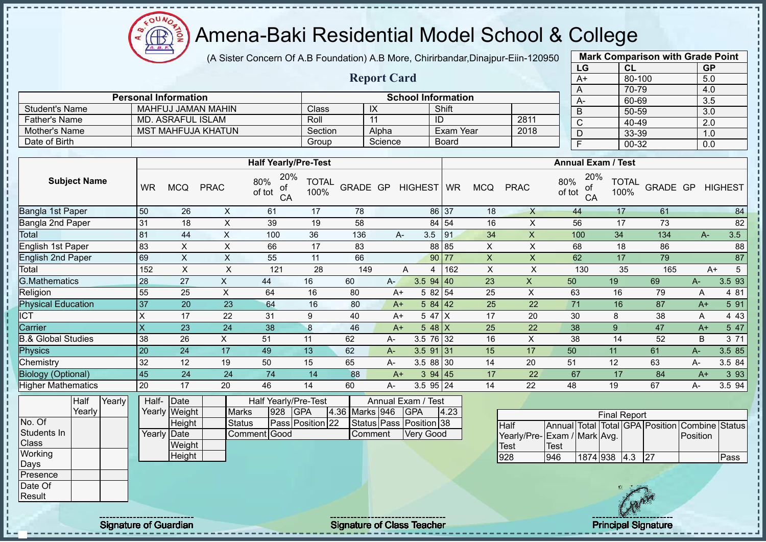# Amena-Baki Residential Model School & College

(A Sister Concern Of A.B Foundation) A.B More, Chirirbandar,Dinajpur-Eiin-120950

## Report Card

| Mark Comparison with Grade Point | | |
|---|---|---|
| LG | CL | GP |
| A+ | 80-100 | 5.0 |
| A | 70-79 | 4.0 |
| A- | 60-69 | 3.5 |
| B | 50-59 | 3.0 |
| C | 40-49 | 2.0 |
| D | 33-39 | 1.0 |
| F | 00-32 | 0.0 |

| Personal Information | | School Information | | | |
|---|---|---|---|---|---|
| Student's Name | MAHFUJ JAMAN MAHIN | Class | IX | Shift | |
| Father's Name | MD. ASRAFUL ISLAM | Roll | 11 | ID | 2811 |
| Mother's Name | MST MAHFUJA KHATUN | Section | Alpha | Exam Year | 2018 |
| Date of Birth | | Group | Science | Board | |

| Subject Name | Half Yearly/Pre-Test | | | | | | | | | Annual Exam / Test | | | | | | | | |
|---|---|---|---|---|---|---|---|---|---|---|---|---|---|---|---|---|---|---|
| | WR | MCQ | PRAC | 80% of tot | 20% of CA | TOTAL 100% | GRADE | GP | HIGHEST | WR | MCQ | PRAC | 80% of tot | 20% of CA | TOTAL 100% | GRADE | GP | HIGHEST |
| Bangla 1st Paper | 50 | 26 | X | 61 | 17 | 78 | | | 86 | 37 | 18 | X | 44 | 17 | 61 | | | 84 |
| Bangla 2nd Paper | 31 | 18 | X | 39 | 19 | 58 | | | 84 | 54 | 16 | X | 56 | 17 | 73 | | | 82 |
| Total | 81 | 44 | X | 100 | 36 | 136 | A- | 3.5 | | 91 | 34 | X | 100 | 34 | 134 | A- | 3.5 | |
| English 1st Paper | 83 | X | X | 66 | 17 | 83 | | | 88 | 85 | X | X | 68 | 18 | 86 | | | 88 |
| English 2nd Paper | 69 | X | X | 55 | 11 | 66 | | | 90 | 77 | X | X | 62 | 17 | 79 | | | 87 |
| Total | 152 | X | X | 121 | 28 | 149 | A | 4 | | 162 | X | X | 130 | 35 | 165 | A+ | 5 | |
| G.Mathematics | 28 | 27 | X | 44 | 16 | 60 | A- | 3.5 | 94 | 40 | 23 | X | 50 | 19 | 69 | A- | 3.5 | 93 |
| Religion | 55 | 25 | X | 64 | 16 | 80 | A+ | 5 | 82 | 54 | 25 | X | 63 | 16 | 79 | A | 4 | 81 |
| Physical Education | 37 | 20 | 23 | 64 | 16 | 80 | A+ | 5 | 84 | 42 | 25 | 22 | 71 | 16 | 87 | A+ | 5 | 91 |
| ICT | X | 17 | 22 | 31 | 9 | 40 | A+ | 5 | 47 | X | 17 | 20 | 30 | 8 | 38 | A | 4 | 43 |
| Carrier | X | 23 | 24 | 38 | 8 | 46 | A+ | 5 | 48 | X | 25 | 22 | 38 | 9 | 47 | A+ | 5 | 47 |
| B.& Global Studies | 38 | 26 | X | 51 | 11 | 62 | A- | 3.5 | 76 | 32 | 16 | X | 38 | 14 | 52 | B | 3 | 71 |
| Physics | 20 | 24 | 17 | 49 | 13 | 62 | A- | 3.5 | 91 | 31 | 15 | 17 | 50 | 11 | 61 | A- | 3.5 | 85 |
| Chemistry | 32 | 12 | 19 | 50 | 15 | 65 | A- | 3.5 | 88 | 30 | 14 | 20 | 51 | 12 | 63 | A- | 3.5 | 84 |
| Biology (Optional) | 45 | 24 | 24 | 74 | 14 | 88 | A+ | 3 | 94 | 45 | 17 | 22 | 67 | 17 | 84 | A+ | 3 | 93 |
| Higher Mathematics | 20 | 17 | 20 | 46 | 14 | 60 | A- | 3.5 | 95 | 24 | 14 | 22 | 48 | 19 | 67 | A- | 3.5 | 94 |

| | Half Yearly | Yearly |
|---|---|---|
| No. Of Students In Class | | |
| Working Days | | |
| Presence | | |
| Date Of Result | | |

| | | |
|---|---|---|
| Half-Yearly | Date | |
| | Weight | |
| | Height | |
| Yearly | Date | |
| | Weight | |
| | Height | |

| Half Yearly/Pre-Test | | | | Annual Exam / Test | | | |
|---|---|---|---|---|---|---|---|
| Marks | 928 | GPA | 4.36 | Marks | 946 | GPA | 4.23 |
| Status | Pass | Position | 22 | Status | Pass | Position | 38 |
| Comment | Good | | | Comment | Very Good | | |

| Final Report | | | | | | | |
|---|---|---|---|---|---|---|---|
| Half Yearly/Pre-Test | Annual Exam / Test | Total Mark | Total Avg. | GPA | Position | Combine Position | Status |
| 928 | 946 | 1874 | 938 | 4.3 | 27 | | Pass |

Signature of Guardian

Signature of Class Teacher

Principal Signature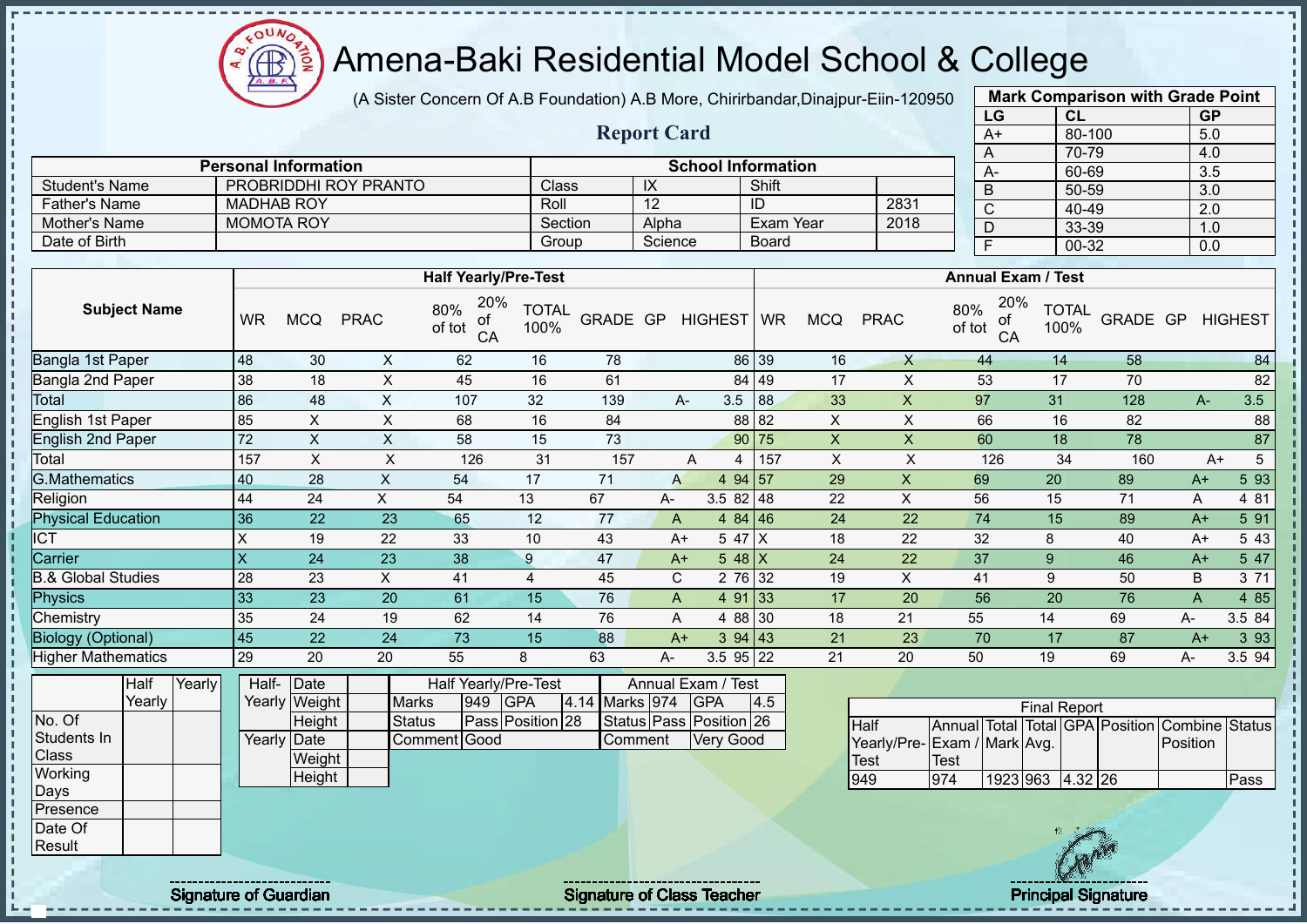# Amena-Baki Residential Model School & College

(A Sister Concern Of A.B Foundation) A.B More, Chirirbandar,Dinajpur-Eiin-120950

## Report Card

| Mark Comparison with Grade Point | | |
|---|---|---|
| LG | CL | GP |
| A+ | 80-100 | 5.0 |
| A | 70-79 | 4.0 |
| A- | 60-69 | 3.5 |
| B | 50-59 | 3.0 |
| C | 40-49 | 2.0 |
| D | 33-39 | 1.0 |
| F | 00-32 | 0.0 |

| Personal Information | | School Information | | | |
|---|---|---|---|---|---|
| Student's Name | PROBRIDDHI ROY PRANTO | Class | IX | Shift | |
| Father's Name | MADHAB ROY | Roll | 12 | ID | 2831 |
| Mother's Name | MOMOTA ROY | Section | Alpha | Exam Year | 2018 |
| Date of Birth | | Group | Science | Board | |

| Subject Name | Half Yearly/Pre-Test | | | | | | | | | Annual Exam / Test | | | | | | | | |
|---|---|---|---|---|---|---|---|---|---|---|---|---|---|---|---|---|---|---|
| | WR | MCQ | PRAC | 80% of tot | 20% of CA | TOTAL 100% | GRADE | GP | HIGHEST | WR | MCQ | PRAC | 80% of tot | 20% of CA | TOTAL 100% | GRADE | GP | HIGHEST |
| Bangla 1st Paper | 48 | 30 | X | 62 | 16 | 78 | | | 86 | 39 | 16 | X | 44 | 14 | 58 | | | 84 |
| Bangla 2nd Paper | 38 | 18 | X | 45 | 16 | 61 | | | 84 | 49 | 17 | X | 53 | 17 | 70 | | | 82 |
| Total | 86 | 48 | X | 107 | 32 | 139 | A- | 3.5 | | 88 | 33 | X | 97 | 31 | 128 | A- | 3.5 | |
| English 1st Paper | 85 | X | X | 68 | 16 | 84 | | | 88 | 82 | X | X | 66 | 16 | 82 | | | 88 |
| English 2nd Paper | 72 | X | X | 58 | 15 | 73 | | | 90 | 75 | X | X | 60 | 18 | 78 | | | 87 |
| Total | 157 | X | X | 126 | 31 | 157 | A | 4 | | 157 | X | X | 126 | 34 | 160 | A+ | 5 | |
| G.Mathematics | 40 | 28 | X | 54 | 17 | 71 | A | 4 | 94 | 57 | 29 | X | 69 | 20 | 89 | A+ | 5 | 93 |
| Religion | 44 | 24 | X | 54 | 13 | 67 | A- | 3.5 | 82 | 48 | 22 | X | 56 | 15 | 71 | A | 4 | 81 |
| Physical Education | 36 | 22 | 23 | 65 | 12 | 77 | A | 4 | 84 | 46 | 24 | 22 | 74 | 15 | 89 | A+ | 5 | 91 |
| ICT | X | 19 | 22 | 33 | 10 | 43 | A+ | 5 | 47 | X | 18 | 22 | 32 | 8 | 40 | A+ | 5 | 43 |
| Carrier | X | 24 | 23 | 38 | 9 | 47 | A+ | 5 | 48 | X | 24 | 22 | 37 | 9 | 46 | A+ | 5 | 47 |
| B.& Global Studies | 28 | 23 | X | 41 | 4 | 45 | C | 2 | 76 | 32 | 19 | X | 41 | 9 | 50 | B | 3 | 71 |
| Physics | 33 | 23 | 20 | 61 | 15 | 76 | A | 4 | 91 | 33 | 17 | 20 | 56 | 20 | 76 | A | 4 | 85 |
| Chemistry | 35 | 24 | 19 | 62 | 14 | 76 | A | 4 | 88 | 30 | 18 | 21 | 55 | 14 | 69 | A- | 3.5 | 84 |
| Biology (Optional) | 45 | 22 | 24 | 73 | 15 | 88 | A+ | 3 | 94 | 43 | 21 | 23 | 70 | 17 | 87 | A+ | 3 | 93 |
| Higher Mathematics | 29 | 20 | 20 | 55 | 8 | 63 | A- | 3.5 | 95 | 22 | 21 | 20 | 50 | 19 | 69 | A- | 3.5 | 94 |

| | Half Yearly | Yearly |
|---|---|---|
| No. Of Students In Class | | |
| Working Days | | |
| Presence | | |
| Date Of Result | | |

| | | |
|---|---|---|
| Half-Yearly | Date | |
| | Weight | |
| | Height | |
| Yearly | Date | |
| | Weight | |
| | Height | |

| Half Yearly/Pre-Test | | | | Annual Exam / Test | | | |
|---|---|---|---|---|---|---|---|
| Marks | 949 | GPA | 4.14 | Marks | 974 | GPA | 4.5 |
| Status | Pass | Position | 28 | Status | Pass | Position | 26 |
| Comment | Good | | | Comment | Very Good | | |

| Final Report | | | | | | | |
|---|---|---|---|---|---|---|---|
| Half Yearly/Pre-Test | Annual Exam / Test | Total Mark | Total Avg. | GPA | Position | Combine Position | Status |
| 949 | 974 | 1923 | 963 | 4.32 | 26 | | Pass |

Signature of Guardian | Signature of Class Teacher | Principal Signature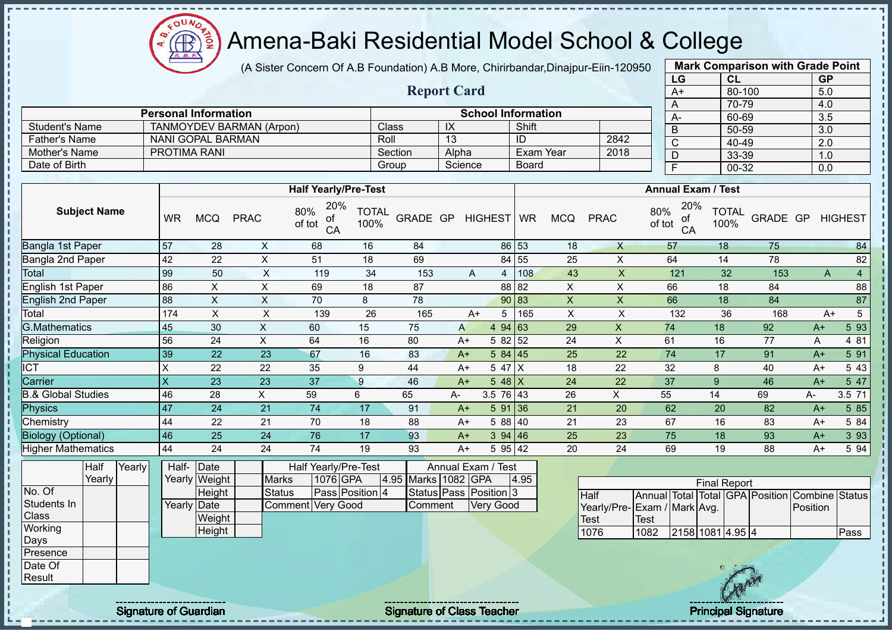# Amena-Baki Residential Model School & College

(A Sister Concern Of A.B Foundation) A.B More, Chirirbandar,Dinajpur-Eiin-120950

## Report Card

| Mark Comparison with Grade Point | | |
|---|---|---|
| LG | CL | GP |
| A+ | 80-100 | 5.0 |
| A | 70-79 | 4.0 |
| A- | 60-69 | 3.5 |
| B | 50-59 | 3.0 |
| C | 40-49 | 2.0 |
| D | 33-39 | 1.0 |
| F | 00-32 | 0.0 |

| Personal Information | | School Information | | | |
|---|---|---|---|---|---|
| Student's Name | TANMOYDEV BARMAN (Arpon) | Class | IX | Shift | |
| Father's Name | NANI GOPAL BARMAN | Roll | 13 | ID | 2842 |
| Mother's Name | PROTIMA RANI | Section | Alpha | Exam Year | 2018 |
| Date of Birth | | Group | Science | Board | |

| Subject Name | Half Yearly/Pre-Test | | | | | | | | | Annual Exam / Test | | | | | | | | |
|---|---|---|---|---|---|---|---|---|---|---|---|---|---|---|---|---|---|---|
| | WR | MCQ | PRAC | 80% of tot | 20% of CA | TOTAL 100% | GRADE | GP | HIGHEST | WR | MCQ | PRAC | 80% of tot | 20% of CA | TOTAL 100% | GRADE | GP | HIGHEST |
| Bangla 1st Paper | 57 | 28 | X | 68 | 16 | 84 | | | 86 | 53 | 18 | X | 57 | 18 | 75 | | | 84 |
| Bangla 2nd Paper | 42 | 22 | X | 51 | 18 | 69 | | | 84 | 55 | 25 | X | 64 | 14 | 78 | | | 82 |
| Total | 99 | 50 | X | 119 | 34 | 153 | A | 4 | | 108 | 43 | X | 121 | 32 | 153 | A | 4 | |
| English 1st Paper | 86 | X | X | 69 | 18 | 87 | | | 88 | 82 | X | X | 66 | 18 | 84 | | | 88 |
| English 2nd Paper | 88 | X | X | 70 | 8 | 78 | | | 90 | 83 | X | X | 66 | 18 | 84 | | | 87 |
| Total | 174 | X | X | 139 | 26 | 165 | A+ | 5 | | 165 | X | X | 132 | 36 | 168 | A+ | 5 | |
| G.Mathematics | 45 | 30 | X | 60 | 15 | 75 | A | 4 | 94 | 63 | 29 | X | 74 | 18 | 92 | A+ | 5 | 93 |
| Religion | 56 | 24 | X | 64 | 16 | 80 | A+ | 5 | 82 | 52 | 24 | X | 61 | 16 | 77 | A | 4 | 81 |
| Physical Education | 39 | 22 | 23 | 67 | 16 | 83 | A+ | 5 | 84 | 45 | 25 | 22 | 74 | 17 | 91 | A+ | 5 | 91 |
| ICT | X | 22 | 22 | 35 | 9 | 44 | A+ | 5 | 47 | X | 18 | 22 | 32 | 8 | 40 | A+ | 5 | 43 |
| Carrier | X | 23 | 23 | 37 | 9 | 46 | A+ | 5 | 48 | X | 24 | 22 | 37 | 9 | 46 | A+ | 5 | 47 |
| B.& Global Studies | 46 | 28 | X | 59 | 6 | 65 | A- | 3.5 | 76 | 43 | 26 | X | 55 | 14 | 69 | A- | 3.5 | 71 |
| Physics | 47 | 24 | 21 | 74 | 17 | 91 | A+ | 5 | 91 | 36 | 21 | 20 | 62 | 20 | 82 | A+ | 5 | 85 |
| Chemistry | 44 | 22 | 21 | 70 | 18 | 88 | A+ | 5 | 88 | 40 | 21 | 23 | 67 | 16 | 83 | A+ | 5 | 84 |
| Biology (Optional) | 46 | 25 | 24 | 76 | 17 | 93 | A+ | 3 | 94 | 46 | 25 | 23 | 75 | 18 | 93 | A+ | 3 | 93 |
| Higher Mathematics | 44 | 24 | 24 | 74 | 19 | 93 | A+ | 5 | 95 | 42 | 20 | 24 | 69 | 19 | 88 | A+ | 5 | 94 |

| | Half Yearly | Yearly |
|---|---|---|
| No. Of Students In Class | | |
| Working Days | | |
| Presence | | |
| Date Of Result | | |

| | | |
|---|---|---|
| Half-Yearly | Date | |
| | Weight | |
| | Height | |
| Yearly | Date | |
| | Weight | |
| | Height | |

| Half Yearly/Pre-Test | | | | Annual Exam / Test | | | |
|---|---|---|---|---|---|---|---|
| Marks | 1076 | GPA | 4.95 | Marks | 1082 | GPA | 4.95 |
| Status | Pass | Position | 4 | Status | Pass | Position | 3 |
| Comment | Very Good | | | Comment | Very Good | | |

| Final Report | | | | | | | |
|---|---|---|---|---|---|---|---|
| Half Yearly/Pre-Test | Annual Exam / Test | Total Mark | Total Avg. | GPA | Position | Combine Position | Status |
| 1076 | 1082 | 2158 | 1081 | 4.95 | 4 | | Pass |

Signature of Guardian | Signature of Class Teacher | Principal Signature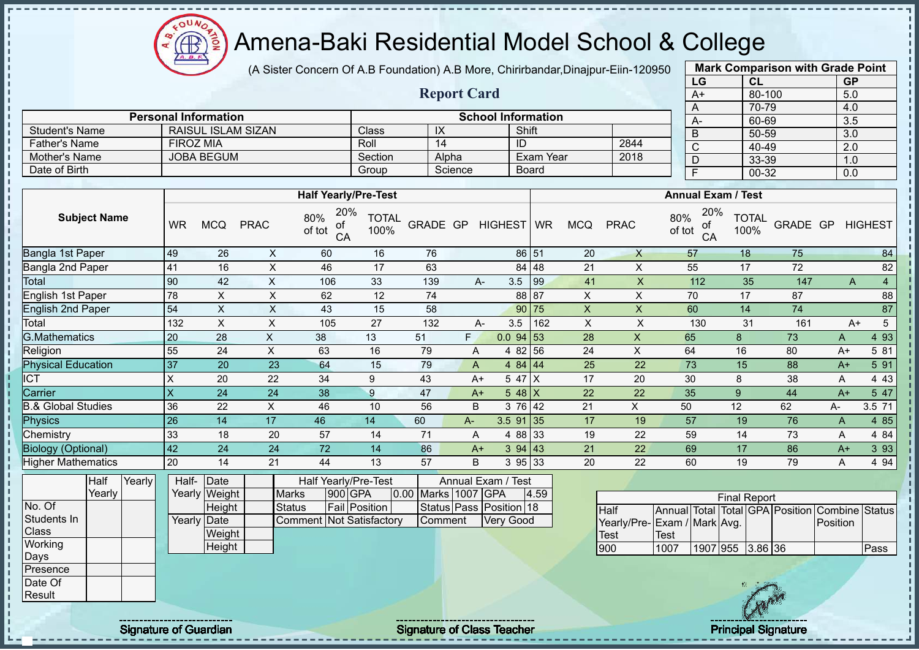# Amena-Baki Residential Model School & College

(A Sister Concern Of A.B Foundation) A.B More, Chirirbandar,Dinajpur-Eiin-120950

## Report Card

| Mark Comparison with Grade Point | | |
|---|---|---|
| LG | CL | GP |
| A+ | 80-100 | 5.0 |
| A | 70-79 | 4.0 |
| A- | 60-69 | 3.5 |
| B | 50-59 | 3.0 |
| C | 40-49 | 2.0 |
| D | 33-39 | 1.0 |
| F | 00-32 | 0.0 |

| Personal Information | | School Information | | | |
|---|---|---|---|---|---|
| Student's Name | RAISUL ISLAM SIZAN | Class | IX | Shift | |
| Father's Name | FIROZ MIA | Roll | 14 | ID | 2844 |
| Mother's Name | JOBA BEGUM | Section | Alpha | Exam Year | 2018 |
| Date of Birth | | Group | Science | Board | |

| Subject Name | Half Yearly/Pre-Test | | | | | | | | | Annual Exam / Test | | | | | | | | |
|---|---|---|---|---|---|---|---|---|---|---|---|---|---|---|---|---|---|---|
| | WR | MCQ | PRAC | 80% of tot | 20% of CA | TOTAL 100% | GRADE | GP | HIGHEST | WR | MCQ | PRAC | 80% of tot | 20% of CA | TOTAL 100% | GRADE | GP | HIGHEST |
| Bangla 1st Paper | 49 | 26 | X | 60 | 16 | 76 | | | 86 | 51 | 20 | X | 57 | 18 | 75 | | | 84 |
| Bangla 2nd Paper | 41 | 16 | X | 46 | 17 | 63 | | | 84 | 48 | 21 | X | 55 | 17 | 72 | | | 82 |
| Total | 90 | 42 | X | 106 | 33 | 139 | A- | 3.5 | | 99 | 41 | X | 112 | 35 | 147 | A | 4 | |
| English 1st Paper | 78 | X | X | 62 | 12 | 74 | | | 88 | 87 | X | X | 70 | 17 | 87 | | | 88 |
| English 2nd Paper | 54 | X | X | 43 | 15 | 58 | | | 90 | 75 | X | X | 60 | 14 | 74 | | | 87 |
| Total | 132 | X | X | 105 | 27 | 132 | A- | 3.5 | | 162 | X | X | 130 | 31 | 161 | A+ | 5 | |
| G.Mathematics | 20 | 28 | X | 38 | 13 | 51 | F | 0.0 | 94 | 53 | 28 | X | 65 | 8 | 73 | A | 4 | 93 |
| Religion | 55 | 24 | X | 63 | 16 | 79 | A | 4 | 82 | 56 | 24 | X | 64 | 16 | 80 | A+ | 5 | 81 |
| Physical Education | 37 | 20 | 23 | 64 | 15 | 79 | A | 4 | 84 | 44 | 25 | 22 | 73 | 15 | 88 | A+ | 5 | 91 |
| ICT | X | 20 | 22 | 34 | 9 | 43 | A+ | 5 | 47 | X | 17 | 20 | 30 | 8 | 38 | A | 4 | 43 |
| Carrier | X | 24 | 24 | 38 | 9 | 47 | A+ | 5 | 48 | X | 22 | 22 | 35 | 9 | 44 | A+ | 5 | 47 |
| B.& Global Studies | 36 | 22 | X | 46 | 10 | 56 | B | 3 | 76 | 42 | 21 | X | 50 | 12 | 62 | A- | 3.5 | 71 |
| Physics | 26 | 14 | 17 | 46 | 14 | 60 | A- | 3.5 | 91 | 35 | 17 | 19 | 57 | 19 | 76 | A | 4 | 85 |
| Chemistry | 33 | 18 | 20 | 57 | 14 | 71 | A | 4 | 88 | 33 | 19 | 22 | 59 | 14 | 73 | A | 4 | 84 |
| Biology (Optional) | 42 | 24 | 24 | 72 | 14 | 86 | A+ | 3 | 94 | 43 | 21 | 22 | 69 | 17 | 86 | A+ | 3 | 93 |
| Higher Mathematics | 20 | 14 | 21 | 44 | 13 | 57 | B | 3 | 95 | 33 | 20 | 22 | 60 | 19 | 79 | A | 4 | 94 |

| | Half Yearly | Yearly |
|---|---|---|
| No. Of Students In Class | | |
| Working Days | | |
| Presence | | |
| Date Of Result | | |

| | | |
|---|---|---|
| Half-Yearly | Date | |
| | Weight | |
| | Height | |
| Yearly | Date | |
| | Weight | |
| | Height | |

| Half Yearly/Pre-Test | | | | Annual Exam / Test | | | |
|---|---|---|---|---|---|---|---|
| Marks | 900 | GPA | 0.00 | Marks | 1007 | GPA | 4.59 |
| Status | Fail | Position | | Status | Pass | Position | 18 |
| Comment | Not Satisfactory | | | Comment | Very Good | | |

| Final Report | | | | | | | |
|---|---|---|---|---|---|---|---|
| Half Yearly/Pre-Test | Annual Exam / Test | Total Mark | Total Avg. | GPA | Position | Combine Position | Status |
| 900 | 1007 | 1907 | 955 | 3.86 | 36 | | Pass |

Signature of Guardian

Signature of Class Teacher

Principal Signature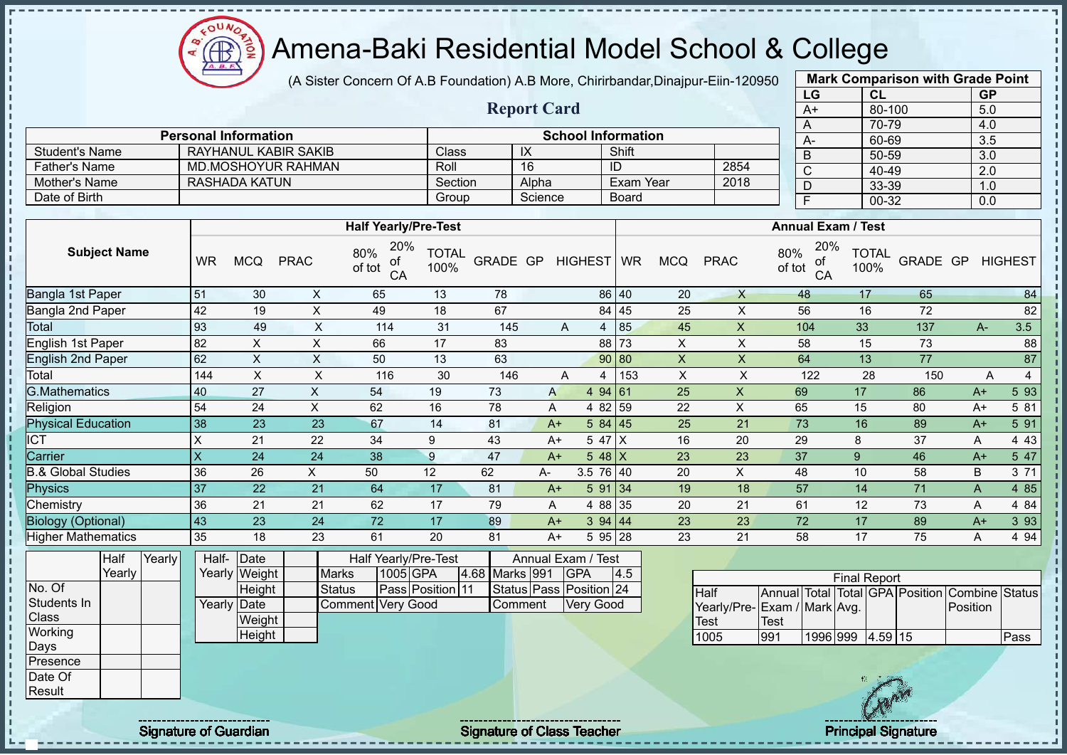# Amena-Baki Residential Model School & College

(A Sister Concern Of A.B Foundation) A.B More, Chirirbandar,Dinajpur-Eiin-120950

**Report Card**

| Mark Comparison with Grade Point | | |
|---|---|---|
| LG | CL | GP |
| A+ | 80-100 | 5.0 |
| A | 70-79 | 4.0 |
| A- | 60-69 | 3.5 |
| B | 50-59 | 3.0 |
| C | 40-49 | 2.0 |
| D | 33-39 | 1.0 |
| F | 00-32 | 0.0 |

| Personal Information | | School Information | | | |
|---|---|---|---|---|---|
| Student's Name | RAYHANUL KABIR SAKIB | Class | IX | Shift | |
| Father's Name | MD.MOSHOYUR RAHMAN | Roll | 16 | ID | 2854 |
| Mother's Name | RASHADA KATUN | Section | Alpha | Exam Year | 2018 |
| Date of Birth | | Group | Science | Board | |

| Subject Name | Half Yearly/Pre-Test | | | | | | | | | Annual Exam / Test | | | | | | | | |
|---|---|---|---|---|---|---|---|---|---|---|---|---|---|---|---|---|---|---|
| | WR | MCQ | PRAC | 80% of tot | 20% of CA | TOTAL 100% | GRADE | GP | HIGHEST | WR | MCQ | PRAC | 80% of tot | 20% of CA | TOTAL 100% | GRADE | GP | HIGHEST |
| Bangla 1st Paper | 51 | 30 | X | 65 | 13 | 78 | | | 86 | 40 | 20 | X | 48 | 17 | 65 | | | 84 |
| Bangla 2nd Paper | 42 | 19 | X | 49 | 18 | 67 | | | 84 | 45 | 25 | X | 56 | 16 | 72 | | | 82 |
| Total | 93 | 49 | X | 114 | 31 | 145 | A | 4 | | 85 | 45 | X | 104 | 33 | 137 | A- | 3.5 | |
| English 1st Paper | 82 | X | X | 66 | 17 | 83 | | | 88 | 73 | X | X | 58 | 15 | 73 | | | 88 |
| English 2nd Paper | 62 | X | X | 50 | 13 | 63 | | | 90 | 80 | X | X | 64 | 13 | 77 | | | 87 |
| Total | 144 | X | X | 116 | 30 | 146 | A | 4 | | 153 | X | X | 122 | 28 | 150 | A | 4 | |
| G.Mathematics | 40 | 27 | X | 54 | 19 | 73 | A | 4 | 94 | 61 | 25 | X | 69 | 17 | 86 | A+ | 5 | 93 |
| Religion | 54 | 24 | X | 62 | 16 | 78 | A | 4 | 82 | 59 | 22 | X | 65 | 15 | 80 | A+ | 5 | 81 |
| Physical Education | 38 | 23 | 23 | 67 | 14 | 81 | A+ | 5 | 84 | 45 | 25 | 21 | 73 | 16 | 89 | A+ | 5 | 91 |
| ICT | X | 21 | 22 | 34 | 9 | 43 | A+ | 5 | 47 | X | 16 | 20 | 29 | 8 | 37 | A | 4 | 43 |
| Carrier | X | 24 | 24 | 38 | 9 | 47 | A+ | 5 | 48 | X | 23 | 23 | 37 | 9 | 46 | A+ | 5 | 47 |
| B.& Global Studies | 36 | 26 | X | 50 | 12 | 62 | A- | 3.5 | 76 | 40 | 20 | X | 48 | 10 | 58 | B | 3 | 71 |
| Physics | 37 | 22 | 21 | 64 | 17 | 81 | A+ | 5 | 91 | 34 | 19 | 18 | 57 | 14 | 71 | A | 4 | 85 |
| Chemistry | 36 | 21 | 21 | 62 | 17 | 79 | A | 4 | 88 | 35 | 20 | 21 | 61 | 12 | 73 | A | 4 | 84 |
| Biology (Optional) | 43 | 23 | 24 | 72 | 17 | 89 | A+ | 3 | 94 | 44 | 23 | 23 | 72 | 17 | 89 | A+ | 3 | 93 |
| Higher Mathematics | 35 | 18 | 23 | 61 | 20 | 81 | A+ | 5 | 95 | 28 | 23 | 21 | 58 | 17 | 75 | A | 4 | 94 |

| | Half Yearly | Yearly |
|---|---|---|
| No. Of Students In Class | | |
| Working Days | | |
| Presence | | |
| Date Of Result | | |

| | | |
|---|---|---|
| Half-Yearly | Date | |
| | Weight | |
| | Height | |
| Yearly | Date | |
| | Weight | |
| | Height | |

| Half Yearly/Pre-Test | | | | Annual Exam / Test | | | |
|---|---|---|---|---|---|---|---|
| Marks | 1005 | GPA | 4.68 | Marks | 991 | GPA | 4.5 |
| Status | Pass | Position | 11 | Status | Pass | Position | 24 |
| Comment | Very Good | | | Comment | Very Good | | |

| Final Report | | | | | | | |
|---|---|---|---|---|---|---|---|
| Half Yearly/Pre-Test | Annual Exam / Test | Total Mark | Total Avg. | GPA | Position | Combine Position | Status |
| 1005 | 991 | 1996 | 999 | 4.59 | 15 | | Pass |

Signature of Guardian

Signature of Class Teacher

Principal Signature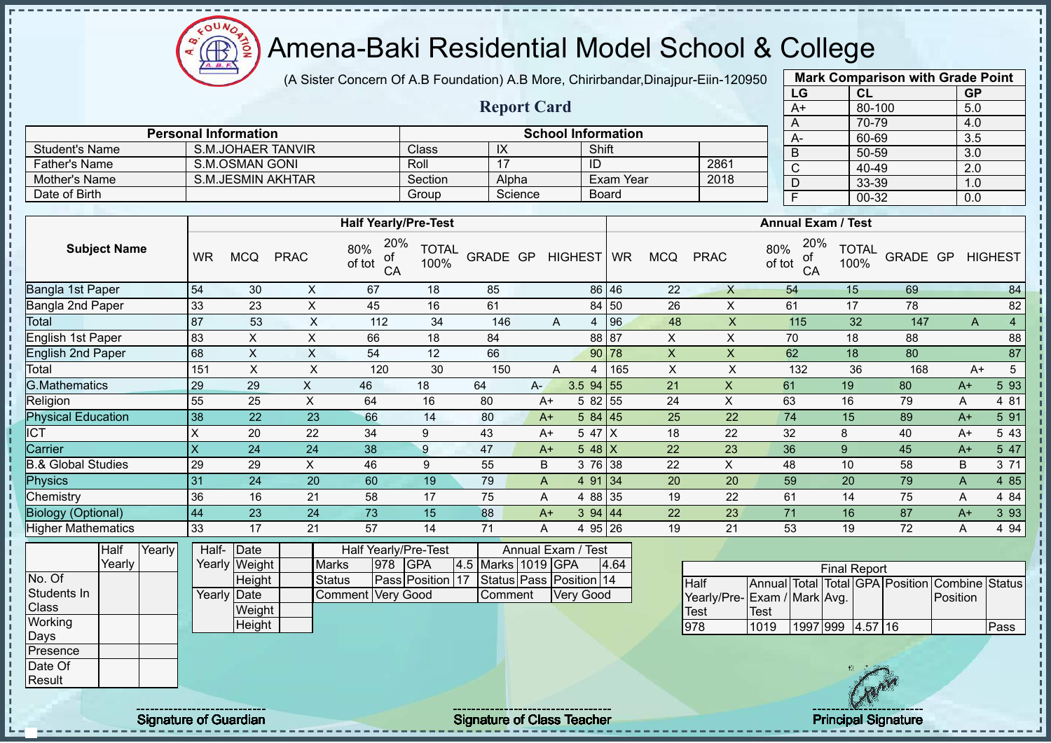# Amena-Baki Residential Model School & College

(A Sister Concern Of A.B Foundation) A.B More, Chirirbandar,Dinajpur-Eiin-120950

## Report Card

| Mark Comparison with Grade Point | | |
|---|---|---|
| LG | CL | GP |
| A+ | 80-100 | 5.0 |
| A | 70-79 | 4.0 |
| A- | 60-69 | 3.5 |
| B | 50-59 | 3.0 |
| C | 40-49 | 2.0 |
| D | 33-39 | 1.0 |
| F | 00-32 | 0.0 |

| Personal Information | | School Information | | | |
|---|---|---|---|---|---|
| Student's Name | S.M.JOHAER TANVIR | Class | IX | Shift | |
| Father's Name | S.M.OSMAN GONI | Roll | 17 | ID | 2861 |
| Mother's Name | S.M.JESMIN AKHTAR | Section | Alpha | Exam Year | 2018 |
| Date of Birth | | Group | Science | Board | |

| Subject Name | Half Yearly/Pre-Test | | | | | | | | | Annual Exam / Test | | | | | | | | |
|---|---|---|---|---|---|---|---|---|---|---|---|---|---|---|---|---|---|---|
| | WR | MCQ | PRAC | 80% of tot | 20% of CA | TOTAL 100% | GRADE | GP | HIGHEST | WR | MCQ | PRAC | 80% of tot | 20% of CA | TOTAL 100% | GRADE | GP | HIGHEST |
| Bangla 1st Paper | 54 | 30 | X | 67 | 18 | 85 | | | 86 | 46 | 22 | X | 54 | 15 | 69 | | | 84 |
| Bangla 2nd Paper | 33 | 23 | X | 45 | 16 | 61 | | | 84 | 50 | 26 | X | 61 | 17 | 78 | | | 82 |
| Total | 87 | 53 | X | 112 | 34 | 146 | A | 4 | | 96 | 48 | X | 115 | 32 | 147 | A | 4 | |
| English 1st Paper | 83 | X | X | 66 | 18 | 84 | | | 88 | 87 | X | X | 70 | 18 | 88 | | | 88 |
| English 2nd Paper | 68 | X | X | 54 | 12 | 66 | | | 90 | 78 | X | X | 62 | 18 | 80 | | | 87 |
| Total | 151 | X | X | 120 | 30 | 150 | A | 4 | | 165 | X | X | 132 | 36 | 168 | A+ | 5 | |
| G.Mathematics | 29 | 29 | X | 46 | 18 | 64 | A- | 3.5 | 94 | 55 | 21 | X | 61 | 19 | 80 | A+ | 5 | 93 |
| Religion | 55 | 25 | X | 64 | 16 | 80 | A+ | 5 | 82 | 55 | 24 | X | 63 | 16 | 79 | A | 4 | 81 |
| Physical Education | 38 | 22 | 23 | 66 | 14 | 80 | A+ | 5 | 84 | 45 | 25 | 22 | 74 | 15 | 89 | A+ | 5 | 91 |
| ICT | X | 20 | 22 | 34 | 9 | 43 | A+ | 5 | 47 | X | 18 | 22 | 32 | 8 | 40 | A+ | 5 | 43 |
| Carrier | X | 24 | 24 | 38 | 9 | 47 | A+ | 5 | 48 | X | 22 | 23 | 36 | 9 | 45 | A+ | 5 | 47 |
| B.& Global Studies | 29 | 29 | X | 46 | 9 | 55 | B | 3 | 76 | 38 | 22 | X | 48 | 10 | 58 | B | 3 | 71 |
| Physics | 31 | 24 | 20 | 60 | 19 | 79 | A | 4 | 91 | 34 | 20 | 20 | 59 | 20 | 79 | A | 4 | 85 |
| Chemistry | 36 | 16 | 21 | 58 | 17 | 75 | A | 4 | 88 | 35 | 19 | 22 | 61 | 14 | 75 | A | 4 | 84 |
| Biology (Optional) | 44 | 23 | 24 | 73 | 15 | 88 | A+ | 3 | 94 | 44 | 22 | 23 | 71 | 16 | 87 | A+ | 3 | 93 |
| Higher Mathematics | 33 | 17 | 21 | 57 | 14 | 71 | A | 4 | 95 | 26 | 19 | 21 | 53 | 19 | 72 | A | 4 | 94 |

| | Half Yearly | Yearly |
|---|---|---|
| No. Of Students In Class | | |
| Working Days | | |
| Presence | | |
| Date Of Result | | |

| Half-Yearly | Date | |
|---|---|---|
| | Weight | |
| | Height | |
| Yearly | Date | |
| | Weight | |
| | Height | |

| Half Yearly/Pre-Test | | | | Annual Exam / Test | | | |
|---|---|---|---|---|---|---|---|
| Marks | 978 | GPA | 4.5 | Marks | 1019 | GPA | 4.64 |
| Status | Pass | Position | 17 | Status | Pass | Position | 14 |
| Comment | Very Good | | | Comment | Very Good | | |

| Final Report | | | | | | | |
|---|---|---|---|---|---|---|---|
| Half Yearly/Pre-Test | Annual Exam / Test | Total Mark | Total Avg. | GPA | Position | Combine Position | Status |
| 978 | 1019 | 1997 | 999 | 4.57 | 16 | | Pass |

Signature of Guardian

Signature of Class Teacher

Principal Signature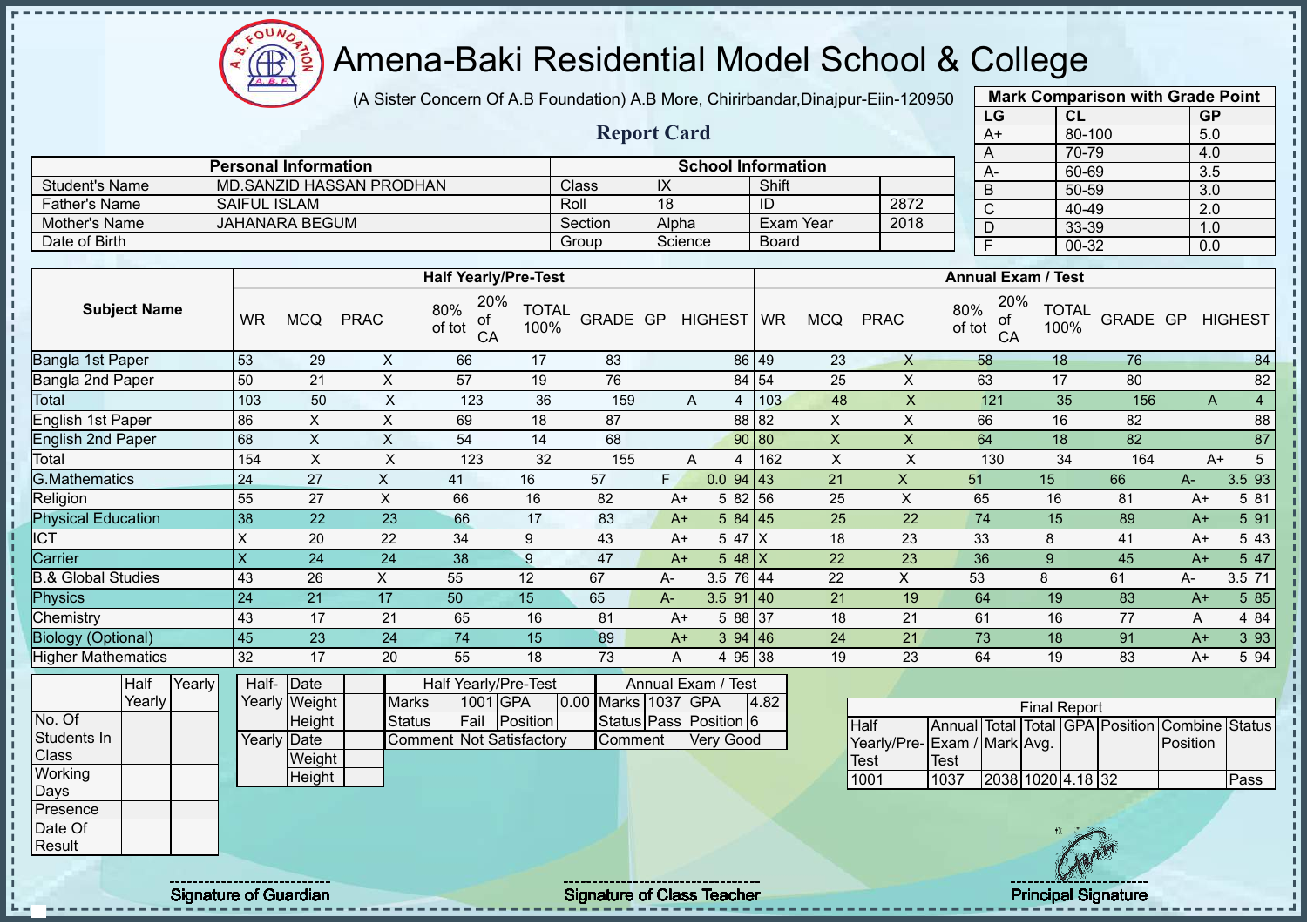# Amena-Baki Residential Model School & College

(A Sister Concern Of A.B Foundation) A.B More, Chirirbandar,Dinajpur-Eiin-120950

## Report Card

| Mark Comparison with Grade Point | | |
|---|---|---|
| LG | CL | GP |
| A+ | 80-100 | 5.0 |
| A | 70-79 | 4.0 |
| A- | 60-69 | 3.5 |
| B | 50-59 | 3.0 |
| C | 40-49 | 2.0 |
| D | 33-39 | 1.0 |
| F | 00-32 | 0.0 |

| Personal Information | | School Information | | | |
|---|---|---|---|---|---|
| Student's Name | MD.SANZID HASSAN PRODHAN | Class | IX | Shift | |
| Father's Name | SAIFUL ISLAM | Roll | 18 | ID | 2872 |
| Mother's Name | JAHANARA BEGUM | Section | Alpha | Exam Year | 2018 |
| Date of Birth | | Group | Science | Board | |

| Subject Name | Half Yearly/Pre-Test | | | | | | | | | Annual Exam / Test | | | | | | | | |
|---|---|---|---|---|---|---|---|---|---|---|---|---|---|---|---|---|---|---|
| | WR | MCQ | PRAC | 80% of tot | 20% of CA | TOTAL 100% | GRADE | GP | HIGHEST | WR | MCQ | PRAC | 80% of tot | 20% of CA | TOTAL 100% | GRADE | GP | HIGHEST |
| Bangla 1st Paper | 53 | 29 | X | 66 | 17 | 83 | | | 86 | 49 | 23 | X | 58 | 18 | 76 | | | 84 |
| Bangla 2nd Paper | 50 | 21 | X | 57 | 19 | 76 | | | 84 | 54 | 25 | X | 63 | 17 | 80 | | | 82 |
| Total | 103 | 50 | X | 123 | 36 | 159 | A | 4 | | 103 | 48 | X | 121 | 35 | 156 | A | 4 | |
| English 1st Paper | 86 | X | X | 69 | 18 | 87 | | | 88 | 82 | X | X | 66 | 16 | 82 | | | 88 |
| English 2nd Paper | 68 | X | X | 54 | 14 | 68 | | | 90 | 80 | X | X | 64 | 18 | 82 | | | 87 |
| Total | 154 | X | X | 123 | 32 | 155 | A | 4 | | 162 | X | X | 130 | 34 | 164 | A+ | 5 | |
| G.Mathematics | 24 | 27 | X | 41 | 16 | 57 | F | 0.0 | 94 | 43 | 21 | X | 51 | 15 | 66 | A- | 3.5 | 93 |
| Religion | 55 | 27 | X | 66 | 16 | 82 | A+ | 5 | 82 | 56 | 25 | X | 65 | 16 | 81 | A+ | 5 | 81 |
| Physical Education | 38 | 22 | 23 | 66 | 17 | 83 | A+ | 5 | 84 | 45 | 25 | 22 | 74 | 15 | 89 | A+ | 5 | 91 |
| ICT | X | 20 | 22 | 34 | 9 | 43 | A+ | 5 | 47 | X | 18 | 23 | 33 | 8 | 41 | A+ | 5 | 43 |
| Carrier | X | 24 | 24 | 38 | 9 | 47 | A+ | 5 | 48 | X | 22 | 23 | 36 | 9 | 45 | A+ | 5 | 47 |
| B.& Global Studies | 43 | 26 | X | 55 | 12 | 67 | A- | 3.5 | 76 | 44 | 22 | X | 53 | 8 | 61 | A- | 3.5 | 71 |
| Physics | 24 | 21 | 17 | 50 | 15 | 65 | A- | 3.5 | 91 | 40 | 21 | 19 | 64 | 19 | 83 | A+ | 5 | 85 |
| Chemistry | 43 | 17 | 21 | 65 | 16 | 81 | A+ | 5 | 88 | 37 | 18 | 21 | 61 | 16 | 77 | A | 4 | 84 |
| Biology (Optional) | 45 | 23 | 24 | 74 | 15 | 89 | A+ | 3 | 94 | 46 | 24 | 21 | 73 | 18 | 91 | A+ | 3 | 93 |
| Higher Mathematics | 32 | 17 | 20 | 55 | 18 | 73 | A | 4 | 95 | 38 | 19 | 23 | 64 | 19 | 83 | A+ | 5 | 94 |

| | Half Yearly | Yearly |
|---|---|---|
| No. Of Students In Class | | |
| Working Days | | |
| Presence | | |
| Date Of Result | | |

| | | |
|---|---|---|
| Half-Yearly | Date | |
| | Weight | |
| | Height | |
| Yearly | Date | |
| | Weight | |
| | Height | |

| Half Yearly/Pre-Test | | | | Annual Exam / Test | | | |
|---|---|---|---|---|---|---|---|
| Marks | 1001 | GPA | 0.00 | Marks | 1037 | GPA | 4.82 |
| Status | Fail | Position | | Status | Pass | Position | 6 |
| Comment | Not Satisfactory | | | Comment | Very Good | | |

| Final Report | | | | | | | |
|---|---|---|---|---|---|---|---|
| Half Yearly/Pre-Test | Annual Exam / Test | Total Mark | Total Avg. | GPA | Position | Combine Position | Status |
| 1001 | 1037 | 2038 | 1020 | 4.18 | 32 | | Pass |

Signature of Guardian

Signature of Class Teacher

Principal Signature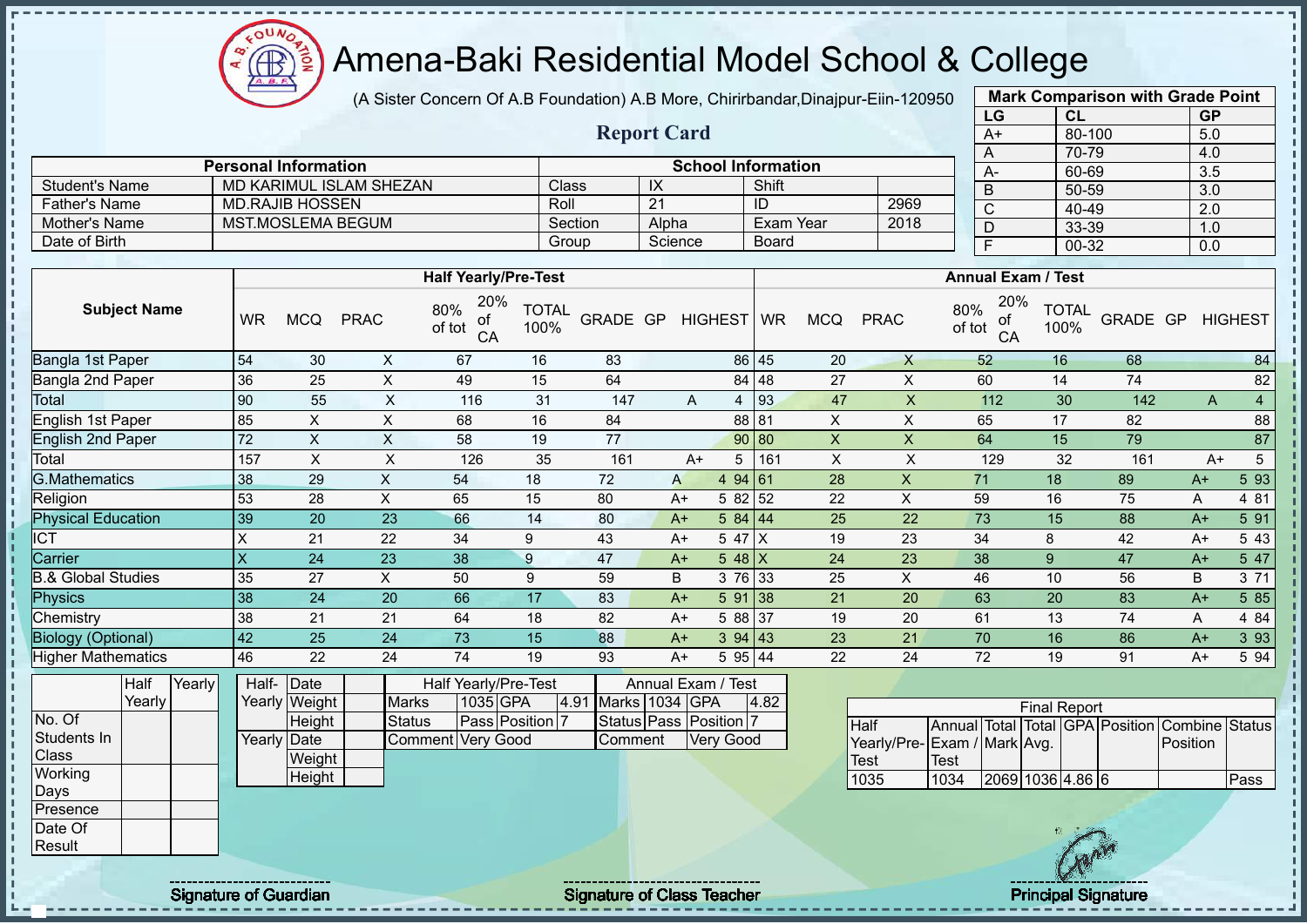# Amena-Baki Residential Model School & College

(A Sister Concern Of A.B Foundation) A.B More, Chirirbandar,Dinajpur-Eiin-120950

## Report Card

| Mark Comparison with Grade Point | | |
|---|---|---|
| LG | CL | GP |
| A+ | 80-100 | 5.0 |
| A | 70-79 | 4.0 |
| A- | 60-69 | 3.5 |
| B | 50-59 | 3.0 |
| C | 40-49 | 2.0 |
| D | 33-39 | 1.0 |
| F | 00-32 | 0.0 |

| Personal Information | | School Information | | | |
|---|---|---|---|---|---|
| Student's Name | MD KARIMUL ISLAM SHEZAN | Class | IX | Shift | |
| Father's Name | MD.RAJIB HOSSEN | Roll | 21 | ID | 2969 |
| Mother's Name | MST.MOSLEMA BEGUM | Section | Alpha | Exam Year | 2018 |
| Date of Birth | | Group | Science | Board | |

| Subject Name | Half Yearly/Pre-Test | | | | | | | | | Annual Exam / Test | | | | | | | | |
|---|---|---|---|---|---|---|---|---|---|---|---|---|---|---|---|---|---|---|
| | WR | MCQ | PRAC | 80% of tot | 20% of CA | TOTAL 100% | GRADE | GP | HIGHEST | WR | MCQ | PRAC | 80% of tot | 20% of CA | TOTAL 100% | GRADE | GP | HIGHEST |
| Bangla 1st Paper | 54 | 30 | X | 67 | 16 | 83 | | | 86 | 45 | 20 | X | 52 | 16 | 68 | | | 84 |
| Bangla 2nd Paper | 36 | 25 | X | 49 | 15 | 64 | | | 84 | 48 | 27 | X | 60 | 14 | 74 | | | 82 |
| Total | 90 | 55 | X | 116 | 31 | 147 | A | 4 | | 93 | 47 | X | 112 | 30 | 142 | A | 4 | |
| English 1st Paper | 85 | X | X | 68 | 16 | 84 | | | 88 | 81 | X | X | 65 | 17 | 82 | | | 88 |
| English 2nd Paper | 72 | X | X | 58 | 19 | 77 | | | 90 | 80 | X | X | 64 | 15 | 79 | | | 87 |
| Total | 157 | X | X | 126 | 35 | 161 | A+ | 5 | | 161 | X | X | 129 | 32 | 161 | A+ | 5 | |
| G.Mathematics | 38 | 29 | X | 54 | 18 | 72 | A | 4 | 94 | 61 | 28 | X | 71 | 18 | 89 | A+ | 5 | 93 |
| Religion | 53 | 28 | X | 65 | 15 | 80 | A+ | 5 | 82 | 52 | 22 | X | 59 | 16 | 75 | A | 4 | 81 |
| Physical Education | 39 | 20 | 23 | 66 | 14 | 80 | A+ | 5 | 84 | 44 | 25 | 22 | 73 | 15 | 88 | A+ | 5 | 91 |
| ICT | X | 21 | 22 | 34 | 9 | 43 | A+ | 5 | 47 | X | 19 | 23 | 34 | 8 | 42 | A+ | 5 | 43 |
| Carrier | X | 24 | 23 | 38 | 9 | 47 | A+ | 5 | 48 | X | 24 | 23 | 38 | 9 | 47 | A+ | 5 | 47 |
| B.& Global Studies | 35 | 27 | X | 50 | 9 | 59 | B | 3 | 76 | 33 | 25 | X | 46 | 10 | 56 | B | 3 | 71 |
| Physics | 38 | 24 | 20 | 66 | 17 | 83 | A+ | 5 | 91 | 38 | 21 | 20 | 63 | 20 | 83 | A+ | 5 | 85 |
| Chemistry | 38 | 21 | 21 | 64 | 18 | 82 | A+ | 5 | 88 | 37 | 19 | 20 | 61 | 13 | 74 | A | 4 | 84 |
| Biology (Optional) | 42 | 25 | 24 | 73 | 15 | 88 | A+ | 3 | 94 | 43 | 23 | 21 | 70 | 16 | 86 | A+ | 3 | 93 |
| Higher Mathematics | 46 | 22 | 24 | 74 | 19 | 93 | A+ | 5 | 95 | 44 | 22 | 24 | 72 | 19 | 91 | A+ | 5 | 94 |

| | Half Yearly | Yearly |
|---|---|---|
| No. Of Students In Class | | |
| Working Days | | |
| Presence | | |
| Date Of Result | | |

| | | |
|---|---|---|
| Half-Yearly | Date | |
| | Weight | |
| | Height | |
| Yearly | Date | |
| | Weight | |
| | Height | |

| Half Yearly/Pre-Test | | | | Annual Exam / Test | | | |
|---|---|---|---|---|---|---|---|
| Marks | 1035 | GPA | 4.91 | Marks | 1034 | GPA | 4.82 |
| Status | Pass | Position | 7 | Status | Pass | Position | 7 |
| Comment | Very Good | | | Comment | Very Good | | |

| Final Report | | | | | | | |
|---|---|---|---|---|---|---|---|
| Half Yearly/Pre-Test | Annual Exam / Test | Total Mark | Total Avg. | GPA | Position | Combine Position | Status |
| 1035 | 1034 | 2069 | 1036 | 4.86 | 6 | | Pass |

Signature of Guardian

Signature of Class Teacher

Principal Signature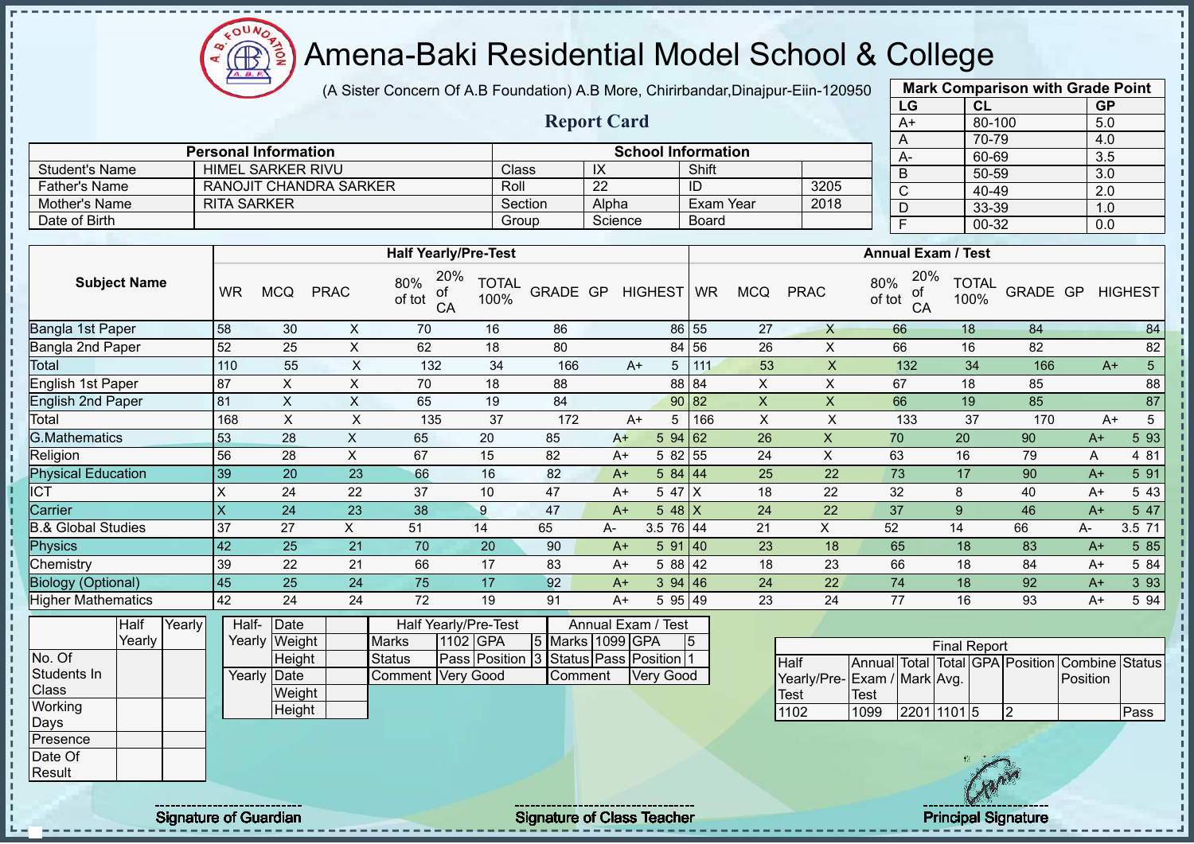# Amena-Baki Residential Model School & College

(A Sister Concern Of A.B Foundation) A.B More, Chirirbandar,Dinajpur-Eiin-120950

## Report Card

| Mark Comparison with Grade Point | | |
|---|---|---|
| LG | CL | GP |
| A+ | 80-100 | 5.0 |
| A | 70-79 | 4.0 |
| A- | 60-69 | 3.5 |
| B | 50-59 | 3.0 |
| C | 40-49 | 2.0 |
| D | 33-39 | 1.0 |
| F | 00-32 | 0.0 |

| Personal Information | | School Information | | | |
|---|---|---|---|---|---|
| Student's Name | HIMEL SARKER RIVU | Class | IX | Shift | |
| Father's Name | RANOJIT CHANDRA SARKER | Roll | 22 | ID | 3205 |
| Mother's Name | RITA SARKER | Section | Alpha | Exam Year | 2018 |
| Date of Birth | | Group | Science | Board | |

| Subject Name | Half Yearly/Pre-Test | | | | | | | | | Annual Exam / Test | | | | | | | | |
|---|---|---|---|---|---|---|---|---|---|---|---|---|---|---|---|---|---|---|
| | WR | MCQ | PRAC | 80% of tot | 20% of CA | TOTAL 100% | GRADE | GP | HIGHEST | WR | MCQ | PRAC | 80% of tot | 20% of CA | TOTAL 100% | GRADE | GP | HIGHEST |
| Bangla 1st Paper | 58 | 30 | X | 70 | 16 | 86 | | | 86 | 55 | 27 | X | 66 | 18 | 84 | | | 84 |
| Bangla 2nd Paper | 52 | 25 | X | 62 | 18 | 80 | | | 84 | 56 | 26 | X | 66 | 16 | 82 | | | 82 |
| Total | 110 | 55 | X | 132 | 34 | 166 | A+ | 5 | | 111 | 53 | X | 132 | 34 | 166 | A+ | 5 | |
| English 1st Paper | 87 | X | X | 70 | 18 | 88 | | | 88 | 84 | X | X | 67 | 18 | 85 | | | 88 |
| English 2nd Paper | 81 | X | X | 65 | 19 | 84 | | | 90 | 82 | X | X | 66 | 19 | 85 | | | 87 |
| Total | 168 | X | X | 135 | 37 | 172 | A+ | 5 | | 166 | X | X | 133 | 37 | 170 | A+ | 5 | |
| G.Mathematics | 53 | 28 | X | 65 | 20 | 85 | A+ | 5 | 94 | 62 | 26 | X | 70 | 20 | 90 | A+ | 5 | 93 |
| Religion | 56 | 28 | X | 67 | 15 | 82 | A+ | 5 | 82 | 55 | 24 | X | 63 | 16 | 79 | A | 4 | 81 |
| Physical Education | 39 | 20 | 23 | 66 | 16 | 82 | A+ | 5 | 84 | 44 | 25 | 22 | 73 | 17 | 90 | A+ | 5 | 91 |
| ICT | X | 24 | 22 | 37 | 10 | 47 | A+ | 5 | 47 | X | 18 | 22 | 32 | 8 | 40 | A+ | 5 | 43 |
| Carrier | X | 24 | 23 | 38 | 9 | 47 | A+ | 5 | 48 | X | 24 | 22 | 37 | 9 | 46 | A+ | 5 | 47 |
| B.& Global Studies | 37 | 27 | X | 51 | 14 | 65 | A- | 3.5 | 76 | 44 | 21 | X | 52 | 14 | 66 | A- | 3.5 | 71 |
| Physics | 42 | 25 | 21 | 70 | 20 | 90 | A+ | 5 | 91 | 40 | 23 | 18 | 65 | 18 | 83 | A+ | 5 | 85 |
| Chemistry | 39 | 22 | 21 | 66 | 17 | 83 | A+ | 5 | 88 | 42 | 18 | 23 | 66 | 18 | 84 | A+ | 5 | 84 |
| Biology (Optional) | 45 | 25 | 24 | 75 | 17 | 92 | A+ | 3 | 94 | 46 | 24 | 22 | 74 | 18 | 92 | A+ | 3 | 93 |
| Higher Mathematics | 42 | 24 | 24 | 72 | 19 | 91 | A+ | 5 | 95 | 49 | 23 | 24 | 77 | 16 | 93 | A+ | 5 | 94 |

| | Half Yearly | Yearly |
|---|---|---|
| No. Of Students In Class | | |
| Working Days | | |
| Presence | | |
| Date Of Result | | |

| | | |
|---|---|---|
| Half-Yearly | Date | |
| | Weight | |
| | Height | |
| Yearly | Date | |
| | Weight | |
| | Height | |

| Half Yearly/Pre-Test | | | | Annual Exam / Test | | | |
|---|---|---|---|---|---|---|---|
| Marks | 1102 | GPA | 5 | Marks | 1099 | GPA | 5 |
| Status | Pass | Position | 3 | Status | Pass | Position | 1 |
| Comment | Very Good | | | Comment | Very Good | | |

| Final Report | | | | | | | |
|---|---|---|---|---|---|---|---|
| Half Yearly/Pre-Test | Annual Exam / Test | Total Mark | Total Avg. | GPA | Position | Combine Position | Status |
| 1102 | 1099 | 2201 | 1101 | 5 | 2 | | Pass |

Signature of Guardian

Signature of Class Teacher

Principal Signature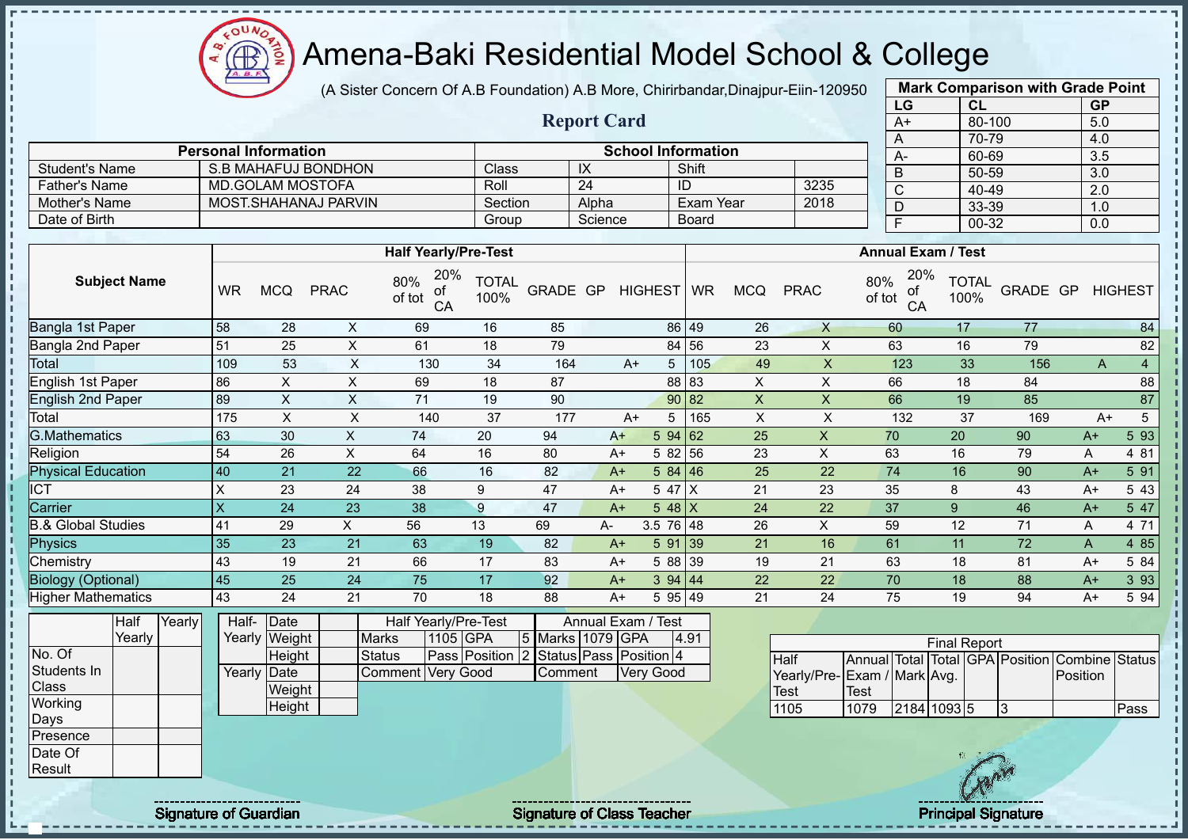# Amena-Baki Residential Model School & College

(A Sister Concern Of A.B Foundation) A.B More, Chirirbandar,Dinajpur-Eiin-120950

## Report Card

| Mark Comparison with Grade Point | | |
|---|---|---|
| LG | CL | GP |
| A+ | 80-100 | 5.0 |
| A | 70-79 | 4.0 |
| A- | 60-69 | 3.5 |
| B | 50-59 | 3.0 |
| C | 40-49 | 2.0 |
| D | 33-39 | 1.0 |
| F | 00-32 | 0.0 |

| Personal Information | | School Information | | | |
|---|---|---|---|---|---|
| Student's Name | S.B MAHAFUJ BONDHON | Class | IX | Shift | |
| Father's Name | MD.GOLAM MOSTOFA | Roll | 24 | ID | 3235 |
| Mother's Name | MOST.SHAHANAJ PARVIN | Section | Alpha | Exam Year | 2018 |
| Date of Birth | | Group | Science | Board | |

| Subject Name | Half Yearly/Pre-Test | | | | | | | | | Annual Exam / Test | | | | | | | | |
|---|---|---|---|---|---|---|---|---|---|---|---|---|---|---|---|---|---|---|
| | WR | MCQ | PRAC | 80% of tot | 20% of CA | TOTAL 100% | GRADE | GP | HIGHEST | WR | MCQ | PRAC | 80% of tot | 20% of CA | TOTAL 100% | GRADE | GP | HIGHEST |
| Bangla 1st Paper | 58 | 28 | X | 69 | 16 | 85 | | | 86 | 49 | 26 | X | 60 | 17 | 77 | | | 84 |
| Bangla 2nd Paper | 51 | 25 | X | 61 | 18 | 79 | | | 84 | 56 | 23 | X | 63 | 16 | 79 | | | 82 |
| Total | 109 | 53 | X | 130 | 34 | 164 | A+ | 5 | | 105 | 49 | X | 123 | 33 | 156 | A | 4 | |
| English 1st Paper | 86 | X | X | 69 | 18 | 87 | | | 88 | 83 | X | X | 66 | 18 | 84 | | | 88 |
| English 2nd Paper | 89 | X | X | 71 | 19 | 90 | | | 90 | 82 | X | X | 66 | 19 | 85 | | | 87 |
| Total | 175 | X | X | 140 | 37 | 177 | A+ | 5 | | 165 | X | X | 132 | 37 | 169 | A+ | 5 | |
| G.Mathematics | 63 | 30 | X | 74 | 20 | 94 | A+ | 5 | 94 | 62 | 25 | X | 70 | 20 | 90 | A+ | 5 | 93 |
| Religion | 54 | 26 | X | 64 | 16 | 80 | A+ | 5 | 82 | 56 | 23 | X | 63 | 16 | 79 | A | 4 | 81 |
| Physical Education | 40 | 21 | 22 | 66 | 16 | 82 | A+ | 5 | 84 | 46 | 25 | 22 | 74 | 16 | 90 | A+ | 5 | 91 |
| ICT | X | 23 | 24 | 38 | 9 | 47 | A+ | 5 | 47 | X | 21 | 23 | 35 | 8 | 43 | A+ | 5 | 43 |
| Carrier | X | 24 | 23 | 38 | 9 | 47 | A+ | 5 | 48 | X | 24 | 22 | 37 | 9 | 46 | A+ | 5 | 47 |
| B.& Global Studies | 41 | 29 | X | 56 | 13 | 69 | A- | 3.5 | 76 | 48 | 26 | X | 59 | 12 | 71 | A | 4 | 71 |
| Physics | 35 | 23 | 21 | 63 | 19 | 82 | A+ | 5 | 91 | 39 | 21 | 16 | 61 | 11 | 72 | A | 4 | 85 |
| Chemistry | 43 | 19 | 21 | 66 | 17 | 83 | A+ | 5 | 88 | 39 | 19 | 21 | 63 | 18 | 81 | A+ | 5 | 84 |
| Biology (Optional) | 45 | 25 | 24 | 75 | 17 | 92 | A+ | 3 | 94 | 44 | 22 | 22 | 70 | 18 | 88 | A+ | 3 | 93 |
| Higher Mathematics | 43 | 24 | 21 | 70 | 18 | 88 | A+ | 5 | 95 | 49 | 21 | 24 | 75 | 19 | 94 | A+ | 5 | 94 |

| | Half Yearly | Yearly |
|---|---|---|
| No. Of Students In Class | | |
| Working Days | | |
| Presence | | |
| Date Of Result | | |

| | | |
|---|---|---|
| Half-Yearly | Date | |
| | Weight | |
| | Height | |
| Yearly | Date | |
| | Weight | |
| | Height | |

| Half Yearly/Pre-Test | | | | Annual Exam / Test | | | |
|---|---|---|---|---|---|---|---|
| Marks | 1105 | GPA | 5 | Marks | 1079 | GPA | 4.91 |
| Status | Pass | Position | 2 | Status | Pass | Position | 4 |
| Comment | Very Good | | | Comment | Very Good | | |

| Final Report | | | | | | | |
|---|---|---|---|---|---|---|---|
| Half Yearly/Pre-Test | Annual Exam / Test | Total Mark | Total Avg. | GPA | Position | Combine Position | Status |
| 1105 | 1079 | 2184 | 1093 | 5 | 3 | | Pass |

Signature of Guardian | Signature of Class Teacher | Principal Signature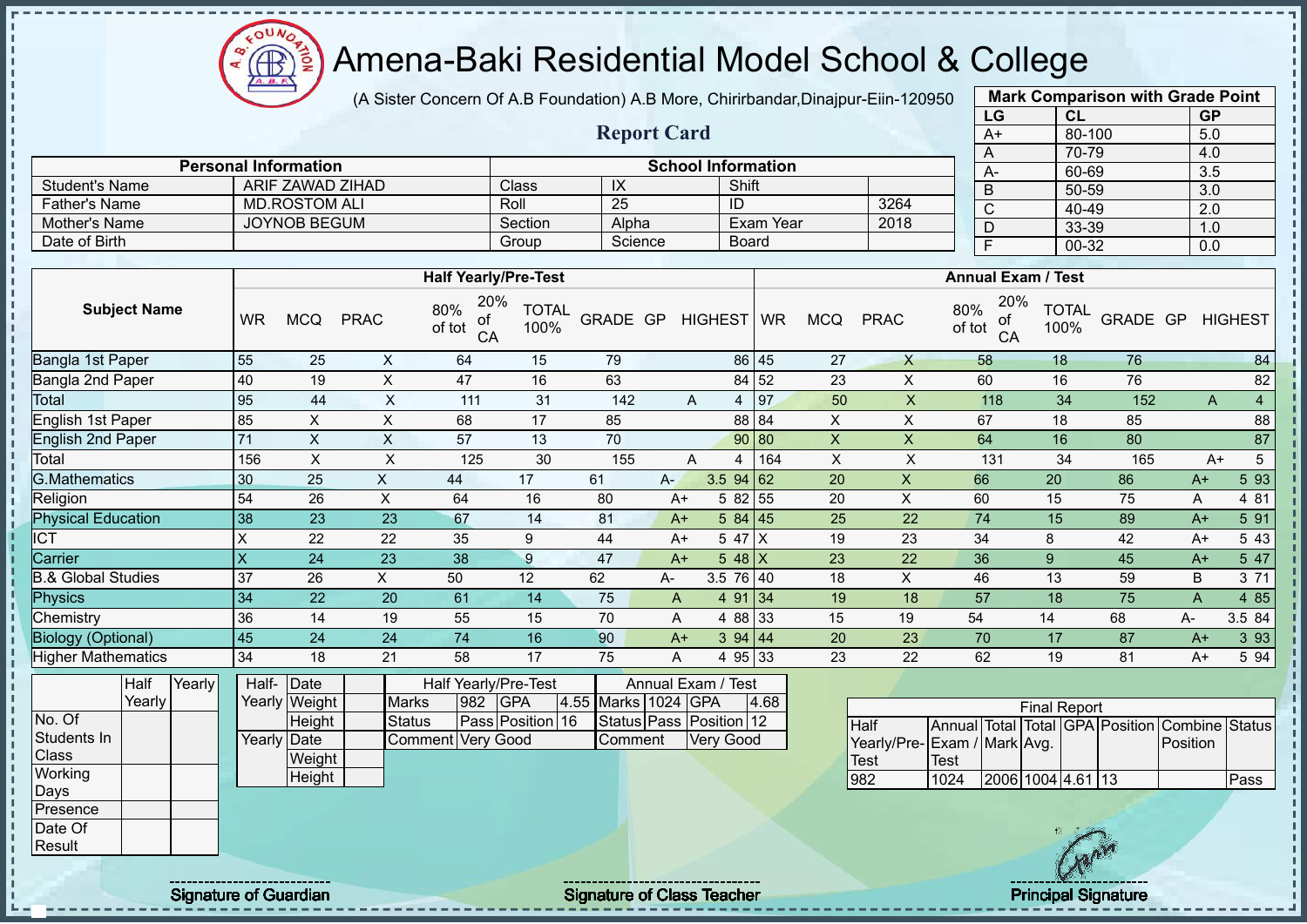# Amena-Baki Residential Model School & College

(A Sister Concern Of A.B Foundation) A.B More, Chirirbandar,Dinajpur-Eiin-120950

## Report Card

| Mark Comparison with Grade Point | | |
|---|---|---|
| LG | CL | GP |
| A+ | 80-100 | 5.0 |
| A | 70-79 | 4.0 |
| A- | 60-69 | 3.5 |
| B | 50-59 | 3.0 |
| C | 40-49 | 2.0 |
| D | 33-39 | 1.0 |
| F | 00-32 | 0.0 |

| Personal Information | | School Information | | | |
|---|---|---|---|---|---|
| Student's Name | ARIF ZAWAD ZIHAD | Class | IX | Shift | |
| Father's Name | MD.ROSTOM ALI | Roll | 25 | ID | 3264 |
| Mother's Name | JOYNOB BEGUM | Section | Alpha | Exam Year | 2018 |
| Date of Birth | | Group | Science | Board | |

| Subject Name | Half Yearly/Pre-Test | | | | | | | | | Annual Exam / Test | | | | | | | | |
|---|---|---|---|---|---|---|---|---|---|---|---|---|---|---|---|---|---|---|
| | WR | MCQ | PRAC | 80% of tot | 20% of CA | TOTAL 100% | GRADE | GP | HIGHEST | WR | MCQ | PRAC | 80% of tot | 20% of CA | TOTAL 100% | GRADE | GP | HIGHEST |
| Bangla 1st Paper | 55 | 25 | X | 64 | 15 | 79 | | | 86 | 45 | 27 | X | 58 | 18 | 76 | | | 84 |
| Bangla 2nd Paper | 40 | 19 | X | 47 | 16 | 63 | | | 84 | 52 | 23 | X | 60 | 16 | 76 | | | 82 |
| Total | 95 | 44 | X | 111 | 31 | 142 | A | 4 | | 97 | 50 | X | 118 | 34 | 152 | A | 4 | |
| English 1st Paper | 85 | X | X | 68 | 17 | 85 | | | 88 | 84 | X | X | 67 | 18 | 85 | | | 88 |
| English 2nd Paper | 71 | X | X | 57 | 13 | 70 | | | 90 | 80 | X | X | 64 | 16 | 80 | | | 87 |
| Total | 156 | X | X | 125 | 30 | 155 | A | 4 | | 164 | X | X | 131 | 34 | 165 | A+ | 5 | |
| G.Mathematics | 30 | 25 | X | 44 | 17 | 61 | A- | 3.5 | 94 | 62 | 20 | X | 66 | 20 | 86 | A+ | 5 | 93 |
| Religion | 54 | 26 | X | 64 | 16 | 80 | A+ | 5 | 82 | 55 | 20 | X | 60 | 15 | 75 | A | 4 | 81 |
| Physical Education | 38 | 23 | 23 | 67 | 14 | 81 | A+ | 5 | 84 | 45 | 25 | 22 | 74 | 15 | 89 | A+ | 5 | 91 |
| ICT | X | 22 | 22 | 35 | 9 | 44 | A+ | 5 | 47 | X | 19 | 23 | 34 | 8 | 42 | A+ | 5 | 43 |
| Carrier | X | 24 | 23 | 38 | 9 | 47 | A+ | 5 | 48 | X | 23 | 22 | 36 | 9 | 45 | A+ | 5 | 47 |
| B.& Global Studies | 37 | 26 | X | 50 | 12 | 62 | A- | 3.5 | 76 | 40 | 18 | X | 46 | 13 | 59 | B | 3 | 71 |
| Physics | 34 | 22 | 20 | 61 | 14 | 75 | A | 4 | 91 | 34 | 19 | 18 | 57 | 18 | 75 | A | 4 | 85 |
| Chemistry | 36 | 14 | 19 | 55 | 15 | 70 | A | 4 | 88 | 33 | 15 | 19 | 54 | 14 | 68 | A- | 3.5 | 84 |
| Biology (Optional) | 45 | 24 | 24 | 74 | 16 | 90 | A+ | 3 | 94 | 44 | 20 | 23 | 70 | 17 | 87 | A+ | 3 | 93 |
| Higher Mathematics | 34 | 18 | 21 | 58 | 17 | 75 | A | 4 | 95 | 33 | 23 | 22 | 62 | 19 | 81 | A+ | 5 | 94 |

| | Half Yearly | Yearly |
|---|---|---|
| No. Of Students In Class | | |
| Working Days | | |
| Presence | | |
| Date Of Result | | |

| | | |
|---|---|---|
| Half-Yearly | Date | |
| | Weight | |
| | Height | |
| Yearly | Date | |
| | Weight | |
| | Height | |

| Half Yearly/Pre-Test | | | | Annual Exam / Test | | | |
|---|---|---|---|---|---|---|---|
| Marks | 982 | GPA | 4.55 | Marks | 1024 | GPA | 4.68 |
| Status | Pass | Position | 16 | Status | Pass | Position | 12 |
| Comment | Very Good | | | Comment | Very Good | | |

| Final Report | | | | | | | |
|---|---|---|---|---|---|---|---|
| Half Yearly/Pre-Test | Annual Exam / Test | Total Mark | Total Avg. | GPA | Position | Combine Position | Status |
| 982 | 1024 | 2006 | 1004 | 4.61 | 13 | | Pass |

Signature of Guardian

Signature of Class Teacher

Principal Signature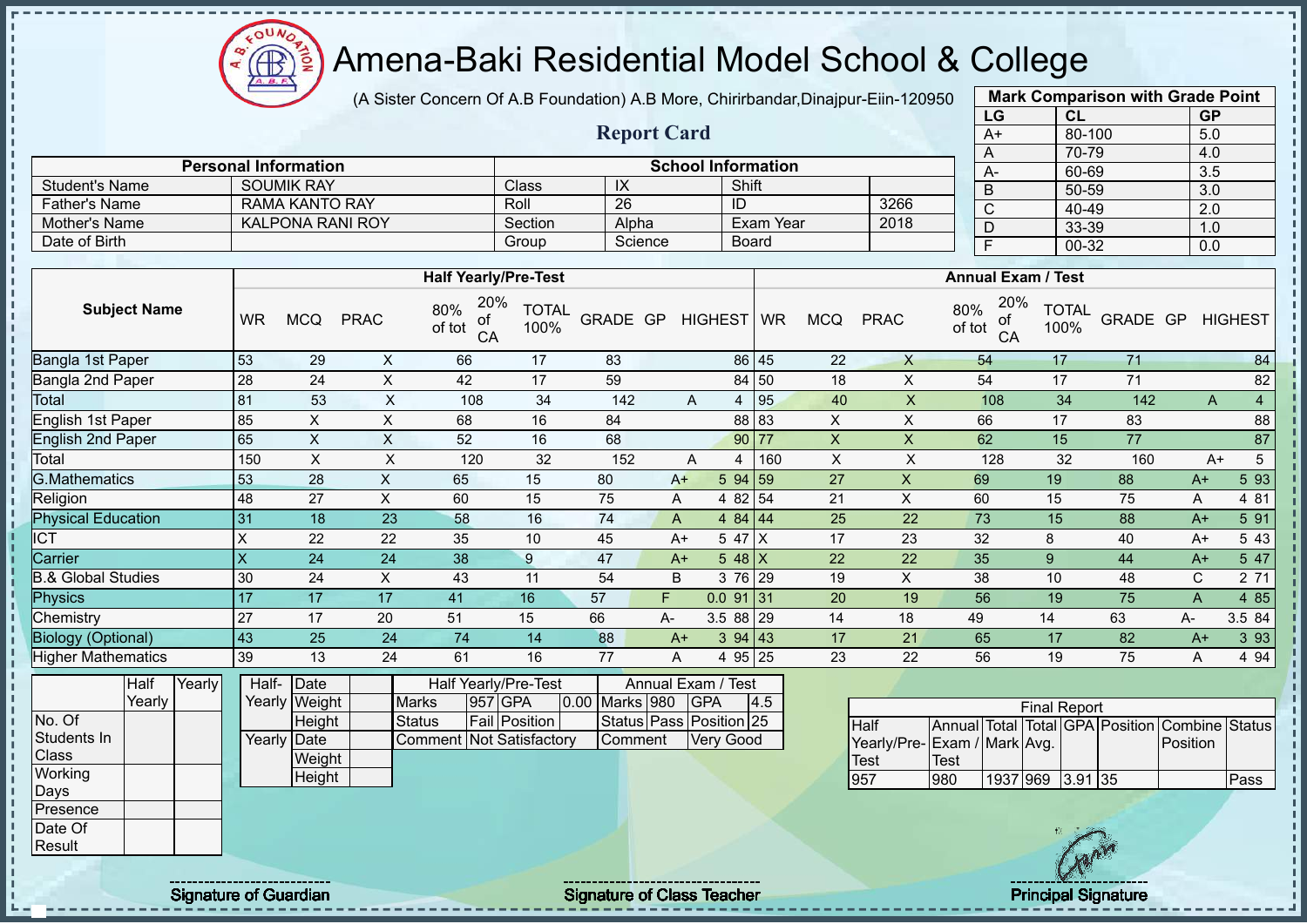# Amena-Baki Residential Model School & College

(A Sister Concern Of A.B Foundation) A.B More, Chirirbandar,Dinajpur-Eiin-120950

## Report Card

| Mark Comparison with Grade Point | | |
|---|---|---|
| LG | CL | GP |
| A+ | 80-100 | 5.0 |
| A | 70-79 | 4.0 |
| A- | 60-69 | 3.5 |
| B | 50-59 | 3.0 |
| C | 40-49 | 2.0 |
| D | 33-39 | 1.0 |
| F | 00-32 | 0.0 |

| Personal Information | | School Information | | | |
|---|---|---|---|---|---|
| Student's Name | SOUMIK RAY | Class | IX | Shift | |
| Father's Name | RAMA KANTO RAY | Roll | 26 | ID | 3266 |
| Mother's Name | KALPONA RANI ROY | Section | Alpha | Exam Year | 2018 |
| Date of Birth | | Group | Science | Board | |

| Subject Name | Half Yearly/Pre-Test | | | | | | | | | Annual Exam / Test | | | | | | | | |
|---|---|---|---|---|---|---|---|---|---|---|---|---|---|---|---|---|---|---|
| | WR | MCQ | PRAC | 80% of tot | 20% of CA | TOTAL 100% | GRADE | GP | HIGHEST | WR | MCQ | PRAC | 80% of tot | 20% of CA | TOTAL 100% | GRADE | GP | HIGHEST |
| Bangla 1st Paper | 53 | 29 | X | 66 | 17 | 83 | | | 86 | 45 | 22 | X | 54 | 17 | 71 | | | 84 |
| Bangla 2nd Paper | 28 | 24 | X | 42 | 17 | 59 | | | 84 | 50 | 18 | X | 54 | 17 | 71 | | | 82 |
| Total | 81 | 53 | X | 108 | 34 | 142 | A | 4 | | 95 | 40 | X | 108 | 34 | 142 | A | 4 | |
| English 1st Paper | 85 | X | X | 68 | 16 | 84 | | | 88 | 83 | X | X | 66 | 17 | 83 | | | 88 |
| English 2nd Paper | 65 | X | X | 52 | 16 | 68 | | | 90 | 77 | X | X | 62 | 15 | 77 | | | 87 |
| Total | 150 | X | X | 120 | 32 | 152 | A | 4 | | 160 | X | X | 128 | 32 | 160 | A+ | 5 | |
| G.Mathematics | 53 | 28 | X | 65 | 15 | 80 | A+ | 5 | 94 | 59 | 27 | X | 69 | 19 | 88 | A+ | 5 | 93 |
| Religion | 48 | 27 | X | 60 | 15 | 75 | A | 4 | 82 | 54 | 21 | X | 60 | 15 | 75 | A | 4 | 81 |
| Physical Education | 31 | 18 | 23 | 58 | 16 | 74 | A | 4 | 84 | 44 | 25 | 22 | 73 | 15 | 88 | A+ | 5 | 91 |
| ICT | X | 22 | 22 | 35 | 10 | 45 | A+ | 5 | 47 | X | 17 | 23 | 32 | 8 | 40 | A+ | 5 | 43 |
| Carrier | X | 24 | 24 | 38 | 9 | 47 | A+ | 5 | 48 | X | 22 | 22 | 35 | 9 | 44 | A+ | 5 | 47 |
| B.& Global Studies | 30 | 24 | X | 43 | 11 | 54 | B | 3 | 76 | 29 | 19 | X | 38 | 10 | 48 | C | 2 | 71 |
| Physics | 17 | 17 | 17 | 41 | 16 | 57 | F | 0.0 | 91 | 31 | 20 | 19 | 56 | 19 | 75 | A | 4 | 85 |
| Chemistry | 27 | 17 | 20 | 51 | 15 | 66 | A- | 3.5 | 88 | 29 | 14 | 18 | 49 | 14 | 63 | A- | 3.5 | 84 |
| Biology (Optional) | 43 | 25 | 24 | 74 | 14 | 88 | A+ | 3 | 94 | 43 | 17 | 21 | 65 | 17 | 82 | A+ | 3 | 93 |
| Higher Mathematics | 39 | 13 | 24 | 61 | 16 | 77 | A | 4 | 95 | 25 | 23 | 22 | 56 | 19 | 75 | A | 4 | 94 |

| | Half Yearly | Yearly |
|---|---|---|
| No. Of Students In Class | | |
| Working Days | | |
| Presence | | |
| Date Of Result | | |

| | | |
|---|---|---|
| Half-Yearly | Date | |
| | Weight | |
| | Height | |
| Yearly | Date | |
| | Weight | |
| | Height | |

| Half Yearly/Pre-Test | | | | Annual Exam / Test | | | |
|---|---|---|---|---|---|---|---|
| Marks | 957 | GPA | 0.00 | Marks | 980 | GPA | 4.5 |
| Status | Fail | Position | | Status | Pass | Position | 25 |
| Comment | Not Satisfactory | | | Comment | Very Good | | |

| Final Report | | | | | | | |
|---|---|---|---|---|---|---|---|
| Half Yearly/Pre-Test | Annual Exam / Test | Total Mark | Total Avg. | GPA | Position | Combine Position | Status |
| 957 | 980 | 1937 | 969 | 3.91 | 35 | | Pass |

Signature of Guardian | Signature of Class Teacher | Principal Signature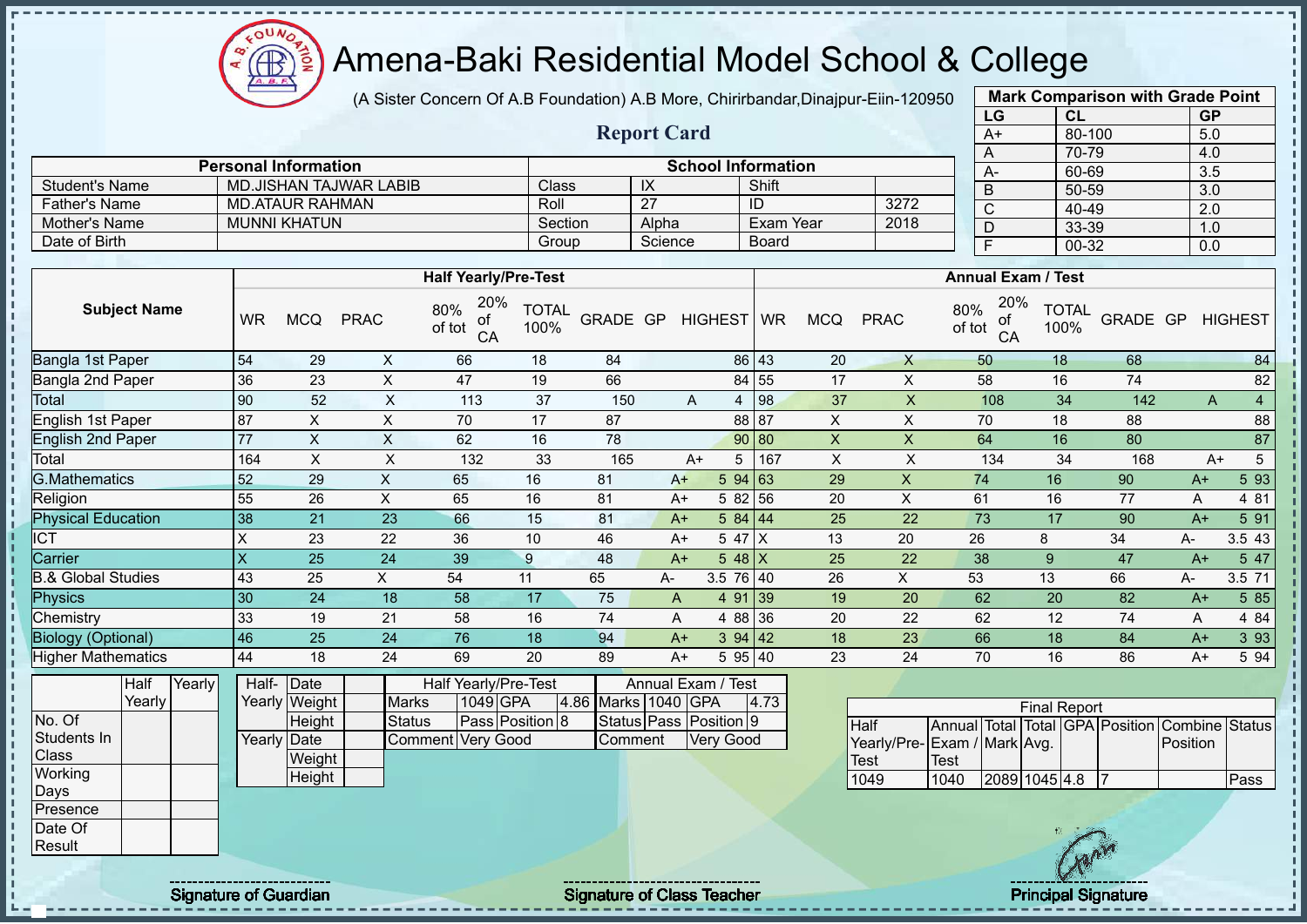# Amena-Baki Residential Model School & College

(A Sister Concern Of A.B Foundation) A.B More, Chirirbandar,Dinajpur-Eiin-120950

## Report Card

| Mark Comparison with Grade Point | | |
|---|---|---|
| LG | CL | GP |
| A+ | 80-100 | 5.0 |
| A | 70-79 | 4.0 |
| A- | 60-69 | 3.5 |
| B | 50-59 | 3.0 |
| C | 40-49 | 2.0 |
| D | 33-39 | 1.0 |
| F | 00-32 | 0.0 |

| Personal Information | | School Information | | | |
|---|---|---|---|---|---|
| Student's Name | MD.JISHAN TAJWAR LABIB | Class | IX | Shift | |
| Father's Name | MD.ATAUR RAHMAN | Roll | 27 | ID | 3272 |
| Mother's Name | MUNNI KHATUN | Section | Alpha | Exam Year | 2018 |
| Date of Birth | | Group | Science | Board | |

| Subject Name | Half Yearly/Pre-Test | | | | | | | | | Annual Exam / Test | | | | | | | | |
|---|---|---|---|---|---|---|---|---|---|---|---|---|---|---|---|---|---|---|
| | WR | MCQ | PRAC | 80% of tot | 20% of CA | TOTAL 100% | GRADE | GP | HIGHEST | WR | MCQ | PRAC | 80% of tot | 20% of CA | TOTAL 100% | GRADE | GP | HIGHEST |
| Bangla 1st Paper | 54 | 29 | X | 66 | 18 | 84 | | | 86 | 43 | 20 | X | 50 | 18 | 68 | | | 84 |
| Bangla 2nd Paper | 36 | 23 | X | 47 | 19 | 66 | | | 84 | 55 | 17 | X | 58 | 16 | 74 | | | 82 |
| Total | 90 | 52 | X | 113 | 37 | 150 | A | 4 | | 98 | 37 | X | 108 | 34 | 142 | A | 4 | |
| English 1st Paper | 87 | X | X | 70 | 17 | 87 | | | 88 | 87 | X | X | 70 | 18 | 88 | | | 88 |
| English 2nd Paper | 77 | X | X | 62 | 16 | 78 | | | 90 | 80 | X | X | 64 | 16 | 80 | | | 87 |
| Total | 164 | X | X | 132 | 33 | 165 | A+ | 5 | | 167 | X | X | 134 | 34 | 168 | A+ | 5 | |
| G.Mathematics | 52 | 29 | X | 65 | 16 | 81 | A+ | 5 | 94 | 63 | 29 | X | 74 | 16 | 90 | A+ | 5 | 93 |
| Religion | 55 | 26 | X | 65 | 16 | 81 | A+ | 5 | 82 | 56 | 20 | X | 61 | 16 | 77 | A | 4 | 81 |
| Physical Education | 38 | 21 | 23 | 66 | 15 | 81 | A+ | 5 | 84 | 44 | 25 | 22 | 73 | 17 | 90 | A+ | 5 | 91 |
| ICT | X | 23 | 22 | 36 | 10 | 46 | A+ | 5 | 47 | X | 13 | 20 | 26 | 8 | 34 | A- | 3.5 | 43 |
| Carrier | X | 25 | 24 | 39 | 9 | 48 | A+ | 5 | 48 | X | 25 | 22 | 38 | 9 | 47 | A+ | 5 | 47 |
| B.& Global Studies | 43 | 25 | X | 54 | 11 | 65 | A- | 3.5 | 76 | 40 | 26 | X | 53 | 13 | 66 | A- | 3.5 | 71 |
| Physics | 30 | 24 | 18 | 58 | 17 | 75 | A | 4 | 91 | 39 | 19 | 20 | 62 | 20 | 82 | A+ | 5 | 85 |
| Chemistry | 33 | 19 | 21 | 58 | 16 | 74 | A | 4 | 88 | 36 | 20 | 22 | 62 | 12 | 74 | A | 4 | 84 |
| Biology (Optional) | 46 | 25 | 24 | 76 | 18 | 94 | A+ | 3 | 94 | 42 | 18 | 23 | 66 | 18 | 84 | A+ | 3 | 93 |
| Higher Mathematics | 44 | 18 | 24 | 69 | 20 | 89 | A+ | 5 | 95 | 40 | 23 | 24 | 70 | 16 | 86 | A+ | 5 | 94 |

| | Half Yearly | Yearly |
|---|---|---|
| No. Of Students In Class | | |
| Working Days | | |
| Presence | | |
| Date Of Result | | |

| | | |
|---|---|---|
| Half-Yearly | Date | |
| | Weight | |
| | Height | |
| Yearly | Date | |
| | Weight | |
| | Height | |

| Half Yearly/Pre-Test | | | | Annual Exam / Test | | | |
|---|---|---|---|---|---|---|---|
| Marks | 1049 | GPA | 4.86 | Marks | 1040 | GPA | 4.73 |
| Status | Pass | Position | 8 | Status | Pass | Position | 9 |
| Comment | Very Good | | | Comment | Very Good | | |

| Final Report | | | | | | | |
|---|---|---|---|---|---|---|---|
| Half Yearly/Pre-Test | Annual Exam / Test | Total Mark | Total Avg. | GPA | Position | Combine Position | Status |
| 1049 | 1040 | 2089 | 1045 | 4.8 | 7 | | Pass |

Signature of Guardian | Signature of Class Teacher | Principal Signature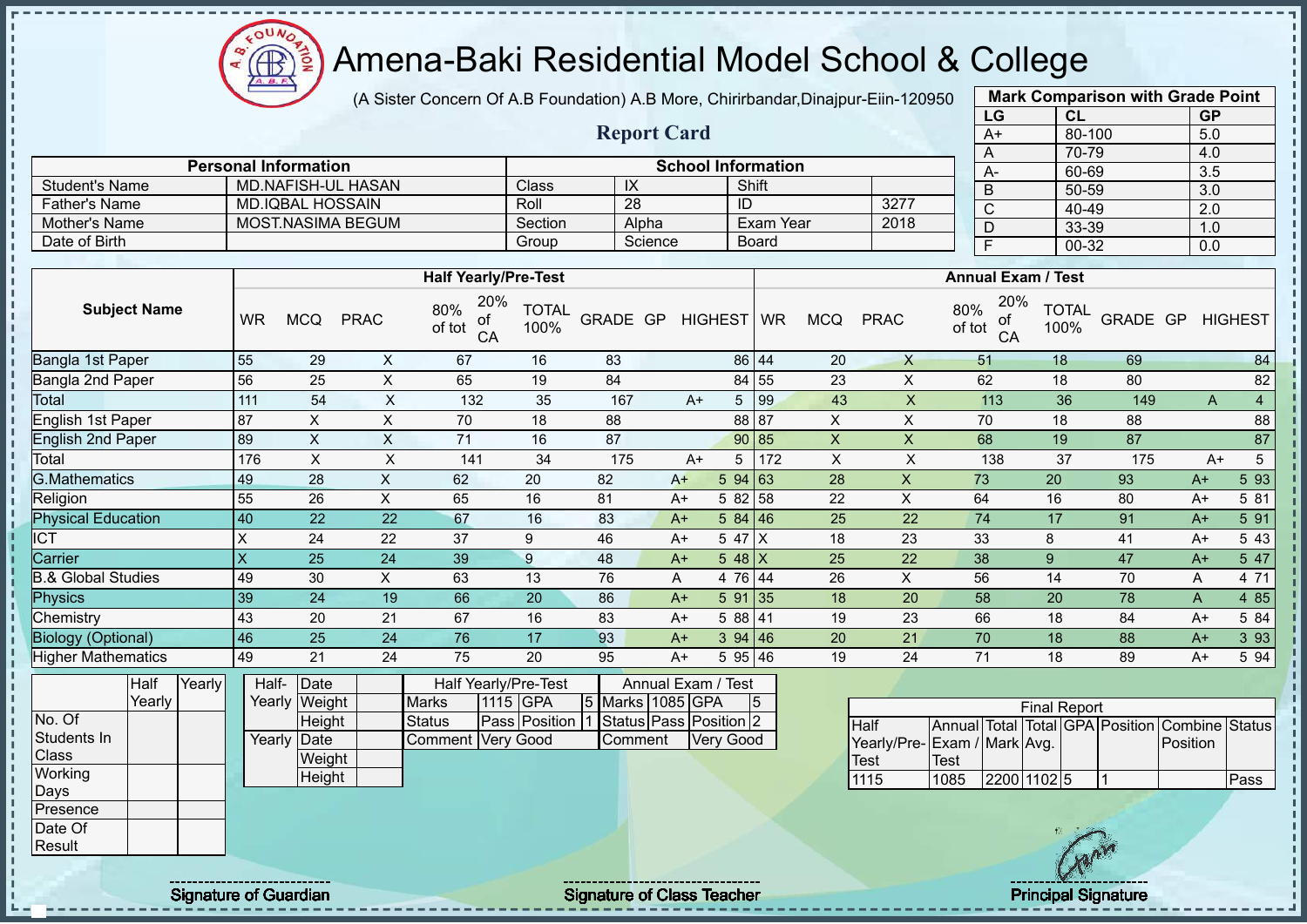# Amena-Baki Residential Model School & College

(A Sister Concern Of A.B Foundation) A.B More, Chirirbandar,Dinajpur-Eiin-120950

## Report Card

| Mark Comparison with Grade Point | | |
|---|---|---|
| LG | CL | GP |
| A+ | 80-100 | 5.0 |
| A | 70-79 | 4.0 |
| A- | 60-69 | 3.5 |
| B | 50-59 | 3.0 |
| C | 40-49 | 2.0 |
| D | 33-39 | 1.0 |
| F | 00-32 | 0.0 |

| Personal Information | | School Information | | | |
|---|---|---|---|---|---|
| Student's Name | MD.NAFISH-UL HASAN | Class | IX | Shift | |
| Father's Name | MD.IQBAL HOSSAIN | Roll | 28 | ID | 3277 |
| Mother's Name | MOST.NASIMA BEGUM | Section | Alpha | Exam Year | 2018 |
| Date of Birth | | Group | Science | Board | |

| Subject Name | Half Yearly/Pre-Test | | | | | | | | | Annual Exam / Test | | | | | | | | |
|---|---|---|---|---|---|---|---|---|---|---|---|---|---|---|---|---|---|---|
| | WR | MCQ | PRAC | 80% of tot | 20% of CA | TOTAL 100% | GRADE | GP | HIGHEST | WR | MCQ | PRAC | 80% of tot | 20% of CA | TOTAL 100% | GRADE | GP | HIGHEST |
| Bangla 1st Paper | 55 | 29 | X | 67 | 16 | 83 | | | 86 | 44 | 20 | X | 51 | 18 | 69 | | | 84 |
| Bangla 2nd Paper | 56 | 25 | X | 65 | 19 | 84 | | | 84 | 55 | 23 | X | 62 | 18 | 80 | | | 82 |
| Total | 111 | 54 | X | 132 | 35 | 167 | A+ | 5 | | 99 | 43 | X | 113 | 36 | 149 | A | 4 | |
| English 1st Paper | 87 | X | X | 70 | 18 | 88 | | | 88 | 87 | X | X | 70 | 18 | 88 | | | 88 |
| English 2nd Paper | 89 | X | X | 71 | 16 | 87 | | | 90 | 85 | X | X | 68 | 19 | 87 | | | 87 |
| Total | 176 | X | X | 141 | 34 | 175 | A+ | 5 | | 172 | X | X | 138 | 37 | 175 | A+ | 5 | |
| G.Mathematics | 49 | 28 | X | 62 | 20 | 82 | A+ | 5 | 94 | 63 | 28 | X | 73 | 20 | 93 | A+ | 5 | 93 |
| Religion | 55 | 26 | X | 65 | 16 | 81 | A+ | 5 | 82 | 58 | 22 | X | 64 | 16 | 80 | A+ | 5 | 81 |
| Physical Education | 40 | 22 | 22 | 67 | 16 | 83 | A+ | 5 | 84 | 46 | 25 | 22 | 74 | 17 | 91 | A+ | 5 | 91 |
| ICT | X | 24 | 22 | 37 | 9 | 46 | A+ | 5 | 47 | X | 18 | 23 | 33 | 8 | 41 | A+ | 5 | 43 |
| Carrier | X | 25 | 24 | 39 | 9 | 48 | A+ | 5 | 48 | X | 25 | 22 | 38 | 9 | 47 | A+ | 5 | 47 |
| B.& Global Studies | 49 | 30 | X | 63 | 13 | 76 | A | 4 | 76 | 44 | 26 | X | 56 | 14 | 70 | A | 4 | 71 |
| Physics | 39 | 24 | 19 | 66 | 20 | 86 | A+ | 5 | 91 | 35 | 18 | 20 | 58 | 20 | 78 | A | 4 | 85 |
| Chemistry | 43 | 20 | 21 | 67 | 16 | 83 | A+ | 5 | 88 | 41 | 19 | 23 | 66 | 18 | 84 | A+ | 5 | 84 |
| Biology (Optional) | 46 | 25 | 24 | 76 | 17 | 93 | A+ | 3 | 94 | 46 | 20 | 21 | 70 | 18 | 88 | A+ | 3 | 93 |
| Higher Mathematics | 49 | 21 | 24 | 75 | 20 | 95 | A+ | 5 | 95 | 46 | 19 | 24 | 71 | 18 | 89 | A+ | 5 | 94 |

| | Half Yearly | Yearly |
|---|---|---|
| No. Of Students In Class | | |
| Working Days | | |
| Presence | | |
| Date Of Result | | |

| | | |
|---|---|---|
| Half-Yearly | Date | |
| | Weight | |
| | Height | |
| Yearly | Date | |
| | Weight | |
| | Height | |

| Half Yearly/Pre-Test | | | | Annual Exam / Test | | | |
|---|---|---|---|---|---|---|---|
| Marks | 1115 | GPA | 5 | Marks | 1085 | GPA | 5 |
| Status | Pass | Position | 1 | Status | Pass | Position | 2 |
| Comment | Very Good | | | Comment | Very Good | | |

| Final Report | | | | | | | |
|---|---|---|---|---|---|---|---|
| Half Yearly/Pre-Test | Annual Exam / Test | Total Mark | Total Avg. | GPA | Position | Combine Position | Status |
| 1115 | 1085 | 2200 | 1102 | 5 | 1 | | Pass |

Signature of Guardian | Signature of Class Teacher | Principal Signature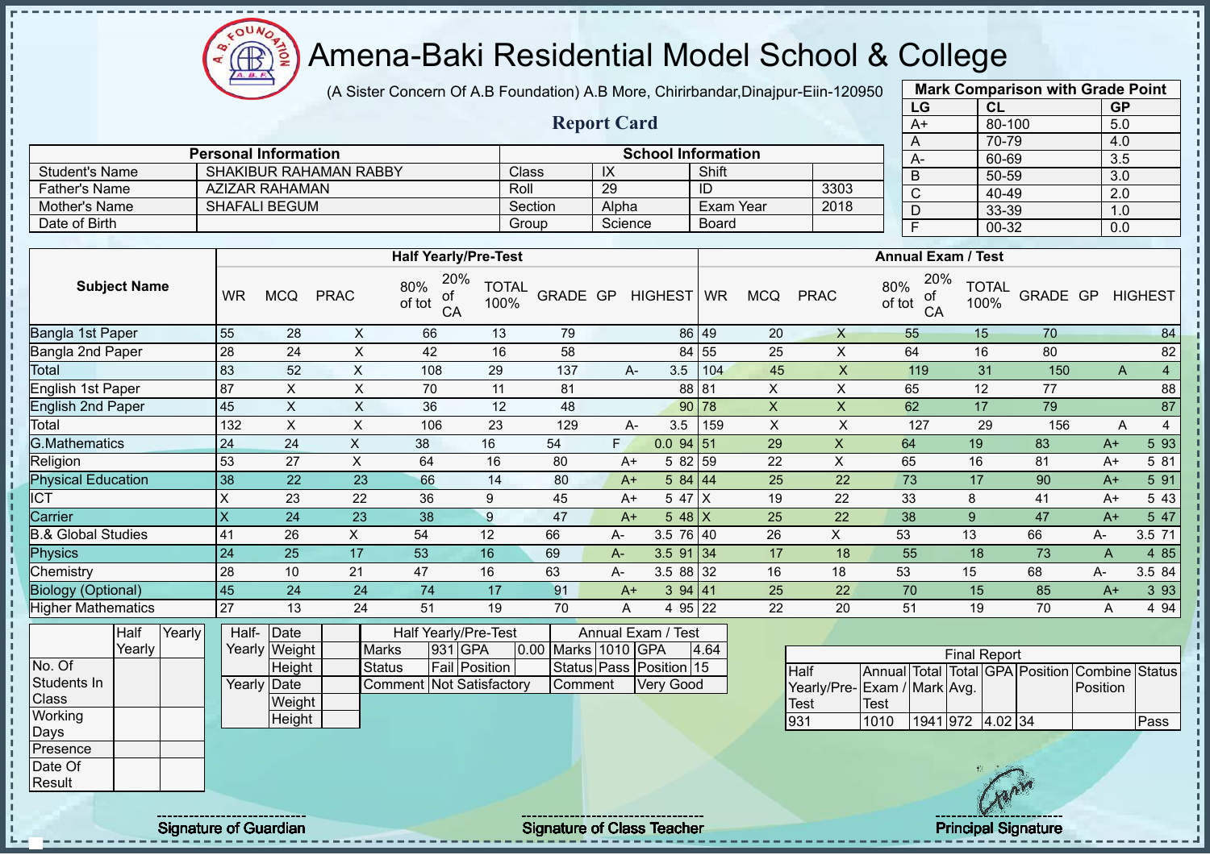# Amena-Baki Residential Model School & College

(A Sister Concern Of A.B Foundation) A.B More, Chirirbandar,Dinajpur-Eiin-120950

## Report Card

| Mark Comparison with Grade Point | | |
|---|---|---|
| LG | CL | GP |
| A+ | 80-100 | 5.0 |
| A | 70-79 | 4.0 |
| A- | 60-69 | 3.5 |
| B | 50-59 | 3.0 |
| C | 40-49 | 2.0 |
| D | 33-39 | 1.0 |
| F | 00-32 | 0.0 |

| Personal Information | | School Information | | | |
|---|---|---|---|---|---|
| Student's Name | SHAKIBUR RAHAMAN RABBY | Class | IX | Shift | |
| Father's Name | AZIZAR RAHAMAN | Roll | 29 | ID | 3303 |
| Mother's Name | SHAFALI BEGUM | Section | Alpha | Exam Year | 2018 |
| Date of Birth | | Group | Science | Board | |

| Subject Name | Half Yearly/Pre-Test | | | | | | | | | Annual Exam / Test | | | | | | | | |
|---|---|---|---|---|---|---|---|---|---|---|---|---|---|---|---|---|---|---|
| | WR | MCQ | PRAC | 80% of tot | 20% of CA | TOTAL 100% | GRADE | GP | HIGHEST | WR | MCQ | PRAC | 80% of tot | 20% of CA | TOTAL 100% | GRADE | GP | HIGHEST |
| Bangla 1st Paper | 55 | 28 | X | 66 | 13 | 79 | | | 86 | 49 | 20 | X | 55 | 15 | 70 | | | 84 |
| Bangla 2nd Paper | 28 | 24 | X | 42 | 16 | 58 | | | 84 | 55 | 25 | X | 64 | 16 | 80 | | | 82 |
| Total | 83 | 52 | X | 108 | 29 | 137 | A- | 3.5 | | 104 | 45 | X | 119 | 31 | 150 | A | 4 | |
| English 1st Paper | 87 | X | X | 70 | 11 | 81 | | | 88 | 81 | X | X | 65 | 12 | 77 | | | 88 |
| English 2nd Paper | 45 | X | X | 36 | 12 | 48 | | | 90 | 78 | X | X | 62 | 17 | 79 | | | 87 |
| Total | 132 | X | X | 106 | 23 | 129 | A- | 3.5 | | 159 | X | X | 127 | 29 | 156 | A | 4 | |
| G.Mathematics | 24 | 24 | X | 38 | 16 | 54 | F | 0.0 | 94 | 51 | 29 | X | 64 | 19 | 83 | A+ | 5 | 93 |
| Religion | 53 | 27 | X | 64 | 16 | 80 | A+ | 5 | 82 | 59 | 22 | X | 65 | 16 | 81 | A+ | 5 | 81 |
| Physical Education | 38 | 22 | 23 | 66 | 14 | 80 | A+ | 5 | 84 | 44 | 25 | 22 | 73 | 17 | 90 | A+ | 5 | 91 |
| ICT | X | 23 | 22 | 36 | 9 | 45 | A+ | 5 | 47 | X | 19 | 22 | 33 | 8 | 41 | A+ | 5 | 43 |
| Carrier | X | 24 | 23 | 38 | 9 | 47 | A+ | 5 | 48 | X | 25 | 22 | 38 | 9 | 47 | A+ | 5 | 47 |
| B.& Global Studies | 41 | 26 | X | 54 | 12 | 66 | A- | 3.5 | 76 | 40 | 26 | X | 53 | 13 | 66 | A- | 3.5 | 71 |
| Physics | 24 | 25 | 17 | 53 | 16 | 69 | A- | 3.5 | 91 | 34 | 17 | 18 | 55 | 18 | 73 | A | 4 | 85 |
| Chemistry | 28 | 10 | 21 | 47 | 16 | 63 | A- | 3.5 | 88 | 32 | 16 | 18 | 53 | 15 | 68 | A- | 3.5 | 84 |
| Biology (Optional) | 45 | 24 | 24 | 74 | 17 | 91 | A+ | 3 | 94 | 41 | 25 | 22 | 70 | 15 | 85 | A+ | 3 | 93 |
| Higher Mathematics | 27 | 13 | 24 | 51 | 19 | 70 | A | 4 | 95 | 22 | 22 | 20 | 51 | 19 | 70 | A | 4 | 94 |

| | Half Yearly | Yearly |
|---|---|---|
| No. Of Students In Class | | |
| Working Days | | |
| Presence | | |
| Date Of Result | | |

| | | |
|---|---|---|
| Half-Yearly | Date | |
| | Weight | |
| | Height | |
| Yearly | Date | |
| | Weight | |
| | Height | |

| Half Yearly/Pre-Test | | | | Annual Exam / Test | | | |
|---|---|---|---|---|---|---|---|
| Marks | 931 | GPA | 0.00 | Marks | 1010 | GPA | 4.64 |
| Status | Fail | Position | | Status | Pass | Position | 15 |
| Comment | Not Satisfactory | | | Comment | Very Good | | |

| Final Report | | | | | | | |
|---|---|---|---|---|---|---|---|
| Half Yearly/Pre-Test | Annual Exam / Test | Total Mark | Total Avg. | GPA | Position | Combine Position | Status |
| 931 | 1010 | 1941 | 972 | 4.02 | 34 | | Pass |

Signature of Guardian | Signature of Class Teacher | Principal Signature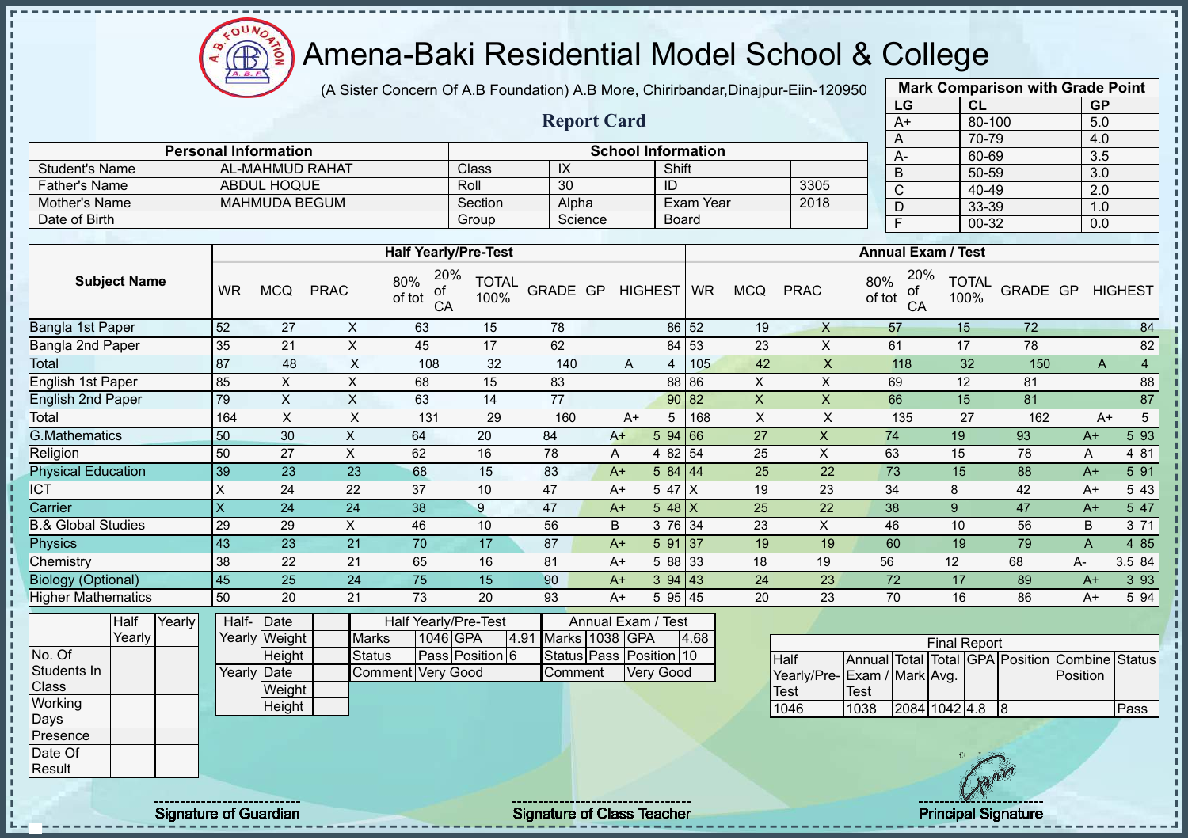# Amena-Baki Residential Model School & College

(A Sister Concern Of A.B Foundation) A.B More, Chirirbandar,Dinajpur-Eiin-120950

## Report Card

| Mark Comparison with Grade Point | | |
|---|---|---|
| LG | CL | GP |
| A+ | 80-100 | 5.0 |
| A | 70-79 | 4.0 |
| A- | 60-69 | 3.5 |
| B | 50-59 | 3.0 |
| C | 40-49 | 2.0 |
| D | 33-39 | 1.0 |
| F | 00-32 | 0.0 |

| Personal Information | | School Information | | | |
|---|---|---|---|---|---|
| Student's Name | AL-MAHMUD RAHAT | Class | IX | Shift | |
| Father's Name | ABDUL HOQUE | Roll | 30 | ID | 3305 |
| Mother's Name | MAHMUDA BEGUM | Section | Alpha | Exam Year | 2018 |
| Date of Birth | | Group | Science | Board | |

| Subject Name | Half Yearly/Pre-Test | | | | | | | | | Annual Exam / Test | | | | | | | | |
|---|---|---|---|---|---|---|---|---|---|---|---|---|---|---|---|---|---|---|
| | WR | MCQ | PRAC | 80% of tot | 20% of CA | TOTAL 100% | GRADE | GP | HIGHEST | WR | MCQ | PRAC | 80% of tot | 20% of CA | TOTAL 100% | GRADE | GP | HIGHEST |
| Bangla 1st Paper | 52 | 27 | X | 63 | 15 | 78 | | | 86 | 52 | 19 | X | 57 | 15 | 72 | | | 84 |
| Bangla 2nd Paper | 35 | 21 | X | 45 | 17 | 62 | | | 84 | 53 | 23 | X | 61 | 17 | 78 | | | 82 |
| Total | 87 | 48 | X | 108 | 32 | 140 | A | 4 | | 105 | 42 | X | 118 | 32 | 150 | A | 4 | |
| English 1st Paper | 85 | X | X | 68 | 15 | 83 | | | 88 | 86 | X | X | 69 | 12 | 81 | | | 88 |
| English 2nd Paper | 79 | X | X | 63 | 14 | 77 | | | 90 | 82 | X | X | 66 | 15 | 81 | | | 87 |
| Total | 164 | X | X | 131 | 29 | 160 | A+ | 5 | | 168 | X | X | 135 | 27 | 162 | A+ | 5 | |
| G.Mathematics | 50 | 30 | X | 64 | 20 | 84 | A+ | 5 | 94 | 66 | 27 | X | 74 | 19 | 93 | A+ | 5 | 93 |
| Religion | 50 | 27 | X | 62 | 16 | 78 | A | 4 | 82 | 54 | 25 | X | 63 | 15 | 78 | A | 4 | 81 |
| Physical Education | 39 | 23 | 23 | 68 | 15 | 83 | A+ | 5 | 84 | 44 | 25 | 22 | 73 | 15 | 88 | A+ | 5 | 91 |
| ICT | X | 24 | 22 | 37 | 10 | 47 | A+ | 5 | 47 | X | 19 | 23 | 34 | 8 | 42 | A+ | 5 | 43 |
| Carrier | X | 24 | 24 | 38 | 9 | 47 | A+ | 5 | 48 | X | 25 | 22 | 38 | 9 | 47 | A+ | 5 | 47 |
| B.& Global Studies | 29 | 29 | X | 46 | 10 | 56 | B | 3 | 76 | 34 | 23 | X | 46 | 10 | 56 | B | 3 | 71 |
| Physics | 43 | 23 | 21 | 70 | 17 | 87 | A+ | 5 | 91 | 37 | 19 | 19 | 60 | 19 | 79 | A | 4 | 85 |
| Chemistry | 38 | 22 | 21 | 65 | 16 | 81 | A+ | 5 | 88 | 33 | 18 | 19 | 56 | 12 | 68 | A- | 3.5 | 84 |
| Biology (Optional) | 45 | 25 | 24 | 75 | 15 | 90 | A+ | 3 | 94 | 43 | 24 | 23 | 72 | 17 | 89 | A+ | 3 | 93 |
| Higher Mathematics | 50 | 20 | 21 | 73 | 20 | 93 | A+ | 5 | 95 | 45 | 20 | 23 | 70 | 16 | 86 | A+ | 5 | 94 |

| | Half Yearly | Yearly |
|---|---|---|
| No. Of Students In Class | | |
| Working Days | | |
| Presence | | |
| Date Of Result | | |

| | | |
|---|---|---|
| Half-Yearly | Date | |
| | Weight | |
| | Height | |
| Yearly | Date | |
| | Weight | |
| | Height | |

| Half Yearly/Pre-Test | | | | Annual Exam / Test | | | |
|---|---|---|---|---|---|---|---|
| Marks | 1046 | GPA | 4.91 | Marks | 1038 | GPA | 4.68 |
| Status | Pass | Position | 6 | Status | Pass | Position | 10 |
| Comment | Very Good | | | Comment | Very Good | | |

| Final Report | | | | | | | |
|---|---|---|---|---|---|---|---|
| Half Yearly/Pre-Test | Annual Exam / Test | Total Mark | Total Avg. | GPA | Position | Combine Position | Status |
| 1046 | 1038 | 2084 | 1042 | 4.8 | 8 | | Pass |

Signature of Guardian

Signature of Class Teacher

Principal Signature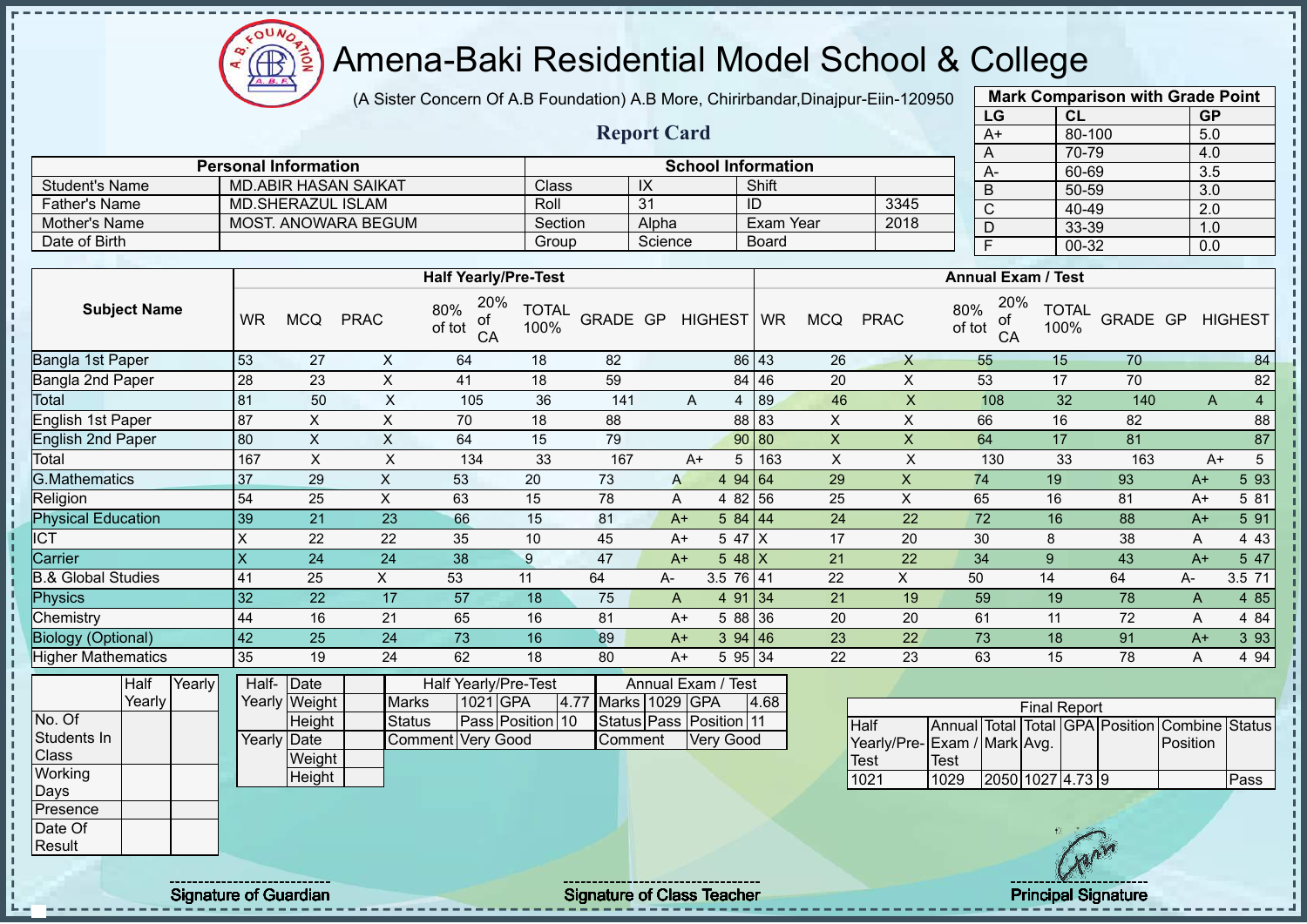# Amena-Baki Residential Model School & College

(A Sister Concern Of A.B Foundation) A.B More, Chirirbandar,Dinajpur-Eiin-120950

## Report Card

| Mark Comparison with Grade Point | | |
|---|---|---|
| LG | CL | GP |
| A+ | 80-100 | 5.0 |
| A | 70-79 | 4.0 |
| A- | 60-69 | 3.5 |
| B | 50-59 | 3.0 |
| C | 40-49 | 2.0 |
| D | 33-39 | 1.0 |
| F | 00-32 | 0.0 |

| Personal Information | | School Information | | | |
|---|---|---|---|---|---|
| Student's Name | MD.ABIR HASAN SAIKAT | Class | IX | Shift | |
| Father's Name | MD.SHERAZUL ISLAM | Roll | 31 | ID | 3345 |
| Mother's Name | MOST. ANOWARA BEGUM | Section | Alpha | Exam Year | 2018 |
| Date of Birth | | Group | Science | Board | |

| Subject Name | Half Yearly/Pre-Test | | | | | | | | | Annual Exam / Test | | | | | | | | |
|---|---|---|---|---|---|---|---|---|---|---|---|---|---|---|---|---|---|---|
| | WR | MCQ | PRAC | 80% of tot | 20% of CA | TOTAL 100% | GRADE | GP | HIGHEST | WR | MCQ | PRAC | 80% of tot | 20% of CA | TOTAL 100% | GRADE | GP | HIGHEST |
| Bangla 1st Paper | 53 | 27 | X | 64 | 18 | 82 | | | 86 | 43 | 26 | X | 55 | 15 | 70 | | | 84 |
| Bangla 2nd Paper | 28 | 23 | X | 41 | 18 | 59 | | | 84 | 46 | 20 | X | 53 | 17 | 70 | | | 82 |
| Total | 81 | 50 | X | 105 | 36 | 141 | A | 4 | | 89 | 46 | X | 108 | 32 | 140 | A | 4 | |
| English 1st Paper | 87 | X | X | 70 | 18 | 88 | | | 88 | 83 | X | X | 66 | 16 | 82 | | | 88 |
| English 2nd Paper | 80 | X | X | 64 | 15 | 79 | | | 90 | 80 | X | X | 64 | 17 | 81 | | | 87 |
| Total | 167 | X | X | 134 | 33 | 167 | A+ | 5 | | 163 | X | X | 130 | 33 | 163 | A+ | 5 | |
| G.Mathematics | 37 | 29 | X | 53 | 20 | 73 | A | 4 | 94 | 64 | 29 | X | 74 | 19 | 93 | A+ | 5 | 93 |
| Religion | 54 | 25 | X | 63 | 15 | 78 | A | 4 | 82 | 56 | 25 | X | 65 | 16 | 81 | A+ | 5 | 81 |
| Physical Education | 39 | 21 | 23 | 66 | 15 | 81 | A+ | 5 | 84 | 44 | 24 | 22 | 72 | 16 | 88 | A+ | 5 | 91 |
| ICT | X | 22 | 22 | 35 | 10 | 45 | A+ | 5 | 47 | X | 17 | 20 | 30 | 8 | 38 | A | 4 | 43 |
| Carrier | X | 24 | 24 | 38 | 9 | 47 | A+ | 5 | 48 | X | 21 | 22 | 34 | 9 | 43 | A+ | 5 | 47 |
| B.& Global Studies | 41 | 25 | X | 53 | 11 | 64 | A- | 3.5 | 76 | 41 | 22 | X | 50 | 14 | 64 | A- | 3.5 | 71 |
| Physics | 32 | 22 | 17 | 57 | 18 | 75 | A | 4 | 91 | 34 | 21 | 19 | 59 | 19 | 78 | A | 4 | 85 |
| Chemistry | 44 | 16 | 21 | 65 | 16 | 81 | A+ | 5 | 88 | 36 | 20 | 20 | 61 | 11 | 72 | A | 4 | 84 |
| Biology (Optional) | 42 | 25 | 24 | 73 | 16 | 89 | A+ | 3 | 94 | 46 | 23 | 22 | 73 | 18 | 91 | A+ | 3 | 93 |
| Higher Mathematics | 35 | 19 | 24 | 62 | 18 | 80 | A+ | 5 | 95 | 34 | 22 | 23 | 63 | 15 | 78 | A | 4 | 94 |

| | Half Yearly | Yearly |
|---|---|---|
| No. Of Students In Class | | |
| Working Days | | |
| Presence | | |
| Date Of Result | | |

| | | |
|---|---|---|
| Half-Yearly | Date | |
| | Weight | |
| | Height | |
| Yearly | Date | |
| | Weight | |
| | Height | |

| Half Yearly/Pre-Test | | | | Annual Exam / Test | | | |
|---|---|---|---|---|---|---|---|
| Marks | 1021 | GPA | 4.77 | Marks | 1029 | GPA | 4.68 |
| Status | Pass | Position | 10 | Status | Pass | Position | 11 |
| Comment | Very Good | | | Comment | Very Good | | |

| Final Report | | | | | | | |
|---|---|---|---|---|---|---|---|
| Half Yearly/Pre-Test | Annual Exam / Test | Total Mark | Total Avg. | GPA | Position | Combine Position | Status |
| 1021 | 1029 | 2050 | 1027 | 4.73 | 9 | | Pass |

Signature of Guardian | Signature of Class Teacher | Principal Signature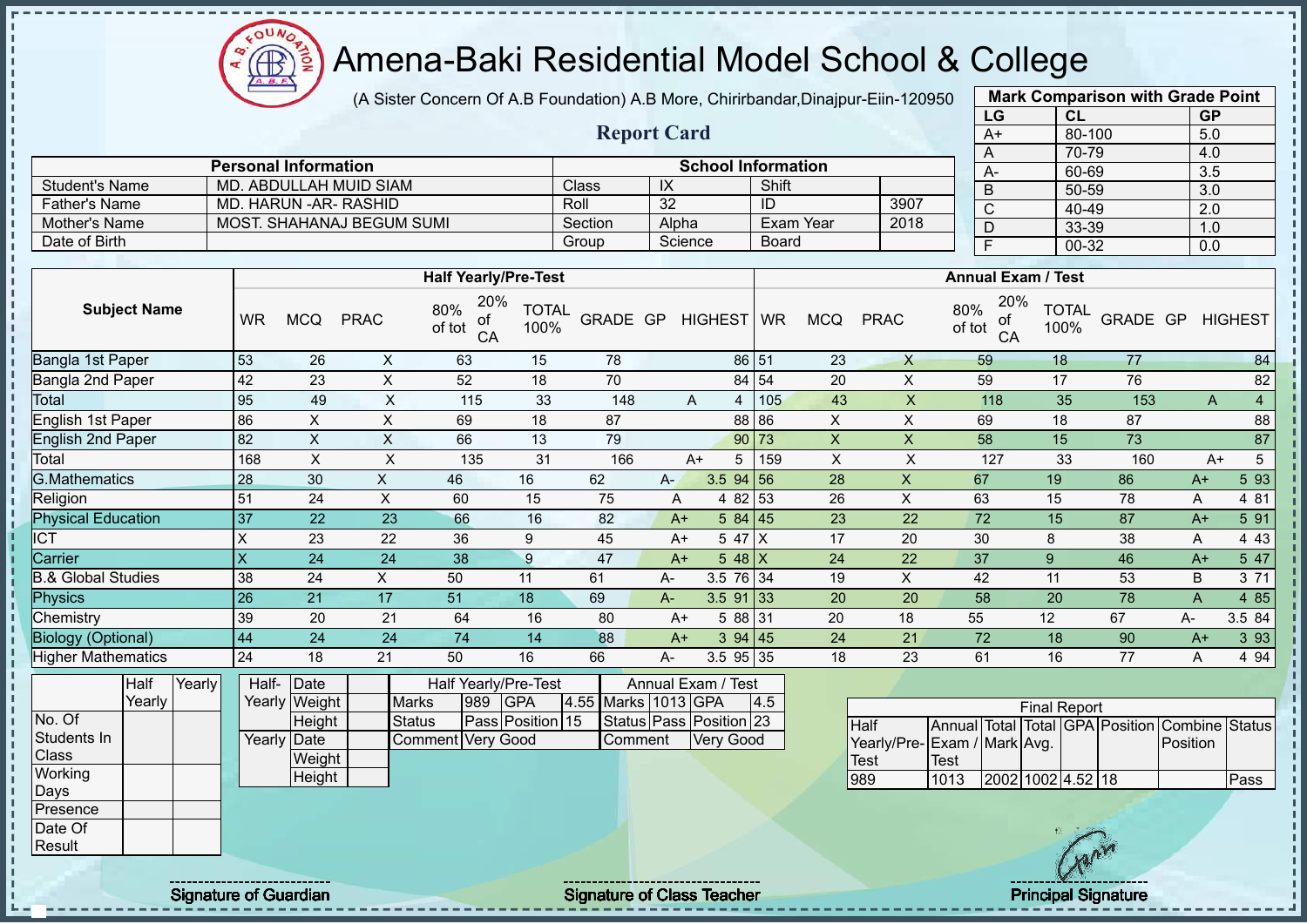# Amena-Baki Residential Model School & College

(A Sister Concern Of A.B Foundation) A.B More, Chirirbandar,Dinajpur-Eiin-120950

## Report Card

| Mark Comparison with Grade Point | | |
|---|---|---|
| LG | CL | GP |
| A+ | 80-100 | 5.0 |
| A | 70-79 | 4.0 |
| A- | 60-69 | 3.5 |
| B | 50-59 | 3.0 |
| C | 40-49 | 2.0 |
| D | 33-39 | 1.0 |
| F | 00-32 | 0.0 |

| Personal Information | | School Information | | | |
|---|---|---|---|---|---|
| Student's Name | MD. ABDULLAH MUID SIAM | Class | IX | Shift | |
| Father's Name | MD. HARUN -AR- RASHID | Roll | 32 | ID | 3907 |
| Mother's Name | MOST. SHAHANAJ BEGUM SUMI | Section | Alpha | Exam Year | 2018 |
| Date of Birth | | Group | Science | Board | |

| Subject Name | Half Yearly/Pre-Test | | | | | | | | | Annual Exam / Test | | | | | | | | |
|---|---|---|---|---|---|---|---|---|---|---|---|---|---|---|---|---|---|---|
| | WR | MCQ | PRAC | 80% of tot | 20% of CA | TOTAL 100% | GRADE | GP | HIGHEST | WR | MCQ | PRAC | 80% of tot | 20% of CA | TOTAL 100% | GRADE | GP | HIGHEST |
| Bangla 1st Paper | 53 | 26 | X | 63 | 15 | 78 | | | 86 | 51 | 23 | X | 59 | 18 | 77 | | | 84 |
| Bangla 2nd Paper | 42 | 23 | X | 52 | 18 | 70 | | | 84 | 54 | 20 | X | 59 | 17 | 76 | | | 82 |
| Total | 95 | 49 | X | 115 | 33 | 148 | A | 4 | | 105 | 43 | X | 118 | 35 | 153 | A | 4 | |
| English 1st Paper | 86 | X | X | 69 | 18 | 87 | | | 88 | 86 | X | X | 69 | 18 | 87 | | | 88 |
| English 2nd Paper | 82 | X | X | 66 | 13 | 79 | | | 90 | 73 | X | X | 58 | 15 | 73 | | | 87 |
| Total | 168 | X | X | 135 | 31 | 166 | A+ | 5 | | 159 | X | X | 127 | 33 | 160 | A+ | 5 | |
| G.Mathematics | 28 | 30 | X | 46 | 16 | 62 | A- | 3.5 | 94 | 56 | 28 | X | 67 | 19 | 86 | A+ | 5 | 93 |
| Religion | 51 | 24 | X | 60 | 15 | 75 | A | 4 | 82 | 53 | 26 | X | 63 | 15 | 78 | A | 4 | 81 |
| Physical Education | 37 | 22 | 23 | 66 | 16 | 82 | A+ | 5 | 84 | 45 | 23 | 22 | 72 | 15 | 87 | A+ | 5 | 91 |
| ICT | X | 23 | 22 | 36 | 9 | 45 | A+ | 5 | 47 | X | 17 | 20 | 30 | 8 | 38 | A | 4 | 43 |
| Carrier | X | 24 | 24 | 38 | 9 | 47 | A+ | 5 | 48 | X | 24 | 22 | 37 | 9 | 46 | A+ | 5 | 47 |
| B.& Global Studies | 38 | 24 | X | 50 | 11 | 61 | A- | 3.5 | 76 | 34 | 19 | X | 42 | 11 | 53 | B | 3 | 71 |
| Physics | 26 | 21 | 17 | 51 | 18 | 69 | A- | 3.5 | 91 | 33 | 20 | 20 | 58 | 20 | 78 | A | 4 | 85 |
| Chemistry | 39 | 20 | 21 | 64 | 16 | 80 | A+ | 5 | 88 | 31 | 20 | 18 | 55 | 12 | 67 | A- | 3.5 | 84 |
| Biology (Optional) | 44 | 24 | 24 | 74 | 14 | 88 | A+ | 3 | 94 | 45 | 24 | 21 | 72 | 18 | 90 | A+ | 3 | 93 |
| Higher Mathematics | 24 | 18 | 21 | 50 | 16 | 66 | A- | 3.5 | 95 | 35 | 18 | 23 | 61 | 16 | 77 | A | 4 | 94 |

| | Half Yearly | Yearly |
|---|---|---|
| No. Of Students In Class | | |
| Working Days | | |
| Presence | | |
| Date Of Result | | |

| | | |
|---|---|---|
| Half-Yearly | Date | |
| | Weight | |
| | Height | |
| Yearly | Date | |
| | Weight | |
| | Height | |

| Half Yearly/Pre-Test | | | | Annual Exam / Test | | | |
|---|---|---|---|---|---|---|---|
| Marks | 989 | GPA | 4.55 | Marks | 1013 | GPA | 4.5 |
| Status | Pass | Position | 15 | Status | Pass | Position | 23 |
| Comment | Very Good | | | Comment | Very Good | | |

| Final Report | | | | | | | |
|---|---|---|---|---|---|---|---|
| Half Yearly/Pre-Test | Annual Exam / Test | Total Mark | Total Avg. | GPA | Position | Combine Position | Status |
| 989 | 1013 | 2002 | 1002 | 4.52 | 18 | | Pass |

Signature of Guardian | Signature of Class Teacher | Principal Signature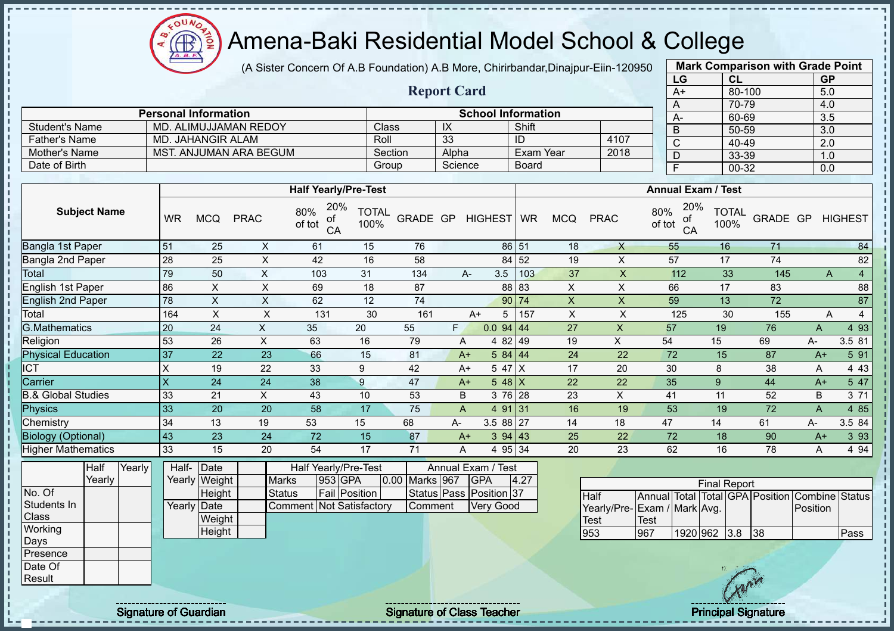# Amena-Baki Residential Model School & College

(A Sister Concern Of A.B Foundation) A.B More, Chirirbandar,Dinajpur-Eiin-120950

## Report Card

| Mark Comparison with Grade Point | | |
|---|---|---|
| LG | CL | GP |
| A+ | 80-100 | 5.0 |
| A | 70-79 | 4.0 |
| A- | 60-69 | 3.5 |
| B | 50-59 | 3.0 |
| C | 40-49 | 2.0 |
| D | 33-39 | 1.0 |
| F | 00-32 | 0.0 |

| Personal Information | | School Information | | | |
|---|---|---|---|---|---|
| Student's Name | MD. ALIMUJJAMAN REDOY | Class | IX | Shift | |
| Father's Name | MD. JAHANGIR ALAM | Roll | 33 | ID | 4107 |
| Mother's Name | MST. ANJUMAN ARA BEGUM | Section | Alpha | Exam Year | 2018 |
| Date of Birth | | Group | Science | Board | |

| Subject Name | Half Yearly/Pre-Test | | | | | | | | | Annual Exam / Test | | | | | | | | |
|---|---|---|---|---|---|---|---|---|---|---|---|---|---|---|---|---|---|---|
| | WR | MCQ | PRAC | 80% of tot | 20% of CA | TOTAL 100% | GRADE | GP | HIGHEST | WR | MCQ | PRAC | 80% of tot | 20% of CA | TOTAL 100% | GRADE | GP | HIGHEST |
| Bangla 1st Paper | 51 | 25 | X | 61 | 15 | 76 | | | 86 | 51 | 18 | X | 55 | 16 | 71 | | | 84 |
| Bangla 2nd Paper | 28 | 25 | X | 42 | 16 | 58 | | | 84 | 52 | 19 | X | 57 | 17 | 74 | | | 82 |
| Total | 79 | 50 | X | 103 | 31 | 134 | A- | 3.5 | | 103 | 37 | X | 112 | 33 | 145 | A | 4 | |
| English 1st Paper | 86 | X | X | 69 | 18 | 87 | | | 88 | 83 | X | X | 66 | 17 | 83 | | | 88 |
| English 2nd Paper | 78 | X | X | 62 | 12 | 74 | | | 90 | 74 | X | X | 59 | 13 | 72 | | | 87 |
| Total | 164 | X | X | 131 | 30 | 161 | A+ | 5 | | 157 | X | X | 125 | 30 | 155 | A | 4 | |
| G.Mathematics | 20 | 24 | X | 35 | 20 | 55 | F | 0.0 | 94 | 44 | 27 | X | 57 | 19 | 76 | A | 4 | 93 |
| Religion | 53 | 26 | X | 63 | 16 | 79 | A | 4 | 82 | 49 | 19 | X | 54 | 15 | 69 | A- | 3.5 | 81 |
| Physical Education | 37 | 22 | 23 | 66 | 15 | 81 | A+ | 5 | 84 | 44 | 24 | 22 | 72 | 15 | 87 | A+ | 5 | 91 |
| ICT | X | 19 | 22 | 33 | 9 | 42 | A+ | 5 | 47 | X | 17 | 20 | 30 | 8 | 38 | A | 4 | 43 |
| Carrier | X | 24 | 24 | 38 | 9 | 47 | A+ | 5 | 48 | X | 22 | 22 | 35 | 9 | 44 | A+ | 5 | 47 |
| B.& Global Studies | 33 | 21 | X | 43 | 10 | 53 | B | 3 | 76 | 28 | 23 | X | 41 | 11 | 52 | B | 3 | 71 |
| Physics | 33 | 20 | 20 | 58 | 17 | 75 | A | 4 | 91 | 31 | 16 | 19 | 53 | 19 | 72 | A | 4 | 85 |
| Chemistry | 34 | 13 | 19 | 53 | 15 | 68 | A- | 3.5 | 88 | 27 | 14 | 18 | 47 | 14 | 61 | A- | 3.5 | 84 |
| Biology (Optional) | 43 | 23 | 24 | 72 | 15 | 87 | A+ | 3 | 94 | 43 | 25 | 22 | 72 | 18 | 90 | A+ | 3 | 93 |
| Higher Mathematics | 33 | 15 | 20 | 54 | 17 | 71 | A | 4 | 95 | 34 | 20 | 23 | 62 | 16 | 78 | A | 4 | 94 |

| | Half Yearly | Yearly |
|---|---|---|
| No. Of Students In Class | | |
| Working Days | | |
| Presence | | |
| Date Of Result | | |

| | | |
|---|---|---|
| Half-Yearly | Date | |
| | Weight | |
| | Height | |
| Yearly | Date | |
| | Weight | |
| | Height | |

| Half Yearly/Pre-Test | | | | Annual Exam / Test | | | |
|---|---|---|---|---|---|---|---|
| Marks | 953 | GPA | 0.00 | Marks | 967 | GPA | 4.27 |
| Status | Fail | Position | | Status | Pass | Position | 37 |
| Comment | Not Satisfactory | | | Comment | Very Good | | |

| Final Report | | | | | | | |
|---|---|---|---|---|---|---|---|
| Half Yearly/Pre-Test | Annual Exam / Test | Total Mark | Total Avg. | GPA | Position | Combine Position | Status |
| 953 | 967 | 1920 | 962 | 3.8 | 38 | | Pass |

Signature of Guardian

Signature of Class Teacher

Principal Signature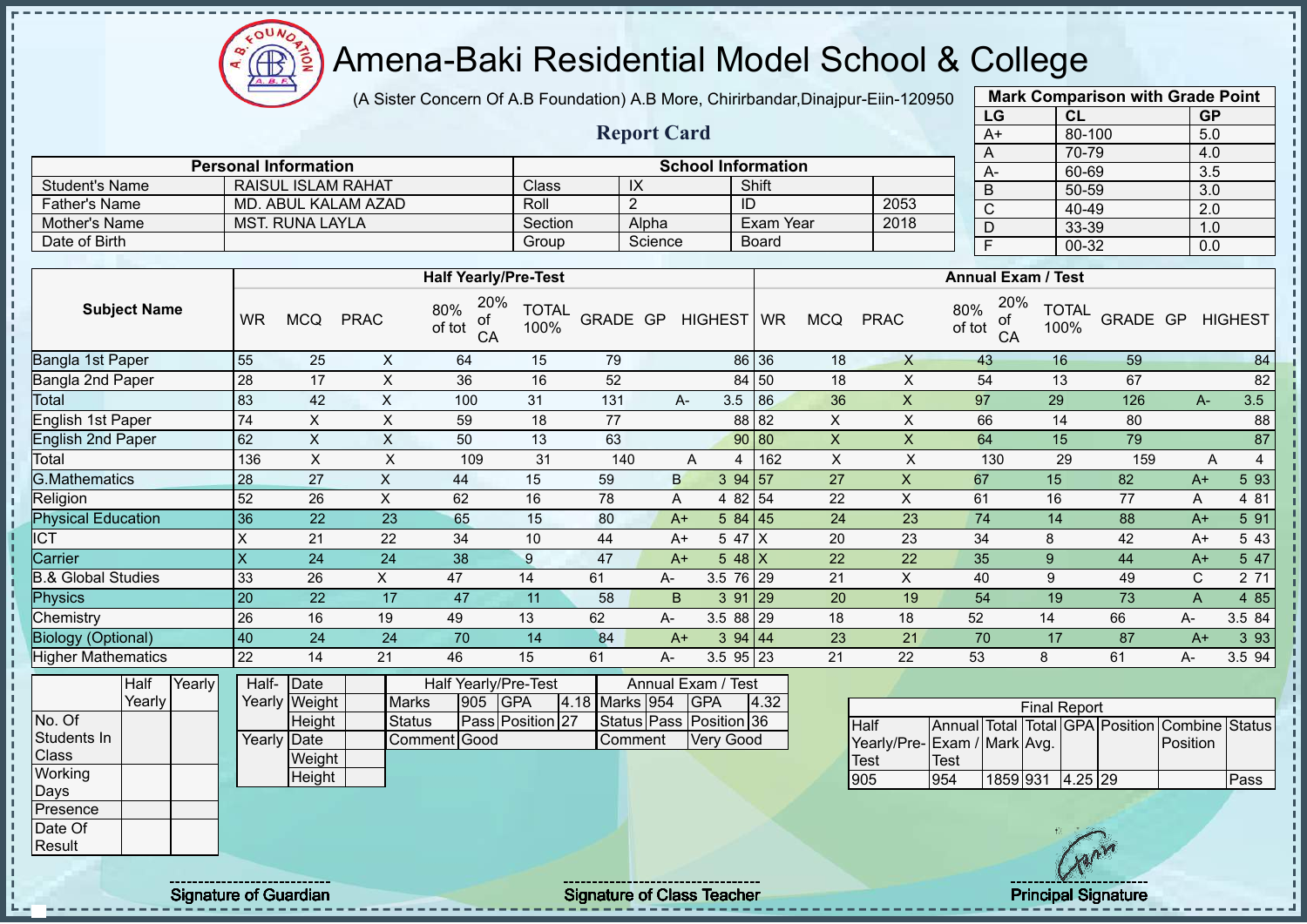# Amena-Baki Residential Model School & College

(A Sister Concern Of A.B Foundation) A.B More, Chirirbandar,Dinajpur-Eiin-120950

## Report Card

| Mark Comparison with Grade Point | | |
|---|---|---|
| LG | CL | GP |
| A+ | 80-100 | 5.0 |
| A | 70-79 | 4.0 |
| A- | 60-69 | 3.5 |
| B | 50-59 | 3.0 |
| C | 40-49 | 2.0 |
| D | 33-39 | 1.0 |
| F | 00-32 | 0.0 |

| Personal Information | | School Information | | | |
|---|---|---|---|---|---|
| Student's Name | RAISUL ISLAM RAHAT | Class | IX | Shift | |
| Father's Name | MD. ABUL KALAM AZAD | Roll | 2 | ID | 2053 |
| Mother's Name | MST. RUNA LAYLA | Section | Alpha | Exam Year | 2018 |
| Date of Birth | | Group | Science | Board | |

| Subject Name | Half Yearly/Pre-Test | | | | | | | | | Annual Exam / Test | | | | | | | | |
|---|---|---|---|---|---|---|---|---|---|---|---|---|---|---|---|---|---|---|
| | WR | MCQ | PRAC | 80% of tot | 20% of CA | TOTAL 100% | GRADE | GP | HIGHEST | WR | MCQ | PRAC | 80% of tot | 20% of CA | TOTAL 100% | GRADE | GP | HIGHEST |
| Bangla 1st Paper | 55 | 25 | X | 64 | 15 | 79 | | | 86 | 36 | 18 | X | 43 | 16 | 59 | | | 84 |
| Bangla 2nd Paper | 28 | 17 | X | 36 | 16 | 52 | | | 84 | 50 | 18 | X | 54 | 13 | 67 | | | 82 |
| Total | 83 | 42 | X | 100 | 31 | 131 | A- | 3.5 | | 86 | 36 | X | 97 | 29 | 126 | A- | 3.5 | |
| English 1st Paper | 74 | X | X | 59 | 18 | 77 | | | 88 | 82 | X | X | 66 | 14 | 80 | | | 88 |
| English 2nd Paper | 62 | X | X | 50 | 13 | 63 | | | 90 | 80 | X | X | 64 | 15 | 79 | | | 87 |
| Total | 136 | X | X | 109 | 31 | 140 | A | 4 | | 162 | X | X | 130 | 29 | 159 | A | 4 | |
| G.Mathematics | 28 | 27 | X | 44 | 15 | 59 | B | 3 | 94 | 57 | 27 | X | 67 | 15 | 82 | A+ | 5 | 93 |
| Religion | 52 | 26 | X | 62 | 16 | 78 | A | 4 | 82 | 54 | 22 | X | 61 | 16 | 77 | A | 4 | 81 |
| Physical Education | 36 | 22 | 23 | 65 | 15 | 80 | A+ | 5 | 84 | 45 | 24 | 23 | 74 | 14 | 88 | A+ | 5 | 91 |
| ICT | X | 21 | 22 | 34 | 10 | 44 | A+ | 5 | 47 | X | 20 | 23 | 34 | 8 | 42 | A+ | 5 | 43 |
| Carrier | X | 24 | 24 | 38 | 9 | 47 | A+ | 5 | 48 | X | 22 | 22 | 35 | 9 | 44 | A+ | 5 | 47 |
| B.& Global Studies | 33 | 26 | X | 47 | 14 | 61 | A- | 3.5 | 76 | 29 | 21 | X | 40 | 9 | 49 | C | 2 | 71 |
| Physics | 20 | 22 | 17 | 47 | 11 | 58 | B | 3 | 91 | 29 | 20 | 19 | 54 | 19 | 73 | A | 4 | 85 |
| Chemistry | 26 | 16 | 19 | 49 | 13 | 62 | A- | 3.5 | 88 | 29 | 18 | 18 | 52 | 14 | 66 | A- | 3.5 | 84 |
| Biology (Optional) | 40 | 24 | 24 | 70 | 14 | 84 | A+ | 3 | 94 | 44 | 23 | 21 | 70 | 17 | 87 | A+ | 3 | 93 |
| Higher Mathematics | 22 | 14 | 21 | 46 | 15 | 61 | A- | 3.5 | 95 | 23 | 21 | 22 | 53 | 8 | 61 | A- | 3.5 | 94 |

| | Half Yearly | Yearly |
|---|---|---|
| No. Of Students In Class | | |
| Working Days | | |
| Presence | | |
| Date Of Result | | |

| | | |
|---|---|---|
| Half-Yearly | Date | |
| | Weight | |
| | Height | |
| Yearly | Date | |
| | Weight | |
| | Height | |

| Half Yearly/Pre-Test | | | | Annual Exam / Test | | | |
|---|---|---|---|---|---|---|---|
| Marks | 905 | GPA | 4.18 | Marks | 954 | GPA | 4.32 |
| Status | Pass | Position | 27 | Status | Pass | Position | 36 |
| Comment | Good | | | Comment | Very Good | | |

| Final Report | | | | | | | |
|---|---|---|---|---|---|---|---|
| Half Yearly/Pre-Test | Annual Exam / Test | Total Mark | Total Avg. | GPA | Position | Combine Position | Status |
| 905 | 954 | 1859 | 931 | 4.25 | 29 | | Pass |

Signature of Guardian | Signature of Class Teacher | Principal Signature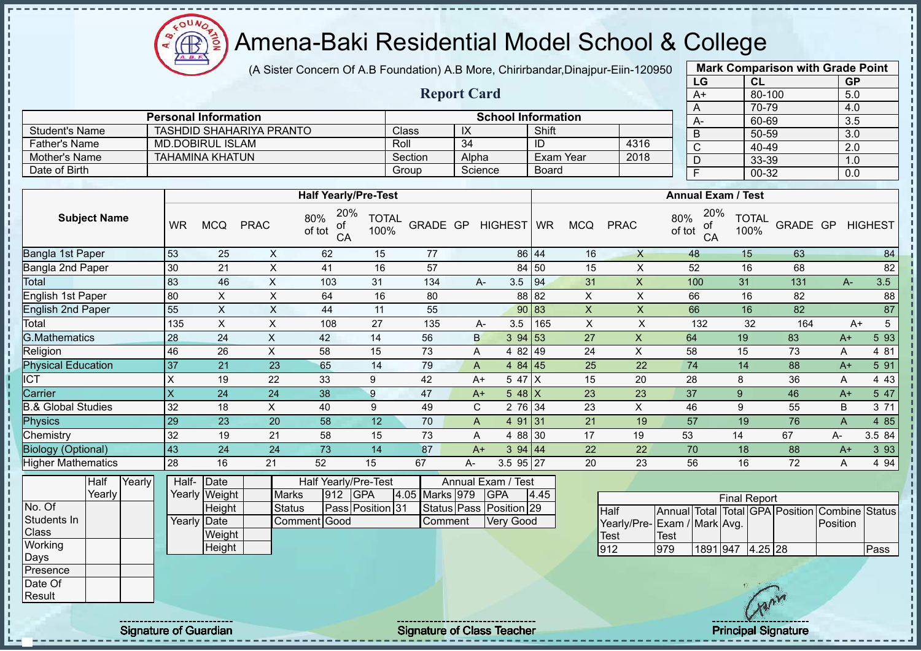# Amena-Baki Residential Model School & College

(A Sister Concern Of A.B Foundation) A.B More, Chirirbandar,Dinajpur-Eiin-120950

## Report Card

| Mark Comparison with Grade Point | | |
|---|---|---|
| LG | CL | GP |
| A+ | 80-100 | 5.0 |
| A | 70-79 | 4.0 |
| A- | 60-69 | 3.5 |
| B | 50-59 | 3.0 |
| C | 40-49 | 2.0 |
| D | 33-39 | 1.0 |
| F | 00-32 | 0.0 |

| Personal Information | | School Information | | | |
|---|---|---|---|---|---|
| Student's Name | TASHDID SHAHARIYA PRANTO | Class | IX | Shift | |
| Father's Name | MD.DOBIRUL ISLAM | Roll | 34 | ID | 4316 |
| Mother's Name | TAHAMINA KHATUN | Section | Alpha | Exam Year | 2018 |
| Date of Birth | | Group | Science | Board | |

| Subject Name | Half Yearly/Pre-Test | | | | | | | | | Annual Exam / Test | | | | | | | | |
|---|---|---|---|---|---|---|---|---|---|---|---|---|---|---|---|---|---|---|
| | WR | MCQ | PRAC | 80% of tot | 20% of CA | TOTAL 100% | GRADE | GP | HIGHEST | WR | MCQ | PRAC | 80% of tot | 20% of CA | TOTAL 100% | GRADE | GP | HIGHEST |
| Bangla 1st Paper | 53 | 25 | X | 62 | 15 | 77 | | | 86 | 44 | 16 | X | 48 | 15 | 63 | | | 84 |
| Bangla 2nd Paper | 30 | 21 | X | 41 | 16 | 57 | | | 84 | 50 | 15 | X | 52 | 16 | 68 | | | 82 |
| Total | 83 | 46 | X | 103 | 31 | 134 | A- | 3.5 | | 94 | 31 | X | 100 | 31 | 131 | A- | 3.5 | |
| English 1st Paper | 80 | X | X | 64 | 16 | 80 | | | 88 | 82 | X | X | 66 | 16 | 82 | | | 88 |
| English 2nd Paper | 55 | X | X | 44 | 11 | 55 | | | 90 | 83 | X | X | 66 | 16 | 82 | | | 87 |
| Total | 135 | X | X | 108 | 27 | 135 | A- | 3.5 | | 165 | X | X | 132 | 32 | 164 | A+ | 5 | |
| G.Mathematics | 28 | 24 | X | 42 | 14 | 56 | B | 3 | 94 | 53 | 27 | X | 64 | 19 | 83 | A+ | 5 | 93 |
| Religion | 46 | 26 | X | 58 | 15 | 73 | A | 4 | 82 | 49 | 24 | X | 58 | 15 | 73 | A | 4 | 81 |
| Physical Education | 37 | 21 | 23 | 65 | 14 | 79 | A | 4 | 84 | 45 | 25 | 22 | 74 | 14 | 88 | A+ | 5 | 91 |
| ICT | X | 19 | 22 | 33 | 9 | 42 | A+ | 5 | 47 | X | 15 | 20 | 28 | 8 | 36 | A | 4 | 43 |
| Carrier | X | 24 | 24 | 38 | 9 | 47 | A+ | 5 | 48 | X | 23 | 23 | 37 | 9 | 46 | A+ | 5 | 47 |
| B.& Global Studies | 32 | 18 | X | 40 | 9 | 49 | C | 2 | 76 | 34 | 23 | X | 46 | 9 | 55 | B | 3 | 71 |
| Physics | 29 | 23 | 20 | 58 | 12 | 70 | A | 4 | 91 | 31 | 21 | 19 | 57 | 19 | 76 | A | 4 | 85 |
| Chemistry | 32 | 19 | 21 | 58 | 15 | 73 | A | 4 | 88 | 30 | 17 | 19 | 53 | 14 | 67 | A- | 3.5 | 84 |
| Biology (Optional) | 43 | 24 | 24 | 73 | 14 | 87 | A+ | 3 | 94 | 44 | 22 | 22 | 70 | 18 | 88 | A+ | 3 | 93 |
| Higher Mathematics | 28 | 16 | 21 | 52 | 15 | 67 | A- | 3.5 | 95 | 27 | 20 | 23 | 56 | 16 | 72 | A | 4 | 94 |

| | Half Yearly | Yearly |
|---|---|---|
| No. Of Students In Class | | |
| Working Days | | |
| Presence | | |
| Date Of Result | | |

| | | |
|---|---|---|
| Half-Yearly | Date | |
| | Weight | |
| | Height | |
| Yearly | Date | |
| | Weight | |
| | Height | |

| Half Yearly/Pre-Test | | | | Annual Exam / Test | | | |
|---|---|---|---|---|---|---|---|
| Marks | 912 | GPA | 4.05 | Marks | 979 | GPA | 4.45 |
| Status | Pass | Position | 31 | Status | Pass | Position | 29 |
| Comment | Good | | | Comment | Very Good | | |

| Final Report | | | | | | | |
|---|---|---|---|---|---|---|---|
| Half Yearly/Pre-Test | Annual Exam / Test | Total Mark | Total Avg. | GPA | Position | Combine Position | Status |
| 912 | 979 | 1891 | 947 | 4.25 | 28 | | Pass |

Signature of Guardian | Signature of Class Teacher | Principal Signature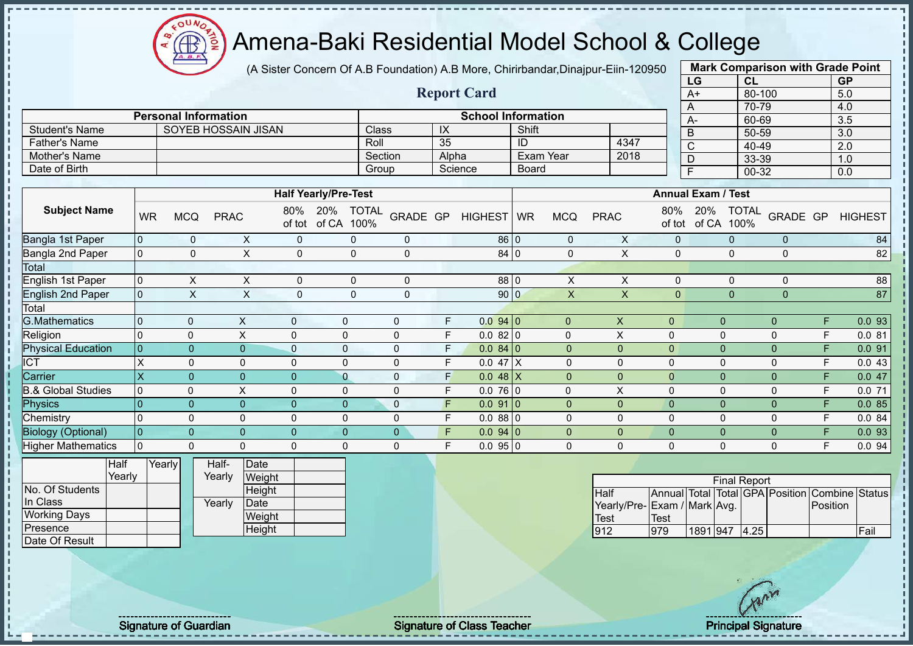# Amena-Baki Residential Model School & College

(A Sister Concern Of A.B Foundation) A.B More, Chirirbandar,Dinajpur-Eiin-120950

## Report Card

| Mark Comparison with Grade Point | | |
|---|---|---|
| LG | CL | GP |
| A+ | 80-100 | 5.0 |
| A | 70-79 | 4.0 |
| A- | 60-69 | 3.5 |
| B | 50-59 | 3.0 |
| C | 40-49 | 2.0 |
| D | 33-39 | 1.0 |
| F | 00-32 | 0.0 |

| Personal Information | | School Information | | | |
|---|---|---|---|---|---|
| Student's Name | SOYEB HOSSAIN JISAN | Class | IX | Shift | |
| Father's Name | | Roll | 35 | ID | 4347 |
| Mother's Name | | Section | Alpha | Exam Year | 2018 |
| Date of Birth | | Group | Science | Board | |

| Subject Name | Half Yearly/Pre-Test | | | | | | | | | Annual Exam / Test | | | | | | | | |
|---|---|---|---|---|---|---|---|---|---|---|---|---|---|---|---|---|---|---|
| | WR | MCQ | PRAC | 80% of tot | 20% of CA | TOTAL 100% | GRADE | GP | HIGHEST | WR | MCQ | PRAC | 80% of tot | 20% of CA | TOTAL 100% | GRADE | GP | HIGHEST |
| Bangla 1st Paper | 0 | 0 | X | 0 | 0 | 0 | | | 86 | 0 | 0 | X | 0 | 0 | 0 | | | 84 |
| Bangla 2nd Paper | 0 | 0 | X | 0 | 0 | 0 | | | 84 | 0 | 0 | X | 0 | 0 | 0 | | | 82 |
| Total | | | | | | | | | | | | | | | | | | |
| English 1st Paper | 0 | X | X | 0 | 0 | 0 | | | 88 | 0 | X | X | 0 | 0 | 0 | | | 88 |
| English 2nd Paper | 0 | X | X | 0 | 0 | 0 | | | 90 | 0 | X | X | 0 | 0 | 0 | | | 87 |
| Total | | | | | | | | | | | | | | | | | | |
| G.Mathematics | 0 | 0 | X | 0 | 0 | 0 | F | 0.0 | 94 | 0 | 0 | X | 0 | 0 | 0 | F | 0.0 | 93 |
| Religion | 0 | 0 | X | 0 | 0 | 0 | F | 0.0 | 82 | 0 | 0 | X | 0 | 0 | 0 | F | 0.0 | 81 |
| Physical Education | 0 | 0 | 0 | 0 | 0 | 0 | F | 0.0 | 84 | 0 | 0 | 0 | 0 | 0 | 0 | F | 0.0 | 91 |
| ICT | X | 0 | 0 | 0 | 0 | 0 | F | 0.0 | 47 | X | 0 | 0 | 0 | 0 | 0 | F | 0.0 | 43 |
| Carrier | X | 0 | 0 | 0 | 0 | 0 | F | 0.0 | 48 | X | 0 | 0 | 0 | 0 | 0 | F | 0.0 | 47 |
| B.& Global Studies | 0 | 0 | X | 0 | 0 | 0 | F | 0.0 | 76 | 0 | 0 | X | 0 | 0 | 0 | F | 0.0 | 71 |
| Physics | 0 | 0 | 0 | 0 | 0 | 0 | F | 0.0 | 91 | 0 | 0 | 0 | 0 | 0 | 0 | F | 0.0 | 85 |
| Chemistry | 0 | 0 | 0 | 0 | 0 | 0 | F | 0.0 | 88 | 0 | 0 | 0 | 0 | 0 | 0 | F | 0.0 | 84 |
| Biology (Optional) | 0 | 0 | 0 | 0 | 0 | 0 | F | 0.0 | 94 | 0 | 0 | 0 | 0 | 0 | 0 | F | 0.0 | 93 |
| Higher Mathematics | 0 | 0 | 0 | 0 | 0 | 0 | F | 0.0 | 95 | 0 | 0 | 0 | 0 | 0 | 0 | F | 0.0 | 94 |

| | Half Yearly | Yearly |
|---|---|---|
| No. Of Students In Class | | |
| Working Days | | |
| Presence | | |
| Date Of Result | | |

| | | |
|---|---|---|
| Half-Yearly | Date | |
| | Weight | |
| | Height | |
| Yearly | Date | |
| | Weight | |
| | Height | |

| Final Report | | | | | | | |
|---|---|---|---|---|---|---|---|
| Half Yearly/Pre-Test | Annual Exam / Test | Total Mark | Total Avg. | GPA | Position | Combine Position | Status |
| 912 | 979 | 1891 | 947 | 4.25 | | | Fail |

Signature of Guardian

Signature of Class Teacher

Principal Signature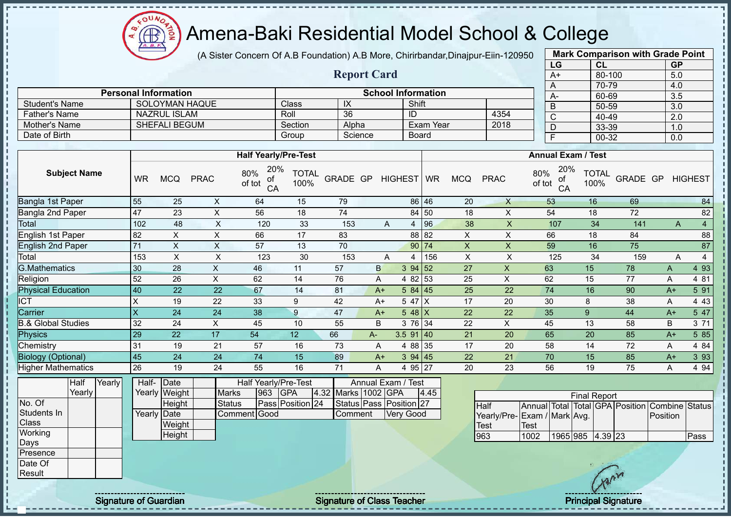# Amena-Baki Residential Model School & College

(A Sister Concern Of A.B Foundation) A.B More, Chirirbandar,Dinajpur-Eiin-120950

## Report Card

| Mark Comparison with Grade Point | | |
|---|---|---|
| LG | CL | GP |
| A+ | 80-100 | 5.0 |
| A | 70-79 | 4.0 |
| A- | 60-69 | 3.5 |
| B | 50-59 | 3.0 |
| C | 40-49 | 2.0 |
| D | 33-39 | 1.0 |
| F | 00-32 | 0.0 |

| Personal Information | | School Information | | | |
|---|---|---|---|---|---|
| Student's Name | SOLOYMAN HAQUE | Class | IX | Shift | |
| Father's Name | NAZRUL ISLAM | Roll | 36 | ID | 4354 |
| Mother's Name | SHEFALI BEGUM | Section | Alpha | Exam Year | 2018 |
| Date of Birth | | Group | Science | Board | |

| Subject Name | Half Yearly/Pre-Test | | | | | | | | | Annual Exam / Test | | | | | | | | |
|---|---|---|---|---|---|---|---|---|---|---|---|---|---|---|---|---|---|---|
| | WR | MCQ | PRAC | 80% of tot | 20% of CA | TOTAL 100% | GRADE | GP | HIGHEST | WR | MCQ | PRAC | 80% of tot | 20% of CA | TOTAL 100% | GRADE | GP | HIGHEST |
| Bangla 1st Paper | 55 | 25 | X | 64 | 15 | 79 | | | 86 | 46 | 20 | X | 53 | 16 | 69 | | | 84 |
| Bangla 2nd Paper | 47 | 23 | X | 56 | 18 | 74 | | | 84 | 50 | 18 | X | 54 | 18 | 72 | | | 82 |
| Total | 102 | 48 | X | 120 | 33 | 153 | A | 4 | | 96 | 38 | X | 107 | 34 | 141 | A | 4 | |
| English 1st Paper | 82 | X | X | 66 | 17 | 83 | | | 88 | 82 | X | X | 66 | 18 | 84 | | | 88 |
| English 2nd Paper | 71 | X | X | 57 | 13 | 70 | | | 90 | 74 | X | X | 59 | 16 | 75 | | | 87 |
| Total | 153 | X | X | 123 | 30 | 153 | A | 4 | | 156 | X | X | 125 | 34 | 159 | A | 4 | |
| G.Mathematics | 30 | 28 | X | 46 | 11 | 57 | B | 3 | 94 | 52 | 27 | X | 63 | 15 | 78 | A | 4 | 93 |
| Religion | 52 | 26 | X | 62 | 14 | 76 | A | 4 | 82 | 53 | 25 | X | 62 | 15 | 77 | A | 4 | 81 |
| Physical Education | 40 | 22 | 22 | 67 | 14 | 81 | A+ | 5 | 84 | 45 | 25 | 22 | 74 | 16 | 90 | A+ | 5 | 91 |
| ICT | X | 19 | 22 | 33 | 9 | 42 | A+ | 5 | 47 | X | 17 | 20 | 30 | 8 | 38 | A | 4 | 43 |
| Carrier | X | 24 | 24 | 38 | 9 | 47 | A+ | 5 | 48 | X | 22 | 22 | 35 | 9 | 44 | A+ | 5 | 47 |
| B.& Global Studies | 32 | 24 | X | 45 | 10 | 55 | B | 3 | 76 | 34 | 22 | X | 45 | 13 | 58 | B | 3 | 71 |
| Physics | 29 | 22 | 17 | 54 | 12 | 66 | A- | 3.5 | 91 | 40 | 21 | 20 | 65 | 20 | 85 | A+ | 5 | 85 |
| Chemistry | 31 | 19 | 21 | 57 | 16 | 73 | A | 4 | 88 | 35 | 17 | 20 | 58 | 14 | 72 | A | 4 | 84 |
| Biology (Optional) | 45 | 24 | 24 | 74 | 15 | 89 | A+ | 3 | 94 | 45 | 22 | 21 | 70 | 15 | 85 | A+ | 3 | 93 |
| Higher Mathematics | 26 | 19 | 24 | 55 | 16 | 71 | A | 4 | 95 | 27 | 20 | 23 | 56 | 19 | 75 | A | 4 | 94 |

| | Half Yearly | Yearly |
|---|---|---|
| No. Of Students In Class | | |
| Working Days | | |
| Presence | | |
| Date Of Result | | |

| | | |
|---|---|---|
| Half-Yearly | Date | |
| | Weight | |
| | Height | |
| Yearly | Date | |
| | Weight | |
| | Height | |

| Half Yearly/Pre-Test | | | | Annual Exam / Test | | | |
|---|---|---|---|---|---|---|---|
| Marks | 963 | GPA | 4.32 | Marks | 1002 | GPA | 4.45 |
| Status | Pass | Position | 24 | Status | Pass | Position | 27 |
| Comment | Good | | | Comment | Very Good | | |

| Final Report | | | | | | | |
|---|---|---|---|---|---|---|---|
| Half Yearly/Pre-Test | Annual Exam / Test | Total Mark | Total Avg. | GPA | Position | Combine Position | Status |
| 963 | 1002 | 1965 | 985 | 4.39 | 23 | | Pass |

Signature of Guardian

Signature of Class Teacher

Principal Signature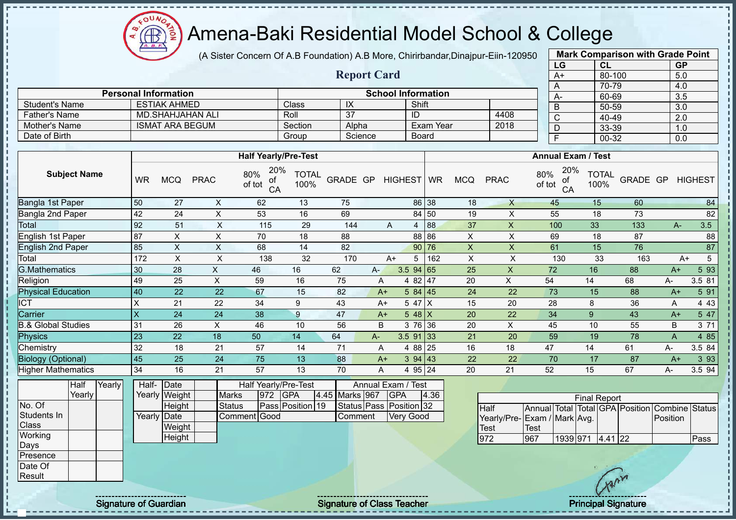# Amena-Baki Residential Model School & College

(A Sister Concern Of A.B Foundation) A.B More, Chirirbandar,Dinajpur-Eiin-120950

## Report Card

| Mark Comparison with Grade Point | | |
|---|---|---|
| **LG** | **CL** | **GP** |
| A+ | 80-100 | 5.0 |
| A | 70-79 | 4.0 |
| A- | 60-69 | 3.5 |
| B | 50-59 | 3.0 |
| C | 40-49 | 2.0 |
| D | 33-39 | 1.0 |
| F | 00-32 | 0.0 |

| Personal Information | | School Information | | | |
|---|---|---|---|---|---|
| Student's Name | ESTIAK AHMED | Class | IX | Shift | |
| Father's Name | MD.SHAHJAHAN ALI | Roll | 37 | ID | 4408 |
| Mother's Name | ISMAT ARA BEGUM | Section | Alpha | Exam Year | 2018 |
| Date of Birth | | Group | Science | Board | |

| Subject Name | Half Yearly/Pre-Test | | | | | | | | | Annual Exam / Test | | | | | | | | |
|---|---|---|---|---|---|---|---|---|---|---|---|---|---|---|---|---|---|---|
| | WR | MCQ | PRAC | 80% of tot | 20% of CA | TOTAL 100% | GRADE | GP | HIGHEST | WR | MCQ | PRAC | 80% of tot | 20% of CA | TOTAL 100% | GRADE | GP | HIGHEST |
| Bangla 1st Paper | 50 | 27 | X | 62 | 13 | 75 | | | 86 | 38 | 18 | X | 45 | 15 | 60 | | | 84 |
| Bangla 2nd Paper | 42 | 24 | X | 53 | 16 | 69 | | | 84 | 50 | 19 | X | 55 | 18 | 73 | | | 82 |
| Total | 92 | 51 | X | 115 | 29 | 144 | A | 4 | | 88 | 37 | X | 100 | 33 | 133 | A- | 3.5 | |
| English 1st Paper | 87 | X | X | 70 | 18 | 88 | | | 88 | 86 | X | X | 69 | 18 | 87 | | | 88 |
| English 2nd Paper | 85 | X | X | 68 | 14 | 82 | | | 90 | 76 | X | X | 61 | 15 | 76 | | | 87 |
| Total | 172 | X | X | 138 | 32 | 170 | A+ | 5 | | 162 | X | X | 130 | 33 | 163 | A+ | 5 | |
| G.Mathematics | 30 | 28 | X | 46 | 16 | 62 | A- | 3.5 | 94 | 65 | 25 | X | 72 | 16 | 88 | A+ | 5 | 93 |
| Religion | 49 | 25 | X | 59 | 16 | 75 | A | 4 | 82 | 47 | 20 | X | 54 | 14 | 68 | A- | 3.5 | 81 |
| Physical Education | 40 | 22 | 22 | 67 | 15 | 82 | A+ | 5 | 84 | 45 | 24 | 22 | 73 | 15 | 88 | A+ | 5 | 91 |
| ICT | X | 21 | 22 | 34 | 9 | 43 | A+ | 5 | 47 | X | 15 | 20 | 28 | 8 | 36 | A | 4 | 43 |
| Carrier | X | 24 | 24 | 38 | 9 | 47 | A+ | 5 | 48 | X | 20 | 22 | 34 | 9 | 43 | A+ | 5 | 47 |
| B.& Global Studies | 31 | 26 | X | 46 | 10 | 56 | B | 3 | 76 | 36 | 20 | X | 45 | 10 | 55 | B | 3 | 71 |
| Physics | 23 | 22 | 18 | 50 | 14 | 64 | A- | 3.5 | 91 | 33 | 21 | 20 | 59 | 19 | 78 | A | 4 | 85 |
| Chemistry | 32 | 18 | 21 | 57 | 14 | 71 | A | 4 | 88 | 25 | 16 | 18 | 47 | 14 | 61 | A- | 3.5 | 84 |
| Biology (Optional) | 45 | 25 | 24 | 75 | 13 | 88 | A+ | 3 | 94 | 43 | 22 | 22 | 70 | 17 | 87 | A+ | 3 | 93 |
| Higher Mathematics | 34 | 16 | 21 | 57 | 13 | 70 | A | 4 | 95 | 24 | 20 | 21 | 52 | 15 | 67 | A- | 3.5 | 94 |

| | Half Yearly | Yearly |
|---|---|---|
| No. Of Students In Class | | |
| Working Days | | |
| Presence | | |
| Date Of Result | | |

| | | |
|---|---|---|
| Half-Yearly | Date | |
| | Weight | |
| | Height | |
| Yearly | Date | |
| | Weight | |
| | Height | |

| Half Yearly/Pre-Test | | | | Annual Exam / Test | | | |
|---|---|---|---|---|---|---|---|
| Marks | 972 | GPA | 4.45 | Marks | 967 | GPA | 4.36 |
| Status | Pass | Position | 19 | Status | Pass | Position | 32 |
| Comment | Good | | | Comment | Very Good | | |

| Final Report | | | | | | | |
|---|---|---|---|---|---|---|---|
| Half Yearly/Pre-Test | Annual Exam / Test | Total Mark | Total Avg. | GPA | Position | Combine Position | Status |
| 972 | 967 | 1939 | 971 | 4.41 | 22 | | Pass |

Signature of Guardian

Signature of Class Teacher

Principal Signature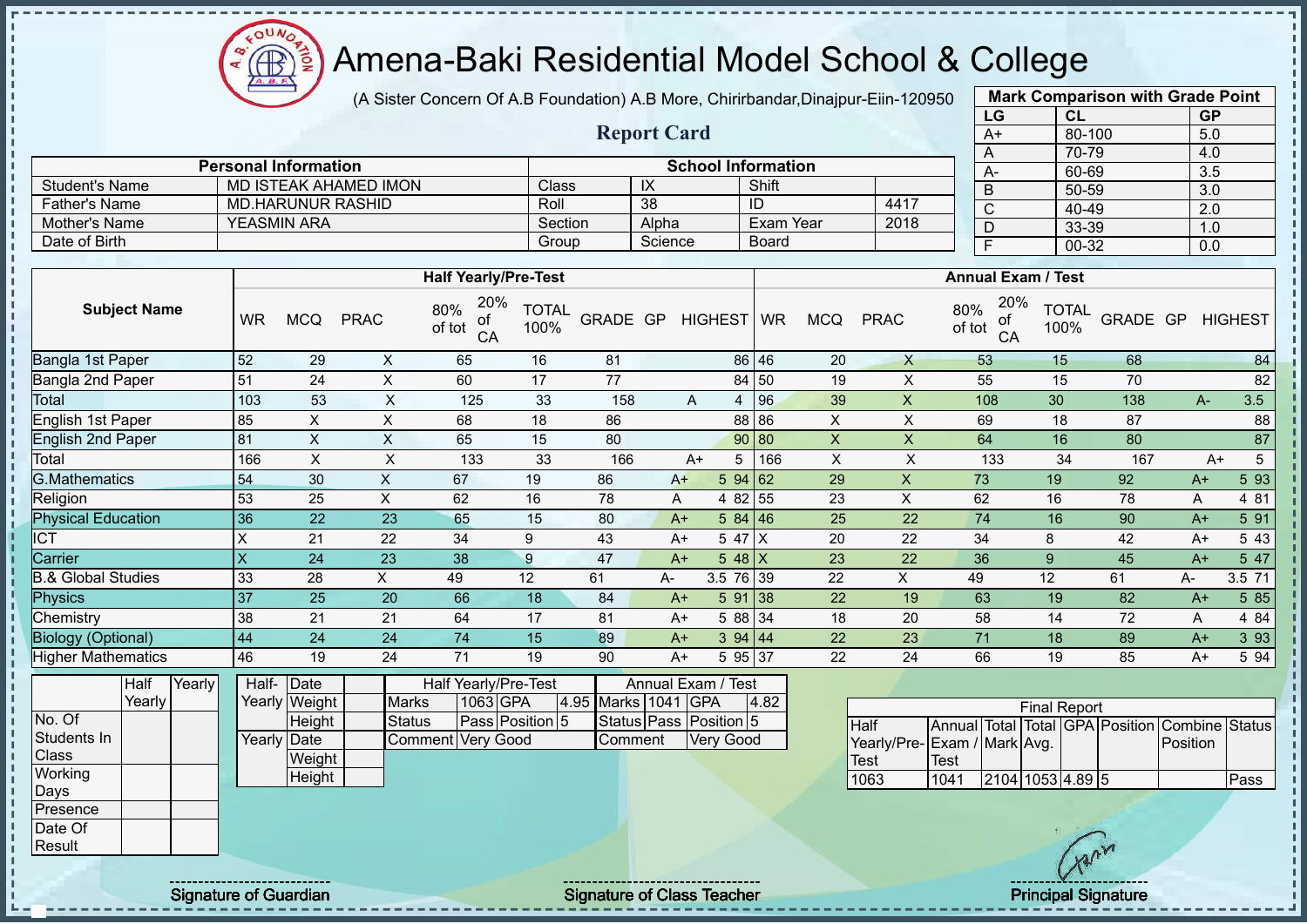# Amena-Baki Residential Model School & College

(A Sister Concern Of A.B Foundation) A.B More, Chirirbandar,Dinajpur-Eiin-120950

## Report Card

| Mark Comparison with Grade Point | | |
|---|---|---|
| LG | CL | GP |
| A+ | 80-100 | 5.0 |
| A | 70-79 | 4.0 |
| A- | 60-69 | 3.5 |
| B | 50-59 | 3.0 |
| C | 40-49 | 2.0 |
| D | 33-39 | 1.0 |
| F | 00-32 | 0.0 |

| Personal Information | | School Information | | | |
|---|---|---|---|---|---|
| Student's Name | MD ISTEAK AHAMED IMON | Class | IX | Shift | |
| Father's Name | MD.HARUNUR RASHID | Roll | 38 | ID | 4417 |
| Mother's Name | YEASMIN ARA | Section | Alpha | Exam Year | 2018 |
| Date of Birth | | Group | Science | Board | |

| Subject Name | Half Yearly/Pre-Test | | | | | | | | | Annual Exam / Test | | | | | | | | |
|---|---|---|---|---|---|---|---|---|---|---|---|---|---|---|---|---|---|---|
| | WR | MCQ | PRAC | 80% of tot | 20% of CA | TOTAL 100% | GRADE | GP | HIGHEST | WR | MCQ | PRAC | 80% of tot | 20% of CA | TOTAL 100% | GRADE | GP | HIGHEST |
| Bangla 1st Paper | 52 | 29 | X | 65 | 16 | 81 | | | 86 | 46 | 20 | X | 53 | 15 | 68 | | | 84 |
| Bangla 2nd Paper | 51 | 24 | X | 60 | 17 | 77 | | | 84 | 50 | 19 | X | 55 | 15 | 70 | | | 82 |
| Total | 103 | 53 | X | 125 | 33 | 158 | A | 4 | | 96 | 39 | X | 108 | 30 | 138 | A- | 3.5 | |
| English 1st Paper | 85 | X | X | 68 | 18 | 86 | | | 88 | 86 | X | X | 69 | 18 | 87 | | | 88 |
| English 2nd Paper | 81 | X | X | 65 | 15 | 80 | | | 90 | 80 | X | X | 64 | 16 | 80 | | | 87 |
| Total | 166 | X | X | 133 | 33 | 166 | A+ | 5 | | 166 | X | X | 133 | 34 | 167 | A+ | 5 | |
| G.Mathematics | 54 | 30 | X | 67 | 19 | 86 | A+ | 5 | 94 | 62 | 29 | X | 73 | 19 | 92 | A+ | 5 | 93 |
| Religion | 53 | 25 | X | 62 | 16 | 78 | A | 4 | 82 | 55 | 23 | X | 62 | 16 | 78 | A | 4 | 81 |
| Physical Education | 36 | 22 | 23 | 65 | 15 | 80 | A+ | 5 | 84 | 46 | 25 | 22 | 74 | 16 | 90 | A+ | 5 | 91 |
| ICT | X | 21 | 22 | 34 | 9 | 43 | A+ | 5 | 47 | X | 20 | 22 | 34 | 8 | 42 | A+ | 5 | 43 |
| Carrier | X | 24 | 23 | 38 | 9 | 47 | A+ | 5 | 48 | X | 23 | 22 | 36 | 9 | 45 | A+ | 5 | 47 |
| B.& Global Studies | 33 | 28 | X | 49 | 12 | 61 | A- | 3.5 | 76 | 39 | 22 | X | 49 | 12 | 61 | A- | 3.5 | 71 |
| Physics | 37 | 25 | 20 | 66 | 18 | 84 | A+ | 5 | 91 | 38 | 22 | 19 | 63 | 19 | 82 | A+ | 5 | 85 |
| Chemistry | 38 | 21 | 21 | 64 | 17 | 81 | A+ | 5 | 88 | 34 | 18 | 20 | 58 | 14 | 72 | A | 4 | 84 |
| Biology (Optional) | 44 | 24 | 24 | 74 | 15 | 89 | A+ | 3 | 94 | 44 | 22 | 23 | 71 | 18 | 89 | A+ | 3 | 93 |
| Higher Mathematics | 46 | 19 | 24 | 71 | 19 | 90 | A+ | 5 | 95 | 37 | 22 | 24 | 66 | 19 | 85 | A+ | 5 | 94 |

| | Half Yearly | Yearly |
|---|---|---|
| No. Of Students In Class | | |
| Working Days | | |
| Presence | | |
| Date Of Result | | |

| | | |
|---|---|---|
| Half-Yearly | Date | |
| | Weight | |
| | Height | |
| Yearly | Date | |
| | Weight | |
| | Height | |

| Half Yearly/Pre-Test | | | | Annual Exam / Test | | | |
|---|---|---|---|---|---|---|---|
| Marks | 1063 | GPA | 4.95 | Marks | 1041 | GPA | 4.82 |
| Status | Pass | Position | 5 | Status | Pass | Position | 5 |
| Comment | Very Good | | | Comment | Very Good | | |

| Final Report | | | | | | | |
|---|---|---|---|---|---|---|---|
| Half Yearly/Pre-Test | Annual Exam / Test | Total Mark | Total Avg. | GPA | Position | Combine Position | Status |
| 1063 | 1041 | 2104 | 1053 | 4.89 | 5 | | Pass |

Signature of Guardian

Signature of Class Teacher

Principal Signature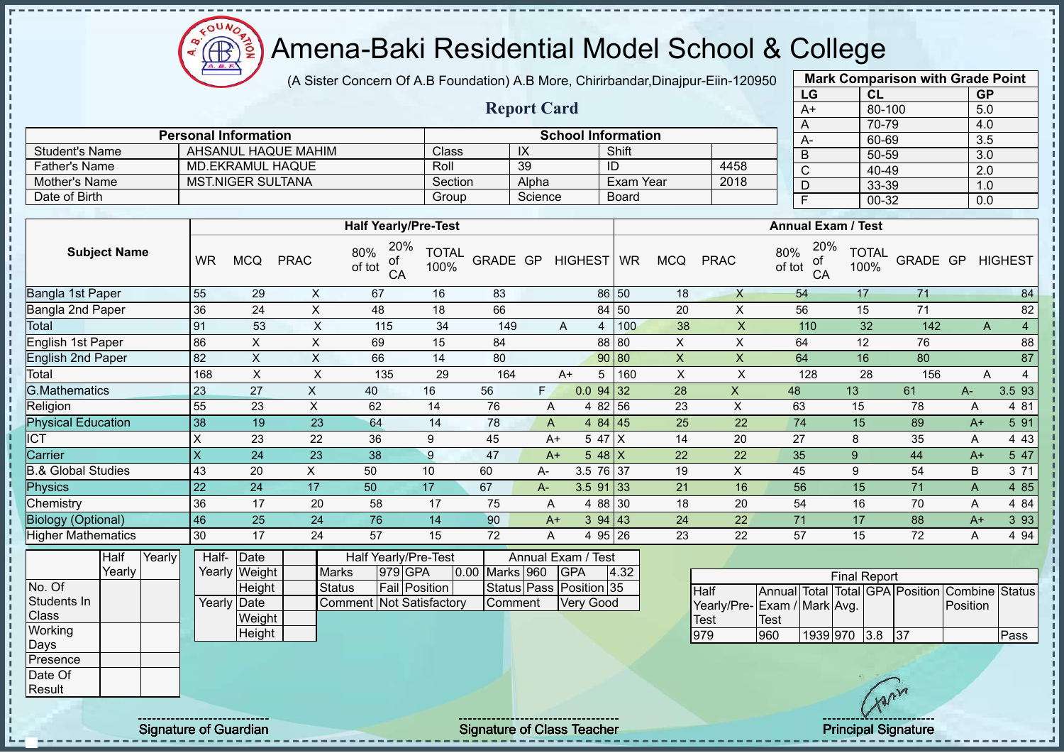# Amena-Baki Residential Model School & College

(A Sister Concern Of A.B Foundation) A.B More, Chirirbandar,Dinajpur-Eiin-120950

## Report Card

| Mark Comparison with Grade Point | | |
|---|---|---|
| LG | CL | GP |
| A+ | 80-100 | 5.0 |
| A | 70-79 | 4.0 |
| A- | 60-69 | 3.5 |
| B | 50-59 | 3.0 |
| C | 40-49 | 2.0 |
| D | 33-39 | 1.0 |
| F | 00-32 | 0.0 |

| Personal Information | | School Information | | | |
|---|---|---|---|---|---|
| Student's Name | AHSANUL HAQUE MAHIM | Class | IX | Shift | |
| Father's Name | MD.EKRAMUL HAQUE | Roll | 39 | ID | 4458 |
| Mother's Name | MST.NIGER SULTANA | Section | Alpha | Exam Year | 2018 |
| Date of Birth | | Group | Science | Board | |

| Subject Name | Half Yearly/Pre-Test | | | | | | | | | Annual Exam / Test | | | | | | | | |
|---|---|---|---|---|---|---|---|---|---|---|---|---|---|---|---|---|---|---|
| | WR | MCQ | PRAC | 80% of tot | 20% of CA | TOTAL 100% | GRADE | GP | HIGHEST | WR | MCQ | PRAC | 80% of tot | 20% of CA | TOTAL 100% | GRADE | GP | HIGHEST |
| Bangla 1st Paper | 55 | 29 | X | 67 | 16 | 83 | | | 86 | 50 | 18 | X | 54 | 17 | 71 | | | 84 |
| Bangla 2nd Paper | 36 | 24 | X | 48 | 18 | 66 | | | 84 | 50 | 20 | X | 56 | 15 | 71 | | | 82 |
| Total | 91 | 53 | X | 115 | 34 | 149 | A | 4 | | 100 | 38 | X | 110 | 32 | 142 | A | 4 | |
| English 1st Paper | 86 | X | X | 69 | 15 | 84 | | | 88 | 80 | X | X | 64 | 12 | 76 | | | 88 |
| English 2nd Paper | 82 | X | X | 66 | 14 | 80 | | | 90 | 80 | X | X | 64 | 16 | 80 | | | 87 |
| Total | 168 | X | X | 135 | 29 | 164 | A+ | 5 | | 160 | X | X | 128 | 28 | 156 | A | 4 | |
| G.Mathematics | 23 | 27 | X | 40 | 16 | 56 | F | 0.0 | 94 | 32 | 28 | X | 48 | 13 | 61 | A- | 3.5 | 93 |
| Religion | 55 | 23 | X | 62 | 14 | 76 | A | 4 | 82 | 56 | 23 | X | 63 | 15 | 78 | A | 4 | 81 |
| Physical Education | 38 | 19 | 23 | 64 | 14 | 78 | A | 4 | 84 | 45 | 25 | 22 | 74 | 15 | 89 | A+ | 5 | 91 |
| ICT | X | 23 | 22 | 36 | 9 | 45 | A+ | 5 | 47 | X | 14 | 20 | 27 | 8 | 35 | A | 4 | 43 |
| Carrier | X | 24 | 23 | 38 | 9 | 47 | A+ | 5 | 48 | X | 22 | 22 | 35 | 9 | 44 | A+ | 5 | 47 |
| B.& Global Studies | 43 | 20 | X | 50 | 10 | 60 | A- | 3.5 | 76 | 37 | 19 | X | 45 | 9 | 54 | B | 3 | 71 |
| Physics | 22 | 24 | 17 | 50 | 17 | 67 | A- | 3.5 | 91 | 33 | 21 | 16 | 56 | 15 | 71 | A | 4 | 85 |
| Chemistry | 36 | 17 | 20 | 58 | 17 | 75 | A | 4 | 88 | 30 | 18 | 20 | 54 | 16 | 70 | A | 4 | 84 |
| Biology (Optional) | 46 | 25 | 24 | 76 | 14 | 90 | A+ | 3 | 94 | 43 | 24 | 22 | 71 | 17 | 88 | A+ | 3 | 93 |
| Higher Mathematics | 30 | 17 | 24 | 57 | 15 | 72 | A | 4 | 95 | 26 | 23 | 22 | 57 | 15 | 72 | A | 4 | 94 |

| | Half Yearly | Yearly |
|---|---|---|
| No. Of Students In Class | | |
| Working Days | | |
| Presence | | |
| Date Of Result | | |

| | | |
|---|---|---|
| Half-Yearly | Date | |
| | Weight | |
| | Height | |
| Yearly | Date | |
| | Weight | |
| | Height | |

| Half Yearly/Pre-Test | | | | Annual Exam / Test | | | |
|---|---|---|---|---|---|---|---|
| Marks | 979 | GPA | 0.00 | Marks | 960 | GPA | 4.32 |
| Status | Fail | Position | | Status | Pass | Position | 35 |
| Comment | Not Satisfactory | | | Comment | Very Good | | |

| Final Report | | | | | | | |
|---|---|---|---|---|---|---|---|
| Half Yearly/Pre-Test | Annual Exam / Test | Total Mark | Total Avg. | GPA | Position | Combine Position | Status |
| 979 | 960 | 1939 | 970 | 3.8 | 37 | | Pass |

Signature of Guardian | Signature of Class Teacher | Principal Signature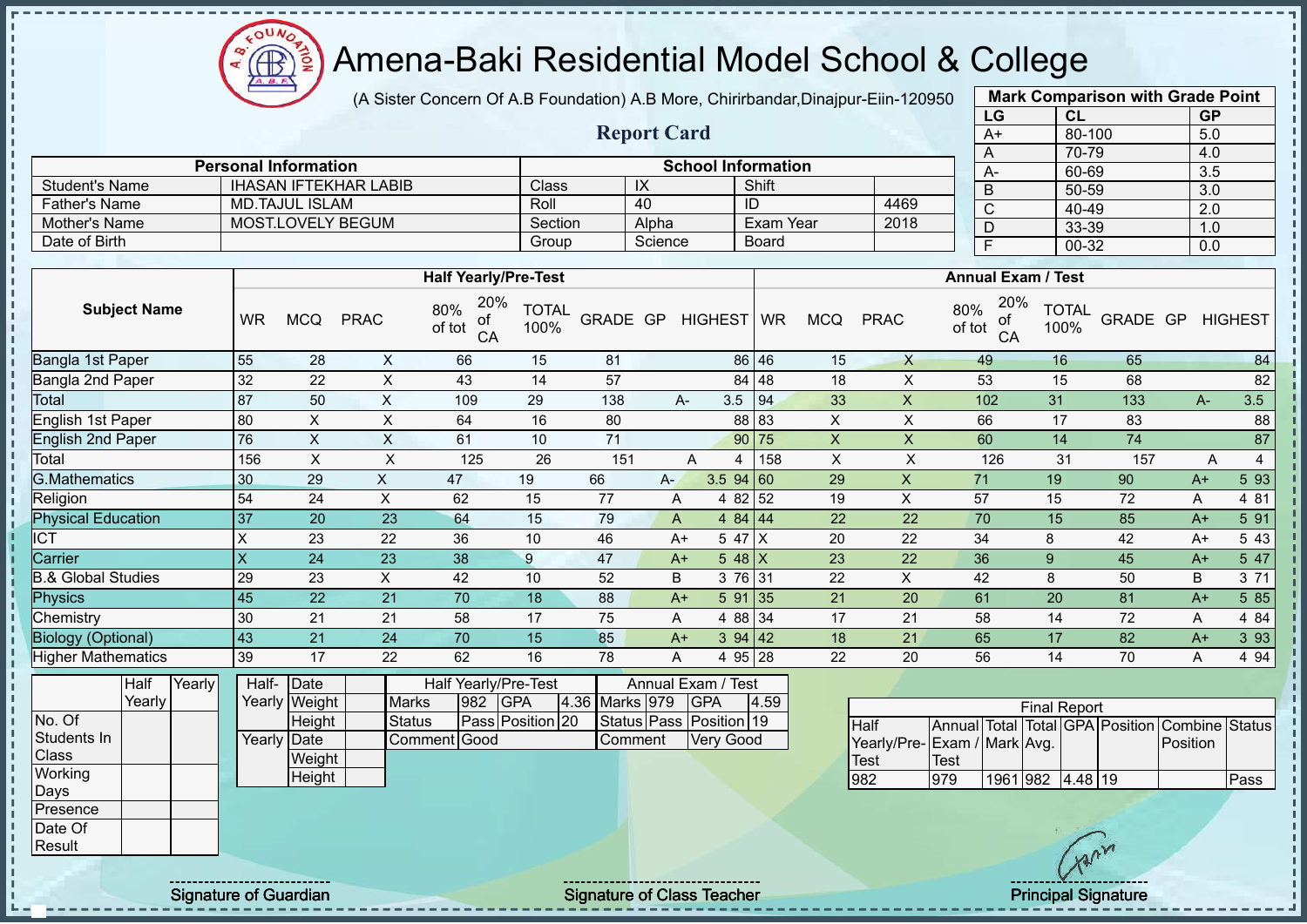# Amena-Baki Residential Model School & College

(A Sister Concern Of A.B Foundation) A.B More, Chirirbandar,Dinajpur-Eiin-120950

## Report Card

| Mark Comparison with Grade Point | | |
|---|---|---|
| LG | CL | GP |
| A+ | 80-100 | 5.0 |
| A | 70-79 | 4.0 |
| A- | 60-69 | 3.5 |
| B | 50-59 | 3.0 |
| C | 40-49 | 2.0 |
| D | 33-39 | 1.0 |
| F | 00-32 | 0.0 |

| Personal Information | | School Information | | | |
|---|---|---|---|---|---|
| Student's Name | IHASAN IFTEKHAR LABIB | Class | IX | Shift | |
| Father's Name | MD.TAJUL ISLAM | Roll | 40 | ID | 4469 |
| Mother's Name | MOST.LOVELY BEGUM | Section | Alpha | Exam Year | 2018 |
| Date of Birth | | Group | Science | Board | |

| Subject Name | Half Yearly/Pre-Test | | | | | | | | | Annual Exam / Test | | | | | | | | |
|---|---|---|---|---|---|---|---|---|---|---|---|---|---|---|---|---|---|---|
| | WR | MCQ | PRAC | 80% of tot | 20% of CA | TOTAL 100% | GRADE | GP | HIGHEST | WR | MCQ | PRAC | 80% of tot | 20% of CA | TOTAL 100% | GRADE | GP | HIGHEST |
| Bangla 1st Paper | 55 | 28 | X | 66 | 15 | 81 | | | 86 | 46 | 15 | X | 49 | 16 | 65 | | | 84 |
| Bangla 2nd Paper | 32 | 22 | X | 43 | 14 | 57 | | | 84 | 48 | 18 | X | 53 | 15 | 68 | | | 82 |
| Total | 87 | 50 | X | 109 | 29 | 138 | A- | 3.5 | | 94 | 33 | X | 102 | 31 | 133 | A- | 3.5 | |
| English 1st Paper | 80 | X | X | 64 | 16 | 80 | | | 88 | 83 | X | X | 66 | 17 | 83 | | | 88 |
| English 2nd Paper | 76 | X | X | 61 | 10 | 71 | | | 90 | 75 | X | X | 60 | 14 | 74 | | | 87 |
| Total | 156 | X | X | 125 | 26 | 151 | A | 4 | | 158 | X | X | 126 | 31 | 157 | A | 4 | |
| G.Mathematics | 30 | 29 | X | 47 | 19 | 66 | A- | 3.5 | 94 | 60 | 29 | X | 71 | 19 | 90 | A+ | 5 | 93 |
| Religion | 54 | 24 | X | 62 | 15 | 77 | A | 4 | 82 | 52 | 19 | X | 57 | 15 | 72 | A | 4 | 81 |
| Physical Education | 37 | 20 | 23 | 64 | 15 | 79 | A | 4 | 84 | 44 | 22 | 22 | 70 | 15 | 85 | A+ | 5 | 91 |
| ICT | X | 23 | 22 | 36 | 10 | 46 | A+ | 5 | 47 | X | 20 | 22 | 34 | 8 | 42 | A+ | 5 | 43 |
| Carrier | X | 24 | 23 | 38 | 9 | 47 | A+ | 5 | 48 | X | 23 | 22 | 36 | 9 | 45 | A+ | 5 | 47 |
| B.& Global Studies | 29 | 23 | X | 42 | 10 | 52 | B | 3 | 76 | 31 | 22 | X | 42 | 8 | 50 | B | 3 | 71 |
| Physics | 45 | 22 | 21 | 70 | 18 | 88 | A+ | 5 | 91 | 35 | 21 | 20 | 61 | 20 | 81 | A+ | 5 | 85 |
| Chemistry | 30 | 21 | 21 | 58 | 17 | 75 | A | 4 | 88 | 34 | 17 | 21 | 58 | 14 | 72 | A | 4 | 84 |
| Biology (Optional) | 43 | 21 | 24 | 70 | 15 | 85 | A+ | 3 | 94 | 42 | 18 | 21 | 65 | 17 | 82 | A+ | 3 | 93 |
| Higher Mathematics | 39 | 17 | 22 | 62 | 16 | 78 | A | 4 | 95 | 28 | 22 | 20 | 56 | 14 | 70 | A | 4 | 94 |

| | Half Yearly | Yearly |
|---|---|---|
| No. Of Students In Class | | |
| Working Days | | |
| Presence | | |
| Date Of Result | | |

| | | |
|---|---|---|
| Half-Yearly | Date | |
| | Weight | |
| | Height | |
| Yearly | Date | |
| | Weight | |
| | Height | |

| Half Yearly/Pre-Test | | | | Annual Exam / Test | | | |
|---|---|---|---|---|---|---|---|
| Marks | 982 | GPA | 4.36 | Marks | 979 | GPA | 4.59 |
| Status | Pass | Position | 20 | Status | Pass | Position | 19 |
| Comment | Good | | | Comment | Very Good | | |

| Final Report | | | | | | | |
|---|---|---|---|---|---|---|---|
| Half Yearly/Pre-Test | Annual Exam / Test | Total Mark | Total Avg. | GPA | Position | Combine Position | Status |
| 982 | 979 | 1961 | 982 | 4.48 | 19 | | Pass |

Signature of Guardian | Signature of Class Teacher | Principal Signature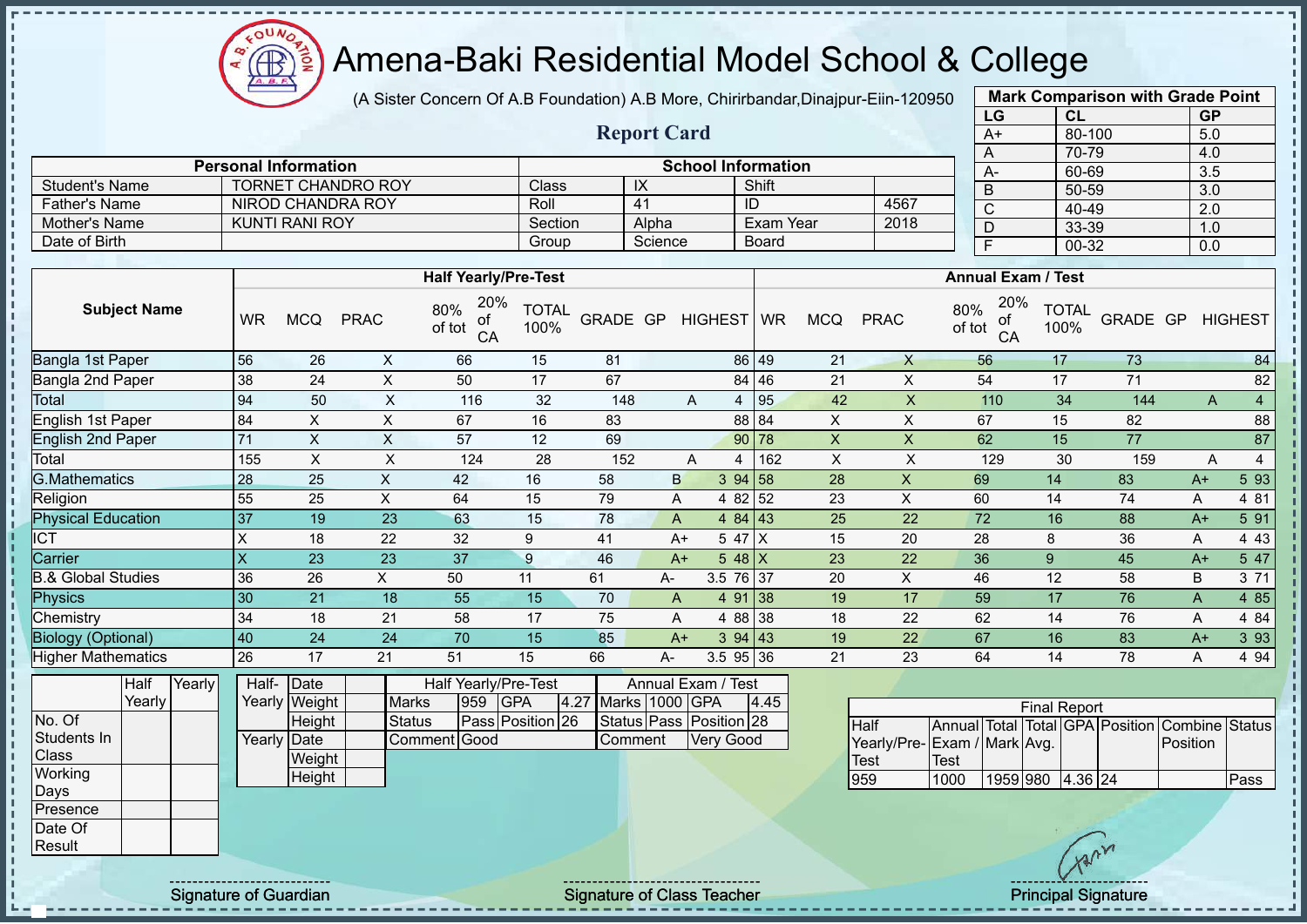# Amena-Baki Residential Model School & College

(A Sister Concern Of A.B Foundation) A.B More, Chirirbandar,Dinajpur-Eiin-120950

## Report Card

| Mark Comparison with Grade Point | | |
|---|---|---|
| LG | CL | GP |
| A+ | 80-100 | 5.0 |
| A | 70-79 | 4.0 |
| A- | 60-69 | 3.5 |
| B | 50-59 | 3.0 |
| C | 40-49 | 2.0 |
| D | 33-39 | 1.0 |
| F | 00-32 | 0.0 |

| Personal Information | | School Information | | | |
|---|---|---|---|---|---|
| Student's Name | TORNET CHANDRO ROY | Class | IX | Shift | |
| Father's Name | NIROD CHANDRA ROY | Roll | 41 | ID | 4567 |
| Mother's Name | KUNTI RANI ROY | Section | Alpha | Exam Year | 2018 |
| Date of Birth | | Group | Science | Board | |

| Subject Name | Half Yearly/Pre-Test | | | | | | | | | Annual Exam / Test | | | | | | | | |
|---|---|---|---|---|---|---|---|---|---|---|---|---|---|---|---|---|---|---|
| | WR | MCQ | PRAC | 80% of tot | 20% of CA | TOTAL 100% | GRADE | GP | HIGHEST | WR | MCQ | PRAC | 80% of tot | 20% of CA | TOTAL 100% | GRADE | GP | HIGHEST |
| Bangla 1st Paper | 56 | 26 | X | 66 | 15 | 81 | | | 86 | 49 | 21 | X | 56 | 17 | 73 | | | 84 |
| Bangla 2nd Paper | 38 | 24 | X | 50 | 17 | 67 | | | 84 | 46 | 21 | X | 54 | 17 | 71 | | | 82 |
| Total | 94 | 50 | X | 116 | 32 | 148 | A | 4 | | 95 | 42 | X | 110 | 34 | 144 | A | 4 | |
| English 1st Paper | 84 | X | X | 67 | 16 | 83 | | | 88 | 84 | X | X | 67 | 15 | 82 | | | 88 |
| English 2nd Paper | 71 | X | X | 57 | 12 | 69 | | | 90 | 78 | X | X | 62 | 15 | 77 | | | 87 |
| Total | 155 | X | X | 124 | 28 | 152 | A | 4 | | 162 | X | X | 129 | 30 | 159 | A | 4 | |
| G.Mathematics | 28 | 25 | X | 42 | 16 | 58 | B | 3 | 94 | 58 | 28 | X | 69 | 14 | 83 | A+ | 5 | 93 |
| Religion | 55 | 25 | X | 64 | 15 | 79 | A | 4 | 82 | 52 | 23 | X | 60 | 14 | 74 | A | 4 | 81 |
| Physical Education | 37 | 19 | 23 | 63 | 15 | 78 | A | 4 | 84 | 43 | 25 | 22 | 72 | 16 | 88 | A+ | 5 | 91 |
| ICT | X | 18 | 22 | 32 | 9 | 41 | A+ | 5 | 47 | X | 15 | 20 | 28 | 8 | 36 | A | 4 | 43 |
| Carrier | X | 23 | 23 | 37 | 9 | 46 | A+ | 5 | 48 | X | 23 | 22 | 36 | 9 | 45 | A+ | 5 | 47 |
| B.& Global Studies | 36 | 26 | X | 50 | 11 | 61 | A- | 3.5 | 76 | 37 | 20 | X | 46 | 12 | 58 | B | 3 | 71 |
| Physics | 30 | 21 | 18 | 55 | 15 | 70 | A | 4 | 91 | 38 | 19 | 17 | 59 | 17 | 76 | A | 4 | 85 |
| Chemistry | 34 | 18 | 21 | 58 | 17 | 75 | A | 4 | 88 | 38 | 18 | 22 | 62 | 14 | 76 | A | 4 | 84 |
| Biology (Optional) | 40 | 24 | 24 | 70 | 15 | 85 | A+ | 3 | 94 | 43 | 19 | 22 | 67 | 16 | 83 | A+ | 3 | 93 |
| Higher Mathematics | 26 | 17 | 21 | 51 | 15 | 66 | A- | 3.5 | 95 | 36 | 21 | 23 | 64 | 14 | 78 | A | 4 | 94 |

| | Half Yearly | Yearly |
|---|---|---|
| No. Of Students In Class | | |
| Working Days | | |
| Presence | | |
| Date Of Result | | |

| | | |
|---|---|---|
| Half-Yearly | Date | |
| | Weight | |
| | Height | |
| Yearly | Date | |
| | Weight | |
| | Height | |

| Half Yearly/Pre-Test | | | | Annual Exam / Test | | | |
|---|---|---|---|---|---|---|---|
| Marks | 959 | GPA | 4.27 | Marks | 1000 | GPA | 4.45 |
| Status | Pass | Position | 26 | Status | Pass | Position | 28 |
| Comment | Good | | | Comment | Very Good | | |

| Final Report | | | | | | | |
|---|---|---|---|---|---|---|---|
| Half Yearly/Pre-Test | Annual Exam / Test | Total Mark | Total Avg. | GPA | Position | Combine Position | Status |
| 959 | 1000 | 1959 | 980 | 4.36 | 24 | | Pass |

Signature of Guardian | Signature of Class Teacher | Principal Signature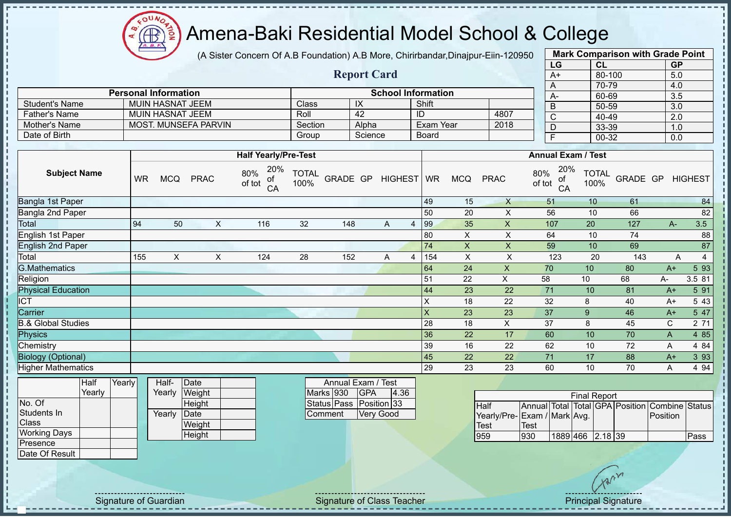# Amena-Baki Residential Model School & College

(A Sister Concern Of A.B Foundation) A.B More, Chirirbandar,Dinajpur-Eiin-120950

## Report Card

| Mark Comparison with Grade Point | | |
|---|---|---|
| LG | CL | GP |
| A+ | 80-100 | 5.0 |
| A | 70-79 | 4.0 |
| A- | 60-69 | 3.5 |
| B | 50-59 | 3.0 |
| C | 40-49 | 2.0 |
| D | 33-39 | 1.0 |
| F | 00-32 | 0.0 |

| Personal Information | | School Information | | | |
|---|---|---|---|---|---|
| Student's Name | MUIN HASNAT JEEM | Class | IX | Shift | |
| Father's Name | MUIN HASNAT JEEM | Roll | 42 | ID | 4807 |
| Mother's Name | MOST. MUNSEFA PARVIN | Section | Alpha | Exam Year | 2018 |
| Date of Birth | | Group | Science | Board | |

| Subject Name | Half Yearly/Pre-Test | | | | | | | | | Annual Exam / Test | | | | | | | | |
|---|---|---|---|---|---|---|---|---|---|---|---|---|---|---|---|---|---|---|
| | WR | MCQ | PRAC | 80% of tot | 20% of CA | TOTAL 100% | GRADE | GP | HIGHEST | WR | MCQ | PRAC | 80% of tot | 20% of CA | TOTAL 100% | GRADE | GP | HIGHEST |
| Bangla 1st Paper | | | | | | | | | | 49 | 15 | X | 51 | 10 | 61 | | | 84 |
| Bangla 2nd Paper | | | | | | | | | | 50 | 20 | X | 56 | 10 | 66 | | | 82 |
| Total | 94 | 50 | X | 116 | 32 | 148 | A | 4 | | 99 | 35 | X | 107 | 20 | 127 | A- | 3.5 | |
| English 1st Paper | | | | | | | | | | 80 | X | X | 64 | 10 | 74 | | | 88 |
| English 2nd Paper | | | | | | | | | | 74 | X | X | 59 | 10 | 69 | | | 87 |
| Total | 155 | X | X | 124 | 28 | 152 | A | 4 | | 154 | X | X | 123 | 20 | 143 | A | 4 | |
| G.Mathematics | | | | | | | | | | 64 | 24 | X | 70 | 10 | 80 | A+ | 5 | 93 |
| Religion | | | | | | | | | | 51 | 22 | X | 58 | 10 | 68 | A- | 3.5 | 81 |
| Physical Education | | | | | | | | | | 44 | 23 | 22 | 71 | 10 | 81 | A+ | 5 | 91 |
| ICT | | | | | | | | | | X | 18 | 22 | 32 | 8 | 40 | A+ | 5 | 43 |
| Carrier | | | | | | | | | | X | 23 | 23 | 37 | 9 | 46 | A+ | 5 | 47 |
| B.& Global Studies | | | | | | | | | | 28 | 18 | X | 37 | 8 | 45 | C | 2 | 71 |
| Physics | | | | | | | | | | 36 | 22 | 17 | 60 | 10 | 70 | A | 4 | 85 |
| Chemistry | | | | | | | | | | 39 | 16 | 22 | 62 | 10 | 72 | A | 4 | 84 |
| Biology (Optional) | | | | | | | | | | 45 | 22 | 22 | 71 | 17 | 88 | A+ | 3 | 93 |
| Higher Mathematics | | | | | | | | | | 29 | 23 | 23 | 60 | 10 | 70 | A | 4 | 94 |

| | Half Yearly | Yearly |
|---|---|---|
| No. Of Students In Class | | |
| Working Days | | |
| Presence | | |
| Date Of Result | | |

| | | |
|---|---|---|
| Half-Yearly | Date | |
| | Weight | |
| | Height | |
| Yearly | Date | |
| | Weight | |
| | Height | |

| Annual Exam / Test | | | |
|---|---|---|---|
| Marks | 930 | GPA | 4.36 |
| Status | Pass | Position | 33 |
| Comment | Very Good | | |

| Final Report | | | | | | | |
|---|---|---|---|---|---|---|---|
| Half Yearly/Pre-Test | Annual Exam / Test | Total Mark | Total Avg. | GPA | Position | Combine Position | Status |
| 959 | 930 | 1889 | 466 | 2.18 | 39 | | Pass |

Signature of Guardian

Signature of Class Teacher

Principal Signature